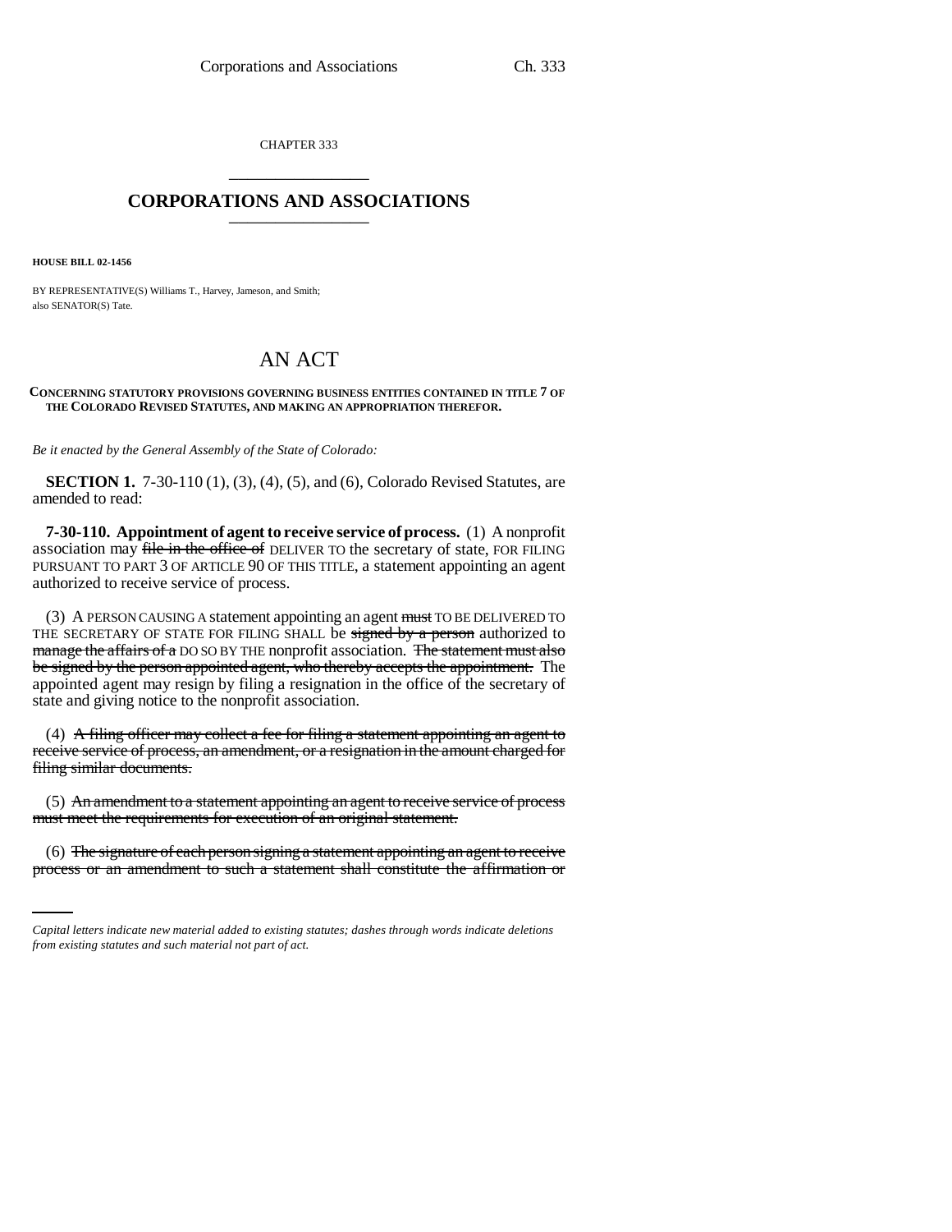CHAPTER 333

## CORPORATIONS AND ASSOCIATIONS

**HOUSE BILL 02-1456**

BY REPRESENTATIVE(S) Williams T., Harvey, Jameson, and Smith;
also SENATOR(S) Tate.

# AN ACT

**CONCERNING STATUTORY PROVISIONS GOVERNING BUSINESS ENTITIES CONTAINED IN TITLE 7 OF THE COLORADO REVISED STATUTES, AND MAKING AN APPROPRIATION THEREFOR.**

*Be it enacted by the General Assembly of the State of Colorado:*

**SECTION 1.** 7-30-110 (1), (3), (4), (5), and (6), Colorado Revised Statutes, are amended to read:

**7-30-110. Appointment of agent to receive service of process.** (1) A nonprofit association may ~~file in the office of~~ DELIVER TO the secretary of state, FOR FILING PURSUANT TO PART 3 OF ARTICLE 90 OF THIS TITLE, a statement appointing an agent authorized to receive service of process.

(3) A PERSON CAUSING A statement appointing an agent ~~must~~ TO BE DELIVERED TO THE SECRETARY OF STATE FOR FILING SHALL be ~~signed by a person~~ authorized to ~~manage the affairs of a~~ DO SO BY THE nonprofit association. ~~The statement must also be signed by the person appointed agent, who thereby accepts the appointment.~~ The appointed agent may resign by filing a resignation in the office of the secretary of state and giving notice to the nonprofit association.

(4) ~~A filing officer may collect a fee for filing a statement appointing an agent to receive service of process, an amendment, or a resignation in the amount charged for filing similar documents.~~

(5) ~~An amendment to a statement appointing an agent to receive service of process must meet the requirements for execution of an original statement.~~

(6) ~~The signature of each person signing a statement appointing an agent to receive process or an amendment to such a statement shall constitute the affirmation or~~

*Capital letters indicate new material added to existing statutes; dashes through words indicate deletions from existing statutes and such material not part of act.*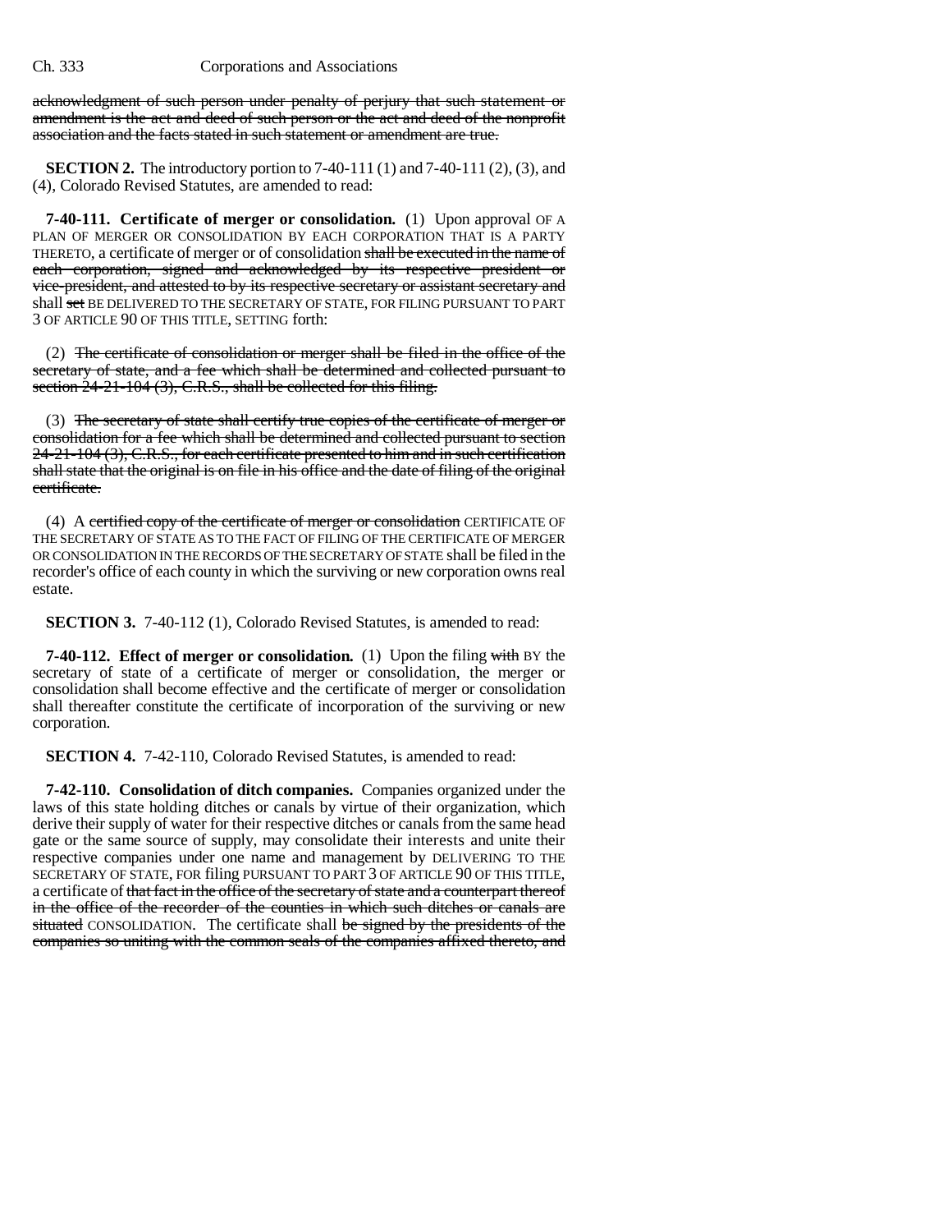acknowledgment of such person under penalty of perjury that such statement or amendment is the act and deed of such person or the act and deed of the nonprofit association and the facts stated in such statement or amendment are true.

**SECTION 2.** The introductory portion to 7-40-111 (1) and 7-40-111 (2), (3), and (4), Colorado Revised Statutes, are amended to read:

**7-40-111. Certificate of merger or consolidation.** (1) Upon approval OF A PLAN OF MERGER OR CONSOLIDATION BY EACH CORPORATION THAT IS A PARTY THERETO, a certificate of merger or of consolidation shall be executed in the name of each corporation, signed and acknowledged by its respective president or vice-president, and attested to by its respective secretary or assistant secretary and shall set BE DELIVERED TO THE SECRETARY OF STATE, FOR FILING PURSUANT TO PART 3 OF ARTICLE 90 OF THIS TITLE, SETTING forth:

(2) The certificate of consolidation or merger shall be filed in the office of the secretary of state, and a fee which shall be determined and collected pursuant to section 24-21-104 (3), C.R.S., shall be collected for this filing.

(3) The secretary of state shall certify true copies of the certificate of merger or consolidation for a fee which shall be determined and collected pursuant to section 24-21-104 (3), C.R.S., for each certificate presented to him and in such certification shall state that the original is on file in his office and the date of filing of the original certificate.

(4) A certified copy of the certificate of merger or consolidation CERTIFICATE OF THE SECRETARY OF STATE AS TO THE FACT OF FILING OF THE CERTIFICATE OF MERGER OR CONSOLIDATION IN THE RECORDS OF THE SECRETARY OF STATE shall be filed in the recorder's office of each county in which the surviving or new corporation owns real estate.

**SECTION 3.** 7-40-112 (1), Colorado Revised Statutes, is amended to read:

**7-40-112. Effect of merger or consolidation.** (1) Upon the filing with BY the secretary of state of a certificate of merger or consolidation, the merger or consolidation shall become effective and the certificate of merger or consolidation shall thereafter constitute the certificate of incorporation of the surviving or new corporation.

**SECTION 4.** 7-42-110, Colorado Revised Statutes, is amended to read:

**7-42-110. Consolidation of ditch companies.** Companies organized under the laws of this state holding ditches or canals by virtue of their organization, which derive their supply of water for their respective ditches or canals from the same head gate or the same source of supply, may consolidate their interests and unite their respective companies under one name and management by DELIVERING TO THE SECRETARY OF STATE, FOR filing PURSUANT TO PART 3 OF ARTICLE 90 OF THIS TITLE, a certificate of that fact in the office of the secretary of state and a counterpart thereof in the office of the recorder of the counties in which such ditches or canals are situated CONSOLIDATION. The certificate shall be signed by the presidents of the companies so uniting with the common seals of the companies affixed thereto, and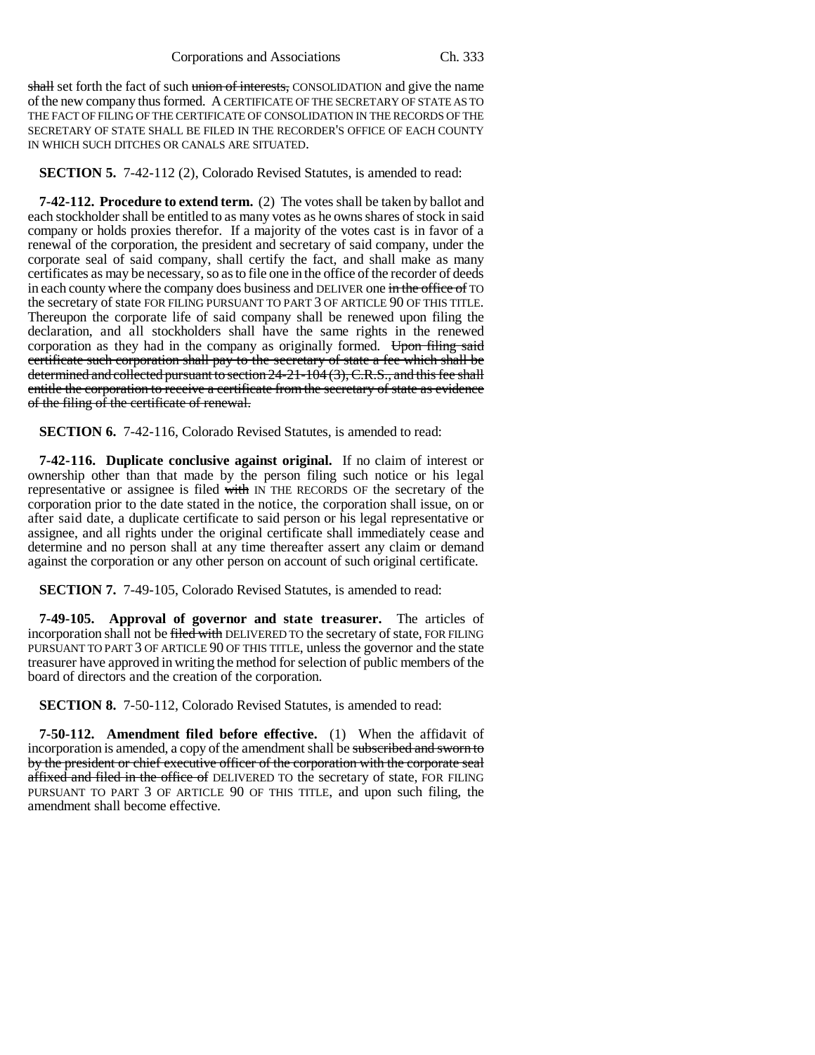~~shall~~ set forth the fact of such ~~union of interests,~~ CONSOLIDATION and give the name of the new company thus formed. A CERTIFICATE OF THE SECRETARY OF STATE AS TO THE FACT OF FILING OF THE CERTIFICATE OF CONSOLIDATION IN THE RECORDS OF THE SECRETARY OF STATE SHALL BE FILED IN THE RECORDER'S OFFICE OF EACH COUNTY IN WHICH SUCH DITCHES OR CANALS ARE SITUATED.

**SECTION 5.** 7-42-112 (2), Colorado Revised Statutes, is amended to read:

**7-42-112. Procedure to extend term.** (2) The votes shall be taken by ballot and each stockholder shall be entitled to as many votes as he owns shares of stock in said company or holds proxies therefor. If a majority of the votes cast is in favor of a renewal of the corporation, the president and secretary of said company, under the corporate seal of said company, shall certify the fact, and shall make as many certificates as may be necessary, so as to file one in the office of the recorder of deeds in each county where the company does business and DELIVER one ~~in the office of~~ TO the secretary of state FOR FILING PURSUANT TO PART 3 OF ARTICLE 90 OF THIS TITLE. Thereupon the corporate life of said company shall be renewed upon filing the declaration, and all stockholders shall have the same rights in the renewed corporation as they had in the company as originally formed. ~~Upon filing said certificate such corporation shall pay to the secretary of state a fee which shall be determined and collected pursuant to section 24-21-104 (3), C.R.S., and this fee shall entitle the corporation to receive a certificate from the secretary of state as evidence of the filing of the certificate of renewal.~~

**SECTION 6.** 7-42-116, Colorado Revised Statutes, is amended to read:

**7-42-116. Duplicate conclusive against original.** If no claim of interest or ownership other than that made by the person filing such notice or his legal representative or assignee is filed ~~with~~ IN THE RECORDS OF the secretary of the corporation prior to the date stated in the notice, the corporation shall issue, on or after said date, a duplicate certificate to said person or his legal representative or assignee, and all rights under the original certificate shall immediately cease and determine and no person shall at any time thereafter assert any claim or demand against the corporation or any other person on account of such original certificate.

**SECTION 7.** 7-49-105, Colorado Revised Statutes, is amended to read:

**7-49-105. Approval of governor and state treasurer.** The articles of incorporation shall not be ~~filed with~~ DELIVERED TO the secretary of state, FOR FILING PURSUANT TO PART 3 OF ARTICLE 90 OF THIS TITLE, unless the governor and the state treasurer have approved in writing the method for selection of public members of the board of directors and the creation of the corporation.

**SECTION 8.** 7-50-112, Colorado Revised Statutes, is amended to read:

**7-50-112. Amendment filed before effective.** (1) When the affidavit of incorporation is amended, a copy of the amendment shall be ~~subscribed and sworn to by the president or chief executive officer of the corporation with the corporate seal affixed and filed in the office of~~ DELIVERED TO the secretary of state, FOR FILING PURSUANT TO PART 3 OF ARTICLE 90 OF THIS TITLE, and upon such filing, the amendment shall become effective.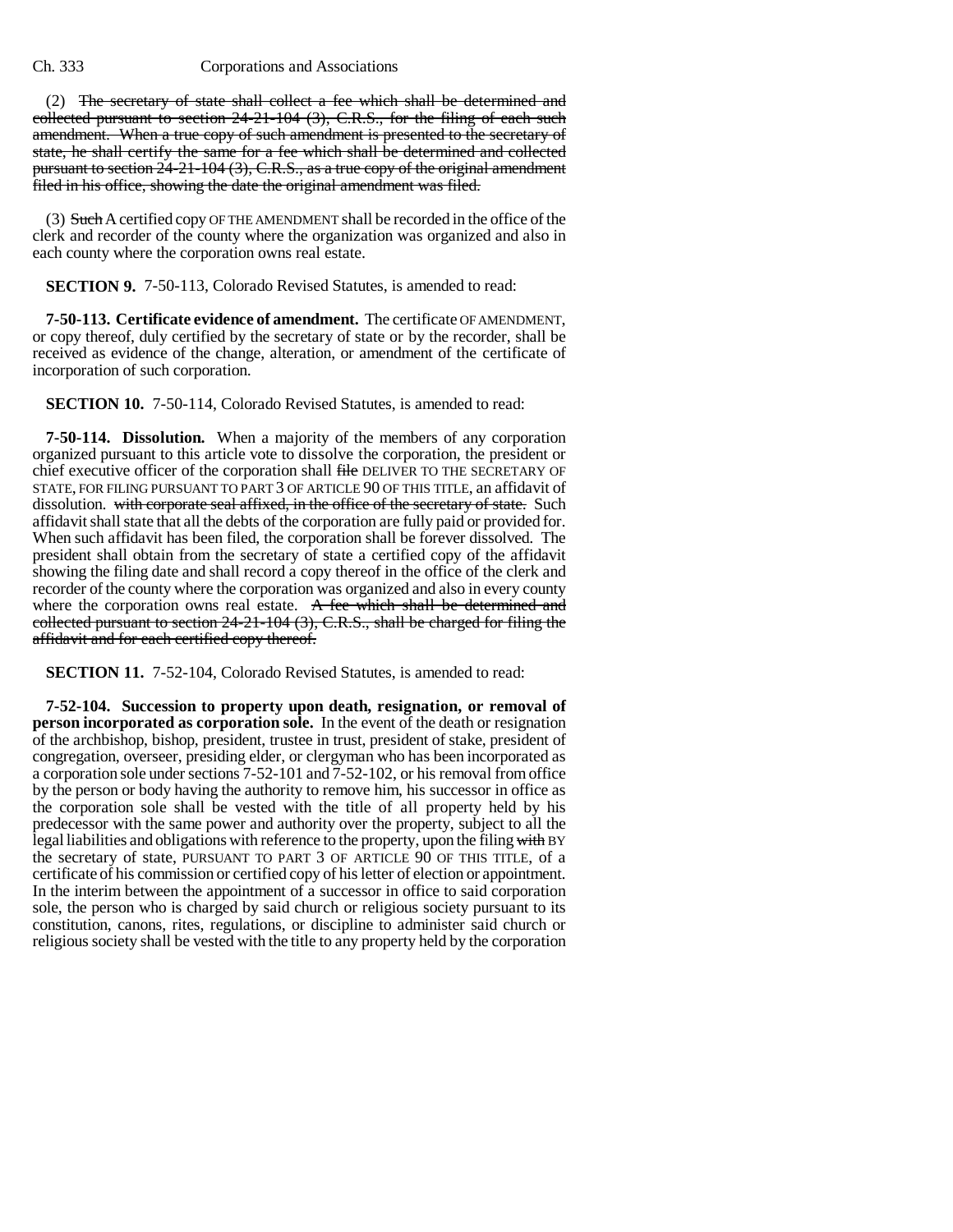(2) ~~The secretary of state shall collect a fee which shall be determined and collected pursuant to section 24-21-104 (3), C.R.S., for the filing of each such amendment. When a true copy of such amendment is presented to the secretary of state, he shall certify the same for a fee which shall be determined and collected pursuant to section 24-21-104 (3), C.R.S., as a true copy of the original amendment filed in his office, showing the date the original amendment was filed.~~

(3) ~~Such~~ A certified copy OF THE AMENDMENT shall be recorded in the office of the clerk and recorder of the county where the organization was organized and also in each county where the corporation owns real estate.

**SECTION 9.** 7-50-113, Colorado Revised Statutes, is amended to read:

**7-50-113. Certificate evidence of amendment.** The certificate OF AMENDMENT, or copy thereof, duly certified by the secretary of state or by the recorder, shall be received as evidence of the change, alteration, or amendment of the certificate of incorporation of such corporation.

**SECTION 10.** 7-50-114, Colorado Revised Statutes, is amended to read:

**7-50-114. Dissolution.** When a majority of the members of any corporation organized pursuant to this article vote to dissolve the corporation, the president or chief executive officer of the corporation shall ~~file~~ DELIVER TO THE SECRETARY OF STATE, FOR FILING PURSUANT TO PART 3 OF ARTICLE 90 OF THIS TITLE, an affidavit of dissolution. ~~with corporate seal affixed, in the office of the secretary of state.~~ Such affidavit shall state that all the debts of the corporation are fully paid or provided for. When such affidavit has been filed, the corporation shall be forever dissolved. The president shall obtain from the secretary of state a certified copy of the affidavit showing the filing date and shall record a copy thereof in the office of the clerk and recorder of the county where the corporation was organized and also in every county where the corporation owns real estate. ~~A fee which shall be determined and collected pursuant to section 24-21-104 (3), C.R.S., shall be charged for filing the affidavit and for each certified copy thereof.~~

**SECTION 11.** 7-52-104, Colorado Revised Statutes, is amended to read:

**7-52-104. Succession to property upon death, resignation, or removal of person incorporated as corporation sole.** In the event of the death or resignation of the archbishop, bishop, president, trustee in trust, president of stake, president of congregation, overseer, presiding elder, or clergyman who has been incorporated as a corporation sole under sections 7-52-101 and 7-52-102, or his removal from office by the person or body having the authority to remove him, his successor in office as the corporation sole shall be vested with the title of all property held by his predecessor with the same power and authority over the property, subject to all the legal liabilities and obligations with reference to the property, upon the filing ~~with~~ BY the secretary of state, PURSUANT TO PART 3 OF ARTICLE 90 OF THIS TITLE, of a certificate of his commission or certified copy of his letter of election or appointment. In the interim between the appointment of a successor in office to said corporation sole, the person who is charged by said church or religious society pursuant to its constitution, canons, rites, regulations, or discipline to administer said church or religious society shall be vested with the title to any property held by the corporation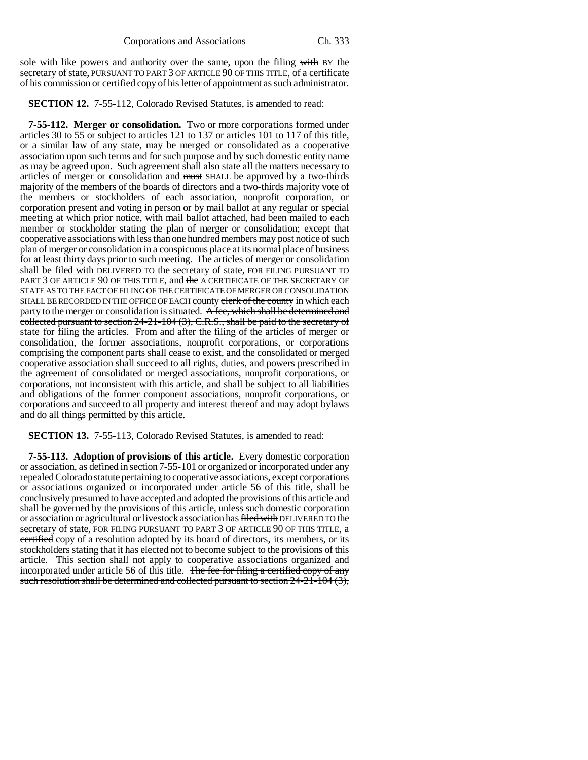sole with like powers and authority over the same, upon the filing ~~with~~ BY the secretary of state, PURSUANT TO PART 3 OF ARTICLE 90 OF THIS TITLE, of a certificate of his commission or certified copy of his letter of appointment as such administrator.

**SECTION 12.** 7-55-112, Colorado Revised Statutes, is amended to read:

**7-55-112. Merger or consolidation.** Two or more corporations formed under articles 30 to 55 or subject to articles 121 to 137 or articles 101 to 117 of this title, or a similar law of any state, may be merged or consolidated as a cooperative association upon such terms and for such purpose and by such domestic entity name as may be agreed upon. Such agreement shall also state all the matters necessary to articles of merger or consolidation and ~~must~~ SHALL be approved by a two-thirds majority of the members of the boards of directors and a two-thirds majority vote of the members or stockholders of each association, nonprofit corporation, or corporation present and voting in person or by mail ballot at any regular or special meeting at which prior notice, with mail ballot attached, had been mailed to each member or stockholder stating the plan of merger or consolidation; except that cooperative associations with less than one hundred members may post notice of such plan of merger or consolidation in a conspicuous place at its normal place of business for at least thirty days prior to such meeting. The articles of merger or consolidation shall be ~~filed with~~ DELIVERED TO the secretary of state, FOR FILING PURSUANT TO PART 3 OF ARTICLE 90 OF THIS TITLE, and ~~the~~ A CERTIFICATE OF THE SECRETARY OF STATE AS TO THE FACT OF FILING OF THE CERTIFICATE OF MERGER OR CONSOLIDATION SHALL BE RECORDED IN THE OFFICE OF EACH county ~~clerk of the county~~ in which each party to the merger or consolidation is situated. ~~A fee, which shall be determined and collected pursuant to section 24-21-104 (3), C.R.S., shall be paid to the secretary of state for filing the articles.~~ From and after the filing of the articles of merger or consolidation, the former associations, nonprofit corporations, or corporations comprising the component parts shall cease to exist, and the consolidated or merged cooperative association shall succeed to all rights, duties, and powers prescribed in the agreement of consolidated or merged associations, nonprofit corporations, or corporations, not inconsistent with this article, and shall be subject to all liabilities and obligations of the former component associations, nonprofit corporations, or corporations and succeed to all property and interest thereof and may adopt bylaws and do all things permitted by this article.

**SECTION 13.** 7-55-113, Colorado Revised Statutes, is amended to read:

**7-55-113. Adoption of provisions of this article.** Every domestic corporation or association, as defined in section 7-55-101 or organized or incorporated under any repealed Colorado statute pertaining to cooperative associations, except corporations or associations organized or incorporated under article 56 of this title, shall be conclusively presumed to have accepted and adopted the provisions of this article and shall be governed by the provisions of this article, unless such domestic corporation or association or agricultural or livestock association has ~~filed with~~ DELIVERED TO the secretary of state, FOR FILING PURSUANT TO PART 3 OF ARTICLE 90 OF THIS TITLE, a ~~certified~~ copy of a resolution adopted by its board of directors, its members, or its stockholders stating that it has elected not to become subject to the provisions of this article. This section shall not apply to cooperative associations organized and incorporated under article 56 of this title. ~~The fee for filing a certified copy of any such resolution shall be determined and collected pursuant to section 24-21-104 (3),~~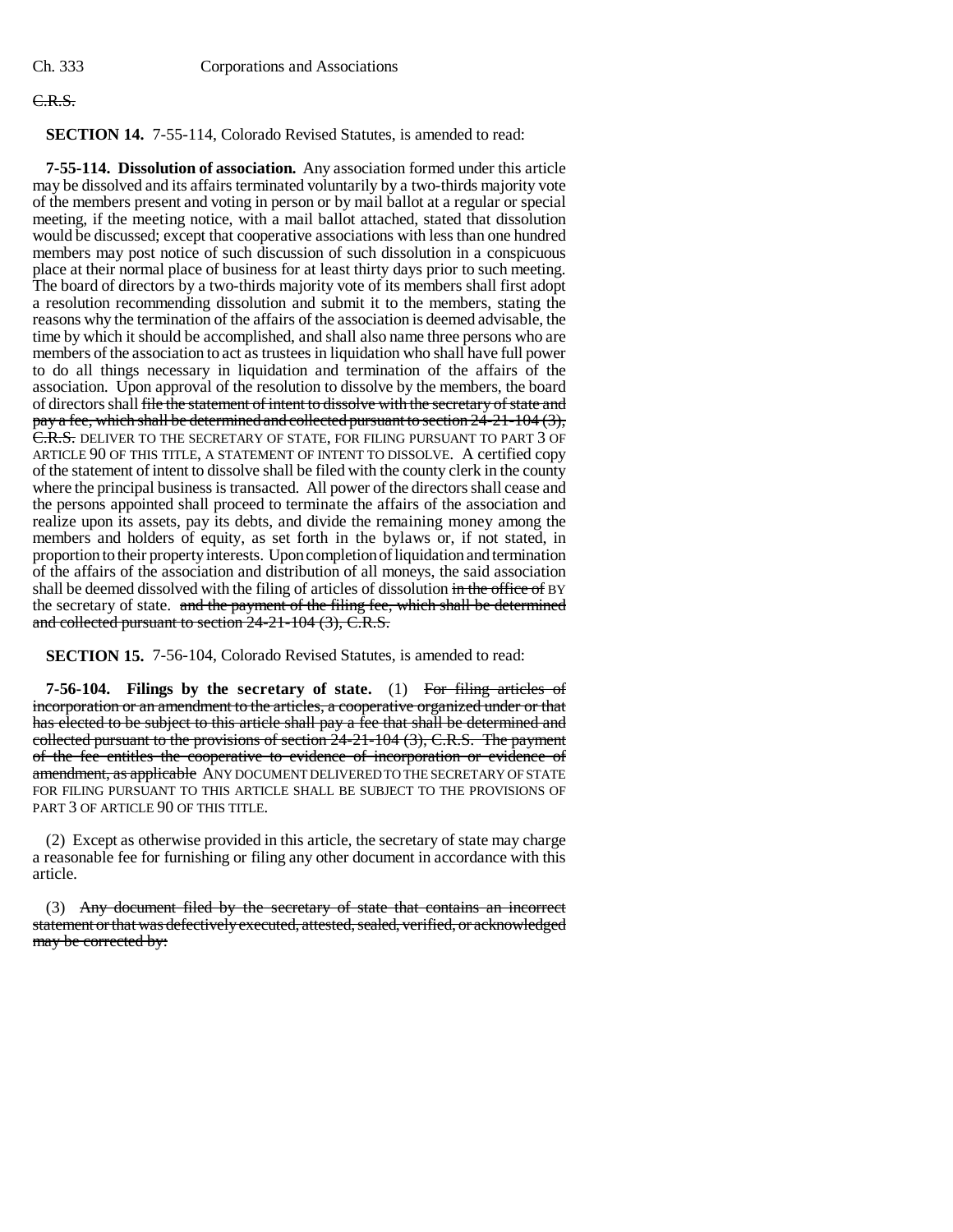C.R.S.

**SECTION 14.** 7-55-114, Colorado Revised Statutes, is amended to read:

**7-55-114. Dissolution of association.** Any association formed under this article may be dissolved and its affairs terminated voluntarily by a two-thirds majority vote of the members present and voting in person or by mail ballot at a regular or special meeting, if the meeting notice, with a mail ballot attached, stated that dissolution would be discussed; except that cooperative associations with less than one hundred members may post notice of such discussion of such dissolution in a conspicuous place at their normal place of business for at least thirty days prior to such meeting. The board of directors by a two-thirds majority vote of its members shall first adopt a resolution recommending dissolution and submit it to the members, stating the reasons why the termination of the affairs of the association is deemed advisable, the time by which it should be accomplished, and shall also name three persons who are members of the association to act as trustees in liquidation who shall have full power to do all things necessary in liquidation and termination of the affairs of the association. Upon approval of the resolution to dissolve by the members, the board of directors shall ~~file the statement of intent to dissolve with the secretary of state and pay a fee, which shall be determined and collected pursuant to section 24-21-104 (3), C.R.S.~~ DELIVER TO THE SECRETARY OF STATE, FOR FILING PURSUANT TO PART 3 OF ARTICLE 90 OF THIS TITLE, A STATEMENT OF INTENT TO DISSOLVE. A certified copy of the statement of intent to dissolve shall be filed with the county clerk in the county where the principal business is transacted. All power of the directors shall cease and the persons appointed shall proceed to terminate the affairs of the association and realize upon its assets, pay its debts, and divide the remaining money among the members and holders of equity, as set forth in the bylaws or, if not stated, in proportion to their property interests. Upon completion of liquidation and termination of the affairs of the association and distribution of all moneys, the said association shall be deemed dissolved with the filing of articles of dissolution ~~in the office of~~ BY the secretary of state. ~~and the payment of the filing fee, which shall be determined and collected pursuant to section 24-21-104 (3), C.R.S.~~

**SECTION 15.** 7-56-104, Colorado Revised Statutes, is amended to read:

**7-56-104. Filings by the secretary of state.** (1) ~~For filing articles of incorporation or an amendment to the articles, a cooperative organized under or that has elected to be subject to this article shall pay a fee that shall be determined and collected pursuant to the provisions of section 24-21-104 (3), C.R.S. The payment of the fee entitles the cooperative to evidence of incorporation or evidence of amendment, as applicable~~ ANY DOCUMENT DELIVERED TO THE SECRETARY OF STATE FOR FILING PURSUANT TO THIS ARTICLE SHALL BE SUBJECT TO THE PROVISIONS OF PART 3 OF ARTICLE 90 OF THIS TITLE.

(2) Except as otherwise provided in this article, the secretary of state may charge a reasonable fee for furnishing or filing any other document in accordance with this article.

(3) ~~Any document filed by the secretary of state that contains an incorrect statement or that was defectively executed, attested, sealed, verified, or acknowledged may be corrected by:~~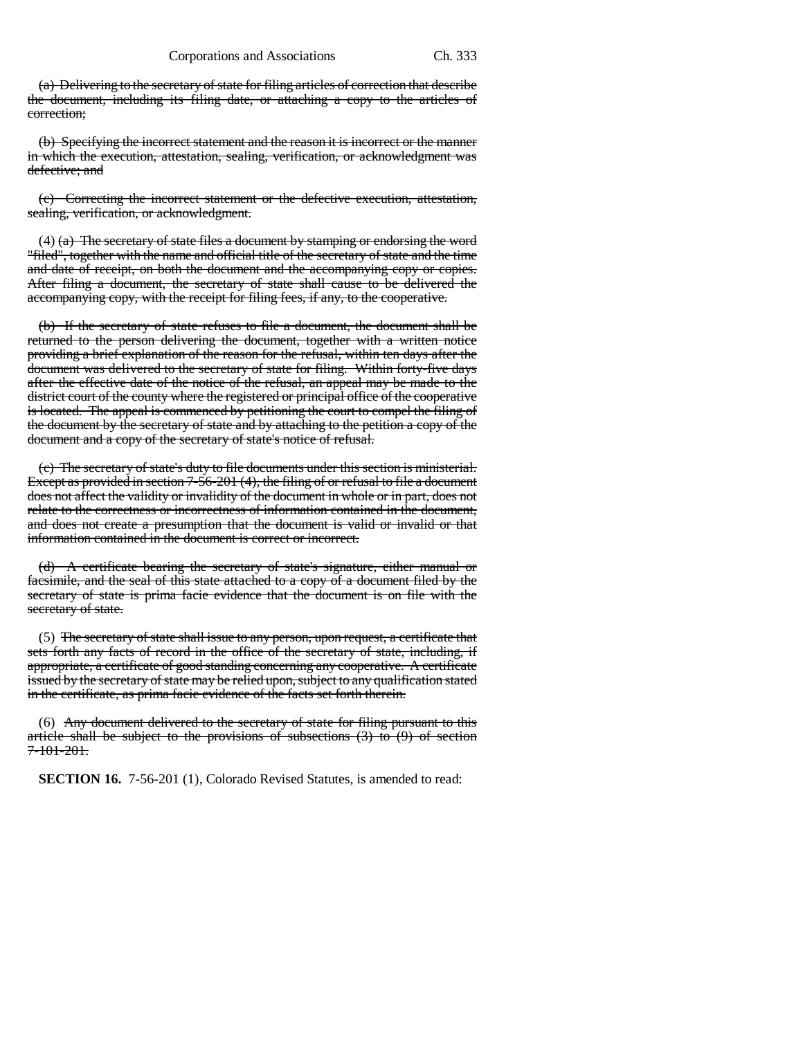(a) Delivering to the secretary of state for filing articles of correction that describe the document, including its filing date, or attaching a copy to the articles of correction;

(b) Specifying the incorrect statement and the reason it is incorrect or the manner in which the execution, attestation, sealing, verification, or acknowledgment was defective; and

(c) Correcting the incorrect statement or the defective execution, attestation, sealing, verification, or acknowledgment.

(4) (a) The secretary of state files a document by stamping or endorsing the word "filed", together with the name and official title of the secretary of state and the time and date of receipt, on both the document and the accompanying copy or copies. After filing a document, the secretary of state shall cause to be delivered the accompanying copy, with the receipt for filing fees, if any, to the cooperative.

(b) If the secretary of state refuses to file a document, the document shall be returned to the person delivering the document, together with a written notice providing a brief explanation of the reason for the refusal, within ten days after the document was delivered to the secretary of state for filing. Within forty-five days after the effective date of the notice of the refusal, an appeal may be made to the district court of the county where the registered or principal office of the cooperative is located. The appeal is commenced by petitioning the court to compel the filing of the document by the secretary of state and by attaching to the petition a copy of the document and a copy of the secretary of state's notice of refusal.

(c) The secretary of state's duty to file documents under this section is ministerial. Except as provided in section 7-56-201 (4), the filing of or refusal to file a document does not affect the validity or invalidity of the document in whole or in part, does not relate to the correctness or incorrectness of information contained in the document, and does not create a presumption that the document is valid or invalid or that information contained in the document is correct or incorrect.

(d) A certificate bearing the secretary of state's signature, either manual or facsimile, and the seal of this state attached to a copy of a document filed by the secretary of state is prima facie evidence that the document is on file with the secretary of state.

(5) The secretary of state shall issue to any person, upon request, a certificate that sets forth any facts of record in the office of the secretary of state, including, if appropriate, a certificate of good standing concerning any cooperative. A certificate issued by the secretary of state may be relied upon, subject to any qualification stated in the certificate, as prima facie evidence of the facts set forth therein.

(6) Any document delivered to the secretary of state for filing pursuant to this article shall be subject to the provisions of subsections (3) to (9) of section 7-101-201.

**SECTION 16.** 7-56-201 (1), Colorado Revised Statutes, is amended to read: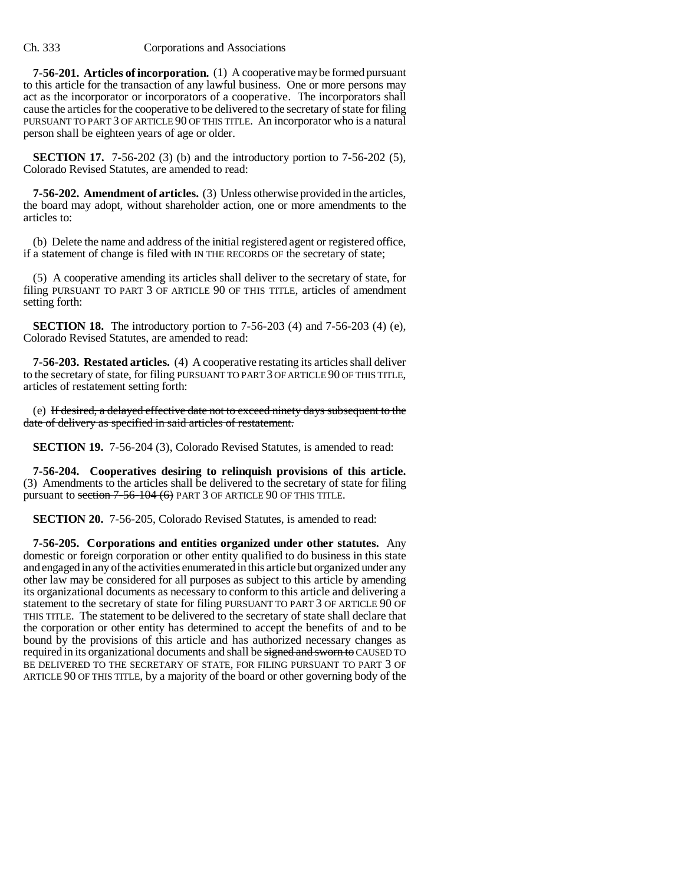**7-56-201. Articles of incorporation.** (1) A cooperative may be formed pursuant to this article for the transaction of any lawful business. One or more persons may act as the incorporator or incorporators of a cooperative. The incorporators shall cause the articles for the cooperative to be delivered to the secretary of state for filing PURSUANT TO PART 3 OF ARTICLE 90 OF THIS TITLE. An incorporator who is a natural person shall be eighteen years of age or older.

**SECTION 17.** 7-56-202 (3) (b) and the introductory portion to 7-56-202 (5), Colorado Revised Statutes, are amended to read:

**7-56-202. Amendment of articles.** (3) Unless otherwise provided in the articles, the board may adopt, without shareholder action, one or more amendments to the articles to:

(b) Delete the name and address of the initial registered agent or registered office, if a statement of change is filed ~~with~~ IN THE RECORDS OF the secretary of state;

(5) A cooperative amending its articles shall deliver to the secretary of state, for filing PURSUANT TO PART 3 OF ARTICLE 90 OF THIS TITLE, articles of amendment setting forth:

**SECTION 18.** The introductory portion to 7-56-203 (4) and 7-56-203 (4) (e), Colorado Revised Statutes, are amended to read:

**7-56-203. Restated articles.** (4) A cooperative restating its articles shall deliver to the secretary of state, for filing PURSUANT TO PART 3 OF ARTICLE 90 OF THIS TITLE, articles of restatement setting forth:

(e) ~~If desired, a delayed effective date not to exceed ninety days subsequent to the date of delivery as specified in said articles of restatement.~~

**SECTION 19.** 7-56-204 (3), Colorado Revised Statutes, is amended to read:

**7-56-204. Cooperatives desiring to relinquish provisions of this article.** (3) Amendments to the articles shall be delivered to the secretary of state for filing pursuant to ~~section 7-56-104 (6)~~ PART 3 OF ARTICLE 90 OF THIS TITLE.

**SECTION 20.** 7-56-205, Colorado Revised Statutes, is amended to read:

**7-56-205. Corporations and entities organized under other statutes.** Any domestic or foreign corporation or other entity qualified to do business in this state and engaged in any of the activities enumerated in this article but organized under any other law may be considered for all purposes as subject to this article by amending its organizational documents as necessary to conform to this article and delivering a statement to the secretary of state for filing PURSUANT TO PART 3 OF ARTICLE 90 OF THIS TITLE. The statement to be delivered to the secretary of state shall declare that the corporation or other entity has determined to accept the benefits of and to be bound by the provisions of this article and has authorized necessary changes as required in its organizational documents and shall be ~~signed and sworn to~~ CAUSED TO BE DELIVERED TO THE SECRETARY OF STATE, FOR FILING PURSUANT TO PART 3 OF ARTICLE 90 OF THIS TITLE, by a majority of the board or other governing body of the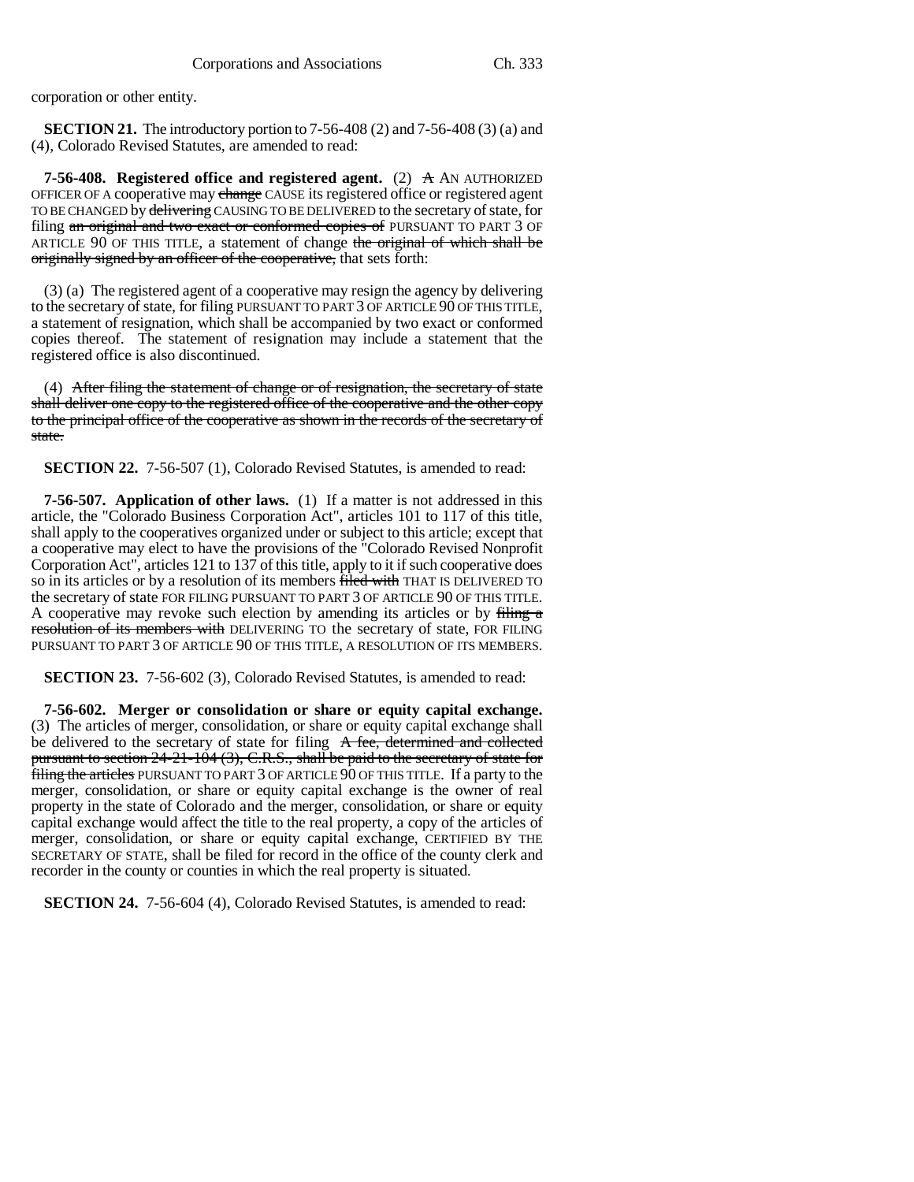corporation or other entity.

**SECTION 21.** The introductory portion to 7-56-408 (2) and 7-56-408 (3) (a) and (4), Colorado Revised Statutes, are amended to read:

**7-56-408. Registered office and registered agent.** (2) ~~A~~ AN AUTHORIZED OFFICER OF A cooperative may ~~change~~ CAUSE its registered office or registered agent TO BE CHANGED by ~~delivering~~ CAUSING TO BE DELIVERED to the secretary of state, for filing ~~an original and two exact or conformed copies of~~ PURSUANT TO PART 3 OF ARTICLE 90 OF THIS TITLE, a statement of change ~~the original of which shall be originally signed by an officer of the cooperative,~~ that sets forth:

(3) (a) The registered agent of a cooperative may resign the agency by delivering to the secretary of state, for filing PURSUANT TO PART 3 OF ARTICLE 90 OF THIS TITLE, a statement of resignation, which shall be accompanied by two exact or conformed copies thereof. The statement of resignation may include a statement that the registered office is also discontinued.

(4) ~~After filing the statement of change or of resignation, the secretary of state shall deliver one copy to the registered office of the cooperative and the other copy to the principal office of the cooperative as shown in the records of the secretary of state.~~

**SECTION 22.** 7-56-507 (1), Colorado Revised Statutes, is amended to read:

**7-56-507. Application of other laws.** (1) If a matter is not addressed in this article, the "Colorado Business Corporation Act", articles 101 to 117 of this title, shall apply to the cooperatives organized under or subject to this article; except that a cooperative may elect to have the provisions of the "Colorado Revised Nonprofit Corporation Act", articles 121 to 137 of this title, apply to it if such cooperative does so in its articles or by a resolution of its members ~~filed with~~ THAT IS DELIVERED TO the secretary of state FOR FILING PURSUANT TO PART 3 OF ARTICLE 90 OF THIS TITLE. A cooperative may revoke such election by amending its articles or by ~~filing a resolution of its members with~~ DELIVERING TO the secretary of state, FOR FILING PURSUANT TO PART 3 OF ARTICLE 90 OF THIS TITLE, A RESOLUTION OF ITS MEMBERS.

**SECTION 23.** 7-56-602 (3), Colorado Revised Statutes, is amended to read:

**7-56-602. Merger or consolidation or share or equity capital exchange.** (3) The articles of merger, consolidation, or share or equity capital exchange shall be delivered to the secretary of state for filing ~~A fee, determined and collected pursuant to section 24-21-104 (3), C.R.S., shall be paid to the secretary of state for filing the articles~~ PURSUANT TO PART 3 OF ARTICLE 90 OF THIS TITLE. If a party to the merger, consolidation, or share or equity capital exchange is the owner of real property in the state of Colorado and the merger, consolidation, or share or equity capital exchange would affect the title to the real property, a copy of the articles of merger, consolidation, or share or equity capital exchange, CERTIFIED BY THE SECRETARY OF STATE, shall be filed for record in the office of the county clerk and recorder in the county or counties in which the real property is situated.

**SECTION 24.** 7-56-604 (4), Colorado Revised Statutes, is amended to read: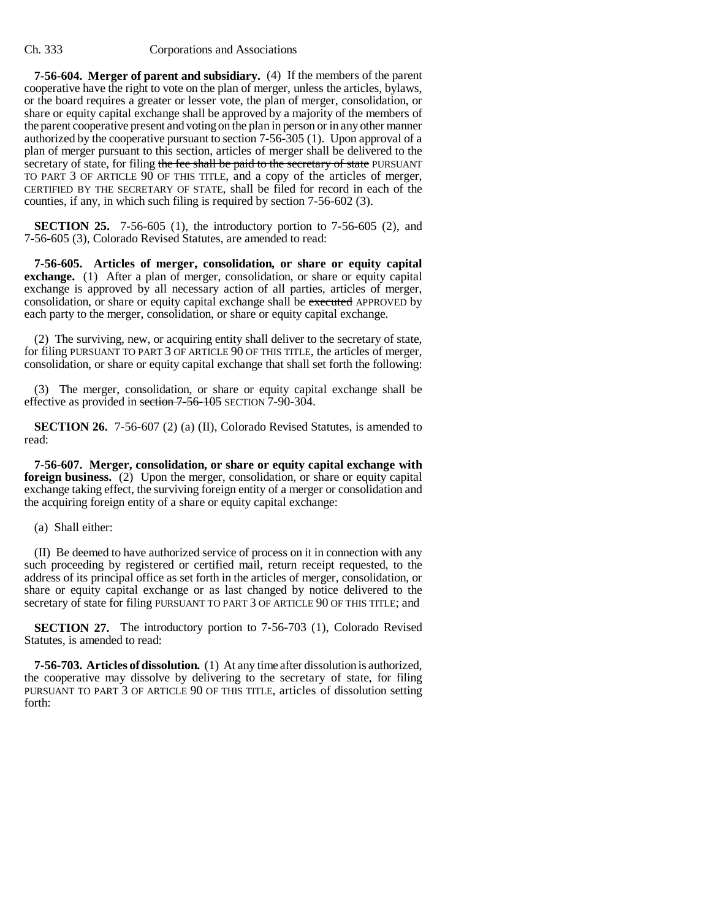**7-56-604. Merger of parent and subsidiary.** (4) If the members of the parent cooperative have the right to vote on the plan of merger, unless the articles, bylaws, or the board requires a greater or lesser vote, the plan of merger, consolidation, or share or equity capital exchange shall be approved by a majority of the members of the parent cooperative present and voting on the plan in person or in any other manner authorized by the cooperative pursuant to section 7-56-305 (1). Upon approval of a plan of merger pursuant to this section, articles of merger shall be delivered to the secretary of state, for filing ~~the fee shall be paid to the secretary of state~~ PURSUANT TO PART 3 OF ARTICLE 90 OF THIS TITLE, and a copy of the articles of merger, CERTIFIED BY THE SECRETARY OF STATE, shall be filed for record in each of the counties, if any, in which such filing is required by section 7-56-602 (3).

**SECTION 25.** 7-56-605 (1), the introductory portion to 7-56-605 (2), and 7-56-605 (3), Colorado Revised Statutes, are amended to read:

**7-56-605. Articles of merger, consolidation, or share or equity capital exchange.** (1) After a plan of merger, consolidation, or share or equity capital exchange is approved by all necessary action of all parties, articles of merger, consolidation, or share or equity capital exchange shall be ~~executed~~ APPROVED by each party to the merger, consolidation, or share or equity capital exchange.

(2) The surviving, new, or acquiring entity shall deliver to the secretary of state, for filing PURSUANT TO PART 3 OF ARTICLE 90 OF THIS TITLE, the articles of merger, consolidation, or share or equity capital exchange that shall set forth the following:

(3) The merger, consolidation, or share or equity capital exchange shall be effective as provided in ~~section 7-56-105~~ SECTION 7-90-304.

**SECTION 26.** 7-56-607 (2) (a) (II), Colorado Revised Statutes, is amended to read:

**7-56-607. Merger, consolidation, or share or equity capital exchange with foreign business.** (2) Upon the merger, consolidation, or share or equity capital exchange taking effect, the surviving foreign entity of a merger or consolidation and the acquiring foreign entity of a share or equity capital exchange:

(a) Shall either:

(II) Be deemed to have authorized service of process on it in connection with any such proceeding by registered or certified mail, return receipt requested, to the address of its principal office as set forth in the articles of merger, consolidation, or share or equity capital exchange or as last changed by notice delivered to the secretary of state for filing PURSUANT TO PART 3 OF ARTICLE 90 OF THIS TITLE; and

**SECTION 27.** The introductory portion to 7-56-703 (1), Colorado Revised Statutes, is amended to read:

**7-56-703. Articles of dissolution.** (1) At any time after dissolution is authorized, the cooperative may dissolve by delivering to the secretary of state, for filing PURSUANT TO PART 3 OF ARTICLE 90 OF THIS TITLE, articles of dissolution setting forth: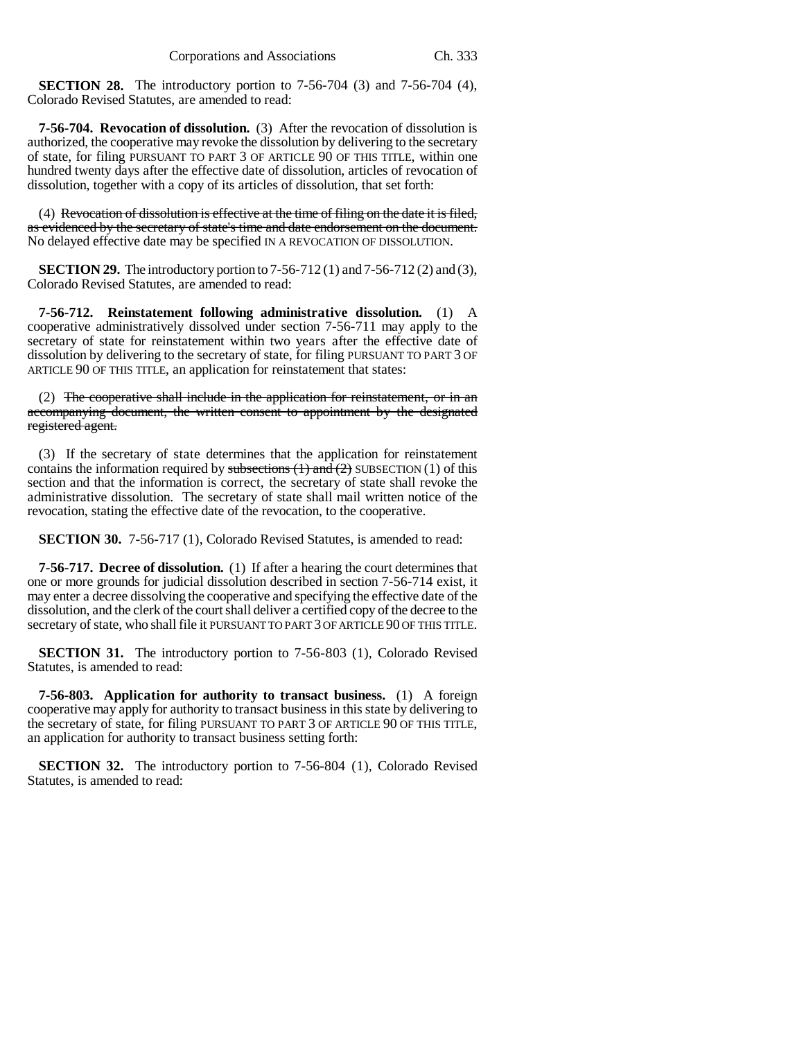**SECTION 28.** The introductory portion to 7-56-704 (3) and 7-56-704 (4), Colorado Revised Statutes, are amended to read:

**7-56-704. Revocation of dissolution.** (3) After the revocation of dissolution is authorized, the cooperative may revoke the dissolution by delivering to the secretary of state, for filing PURSUANT TO PART 3 OF ARTICLE 90 OF THIS TITLE, within one hundred twenty days after the effective date of dissolution, articles of revocation of dissolution, together with a copy of its articles of dissolution, that set forth:

(4) ~~Revocation of dissolution is effective at the time of filing on the date it is filed, as evidenced by the secretary of state's time and date endorsement on the document.~~ No delayed effective date may be specified IN A REVOCATION OF DISSOLUTION.

**SECTION 29.** The introductory portion to 7-56-712 (1) and 7-56-712 (2) and (3), Colorado Revised Statutes, are amended to read:

**7-56-712. Reinstatement following administrative dissolution.** (1) A cooperative administratively dissolved under section 7-56-711 may apply to the secretary of state for reinstatement within two years after the effective date of dissolution by delivering to the secretary of state, for filing PURSUANT TO PART 3 OF ARTICLE 90 OF THIS TITLE, an application for reinstatement that states:

(2) ~~The cooperative shall include in the application for reinstatement, or in an accompanying document, the written consent to appointment by the designated registered agent.~~

(3) If the secretary of state determines that the application for reinstatement contains the information required by ~~subsections (1) and (2)~~ SUBSECTION (1) of this section and that the information is correct, the secretary of state shall revoke the administrative dissolution. The secretary of state shall mail written notice of the revocation, stating the effective date of the revocation, to the cooperative.

**SECTION 30.** 7-56-717 (1), Colorado Revised Statutes, is amended to read:

**7-56-717. Decree of dissolution.** (1) If after a hearing the court determines that one or more grounds for judicial dissolution described in section 7-56-714 exist, it may enter a decree dissolving the cooperative and specifying the effective date of the dissolution, and the clerk of the court shall deliver a certified copy of the decree to the secretary of state, who shall file it PURSUANT TO PART 3 OF ARTICLE 90 OF THIS TITLE.

**SECTION 31.** The introductory portion to 7-56-803 (1), Colorado Revised Statutes, is amended to read:

**7-56-803. Application for authority to transact business.** (1) A foreign cooperative may apply for authority to transact business in this state by delivering to the secretary of state, for filing PURSUANT TO PART 3 OF ARTICLE 90 OF THIS TITLE, an application for authority to transact business setting forth:

**SECTION 32.** The introductory portion to 7-56-804 (1), Colorado Revised Statutes, is amended to read: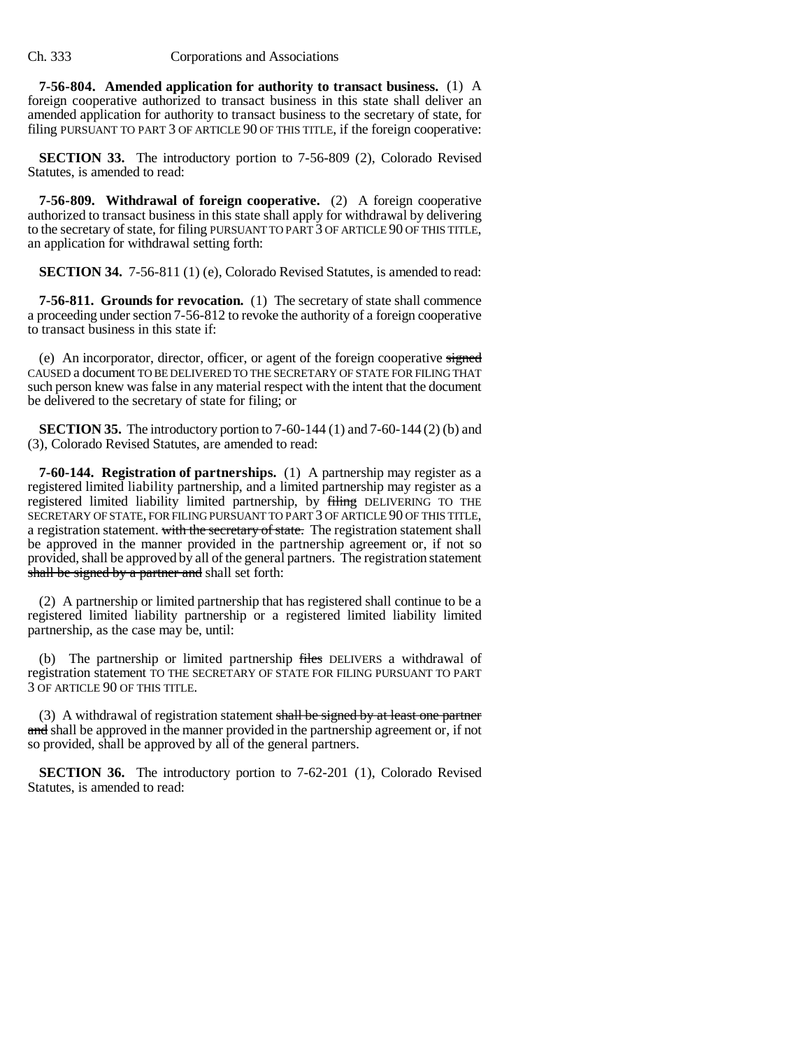**7-56-804. Amended application for authority to transact business.** (1) A foreign cooperative authorized to transact business in this state shall deliver an amended application for authority to transact business to the secretary of state, for filing PURSUANT TO PART 3 OF ARTICLE 90 OF THIS TITLE, if the foreign cooperative:

**SECTION 33.** The introductory portion to 7-56-809 (2), Colorado Revised Statutes, is amended to read:

**7-56-809. Withdrawal of foreign cooperative.** (2) A foreign cooperative authorized to transact business in this state shall apply for withdrawal by delivering to the secretary of state, for filing PURSUANT TO PART 3 OF ARTICLE 90 OF THIS TITLE, an application for withdrawal setting forth:

**SECTION 34.** 7-56-811 (1) (e), Colorado Revised Statutes, is amended to read:

**7-56-811. Grounds for revocation.** (1) The secretary of state shall commence a proceeding under section 7-56-812 to revoke the authority of a foreign cooperative to transact business in this state if:

(e) An incorporator, director, officer, or agent of the foreign cooperative ~~signed~~ CAUSED a document TO BE DELIVERED TO THE SECRETARY OF STATE FOR FILING THAT such person knew was false in any material respect with the intent that the document be delivered to the secretary of state for filing; or

**SECTION 35.** The introductory portion to 7-60-144 (1) and 7-60-144 (2) (b) and (3), Colorado Revised Statutes, are amended to read:

**7-60-144. Registration of partnerships.** (1) A partnership may register as a registered limited liability partnership, and a limited partnership may register as a registered limited liability limited partnership, by ~~filing~~ DELIVERING TO THE SECRETARY OF STATE, FOR FILING PURSUANT TO PART 3 OF ARTICLE 90 OF THIS TITLE, a registration statement. ~~with the secretary of state.~~ The registration statement shall be approved in the manner provided in the partnership agreement or, if not so provided, shall be approved by all of the general partners. The registration statement ~~shall be signed by a partner and~~ shall set forth:

(2) A partnership or limited partnership that has registered shall continue to be a registered limited liability partnership or a registered limited liability limited partnership, as the case may be, until:

(b) The partnership or limited partnership ~~files~~ DELIVERS a withdrawal of registration statement TO THE SECRETARY OF STATE FOR FILING PURSUANT TO PART 3 OF ARTICLE 90 OF THIS TITLE.

(3) A withdrawal of registration statement ~~shall be signed by at least one partner and~~ shall be approved in the manner provided in the partnership agreement or, if not so provided, shall be approved by all of the general partners.

**SECTION 36.** The introductory portion to 7-62-201 (1), Colorado Revised Statutes, is amended to read: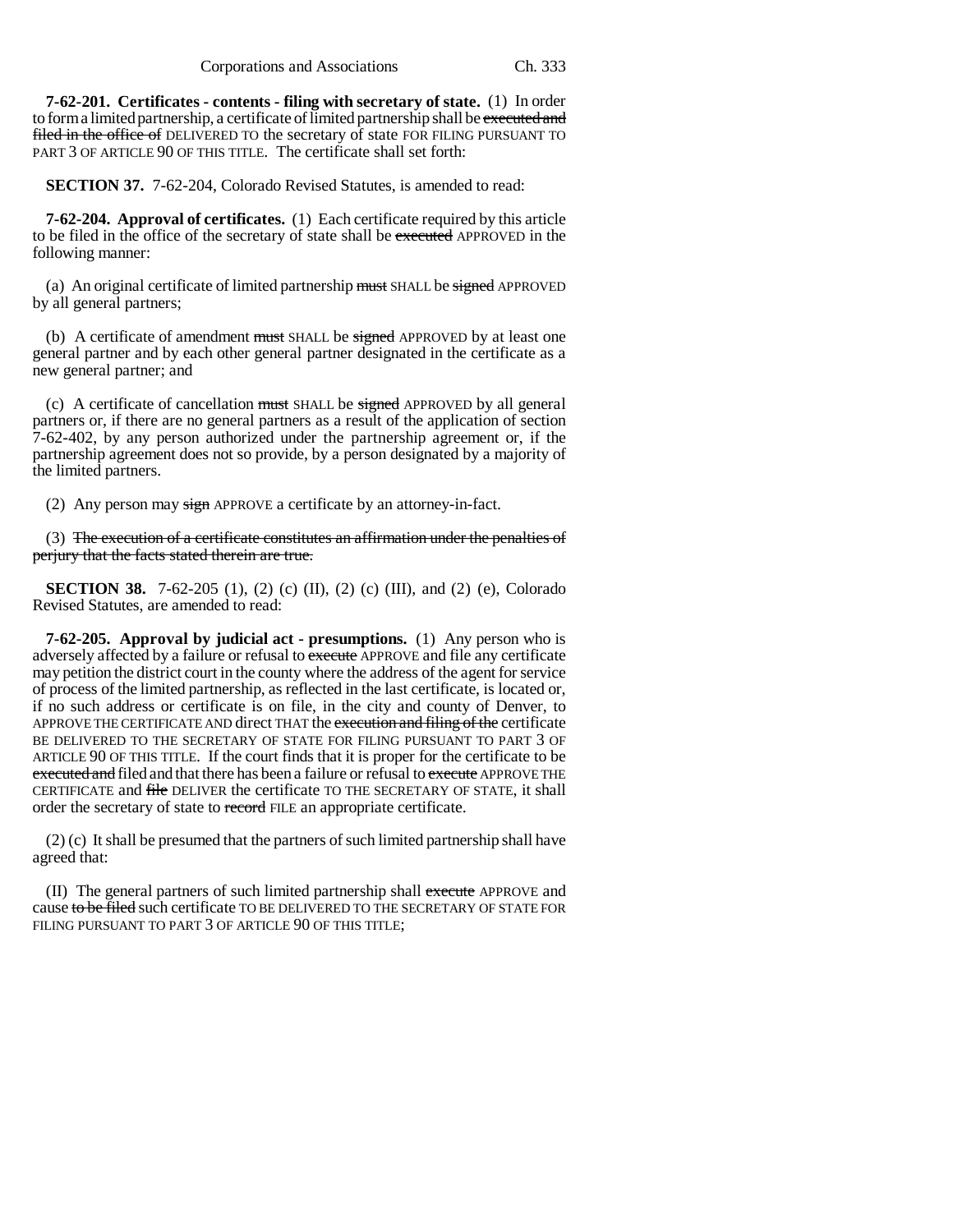**7-62-201. Certificates - contents - filing with secretary of state.** (1) In order to form a limited partnership, a certificate of limited partnership shall be ~~executed and filed in the office of~~ DELIVERED TO the secretary of state FOR FILING PURSUANT TO PART 3 OF ARTICLE 90 OF THIS TITLE. The certificate shall set forth:

**SECTION 37.** 7-62-204, Colorado Revised Statutes, is amended to read:

**7-62-204. Approval of certificates.** (1) Each certificate required by this article to be filed in the office of the secretary of state shall be ~~executed~~ APPROVED in the following manner:

(a) An original certificate of limited partnership ~~must~~ SHALL be ~~signed~~ APPROVED by all general partners;

(b) A certificate of amendment ~~must~~ SHALL be ~~signed~~ APPROVED by at least one general partner and by each other general partner designated in the certificate as a new general partner; and

(c) A certificate of cancellation ~~must~~ SHALL be ~~signed~~ APPROVED by all general partners or, if there are no general partners as a result of the application of section 7-62-402, by any person authorized under the partnership agreement or, if the partnership agreement does not so provide, by a person designated by a majority of the limited partners.

(2) Any person may ~~sign~~ APPROVE a certificate by an attorney-in-fact.

(3) ~~The execution of a certificate constitutes an affirmation under the penalties of perjury that the facts stated therein are true.~~

**SECTION 38.** 7-62-205 (1), (2) (c) (II), (2) (c) (III), and (2) (e), Colorado Revised Statutes, are amended to read:

**7-62-205. Approval by judicial act - presumptions.** (1) Any person who is adversely affected by a failure or refusal to ~~execute~~ APPROVE and file any certificate may petition the district court in the county where the address of the agent for service of process of the limited partnership, as reflected in the last certificate, is located or, if no such address or certificate is on file, in the city and county of Denver, to APPROVE THE CERTIFICATE AND direct THAT the ~~execution and filing of the~~ certificate BE DELIVERED TO THE SECRETARY OF STATE FOR FILING PURSUANT TO PART 3 OF ARTICLE 90 OF THIS TITLE. If the court finds that it is proper for the certificate to be ~~executed and~~ filed and that there has been a failure or refusal to ~~execute~~ APPROVE THE CERTIFICATE and ~~file~~ DELIVER the certificate TO THE SECRETARY OF STATE, it shall order the secretary of state to ~~record~~ FILE an appropriate certificate.

(2) (c) It shall be presumed that the partners of such limited partnership shall have agreed that:

(II) The general partners of such limited partnership shall ~~execute~~ APPROVE and cause ~~to be filed~~ such certificate TO BE DELIVERED TO THE SECRETARY OF STATE FOR FILING PURSUANT TO PART 3 OF ARTICLE 90 OF THIS TITLE;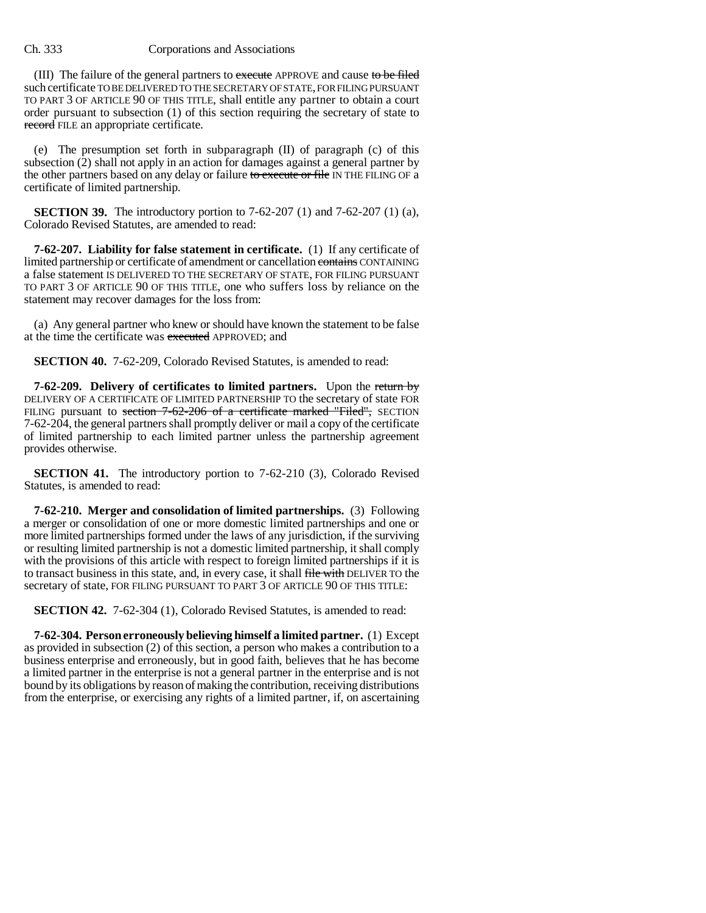(III) The failure of the general partners to ~~execute~~ APPROVE and cause ~~to be filed~~ such certificate TO BE DELIVERED TO THE SECRETARY OF STATE, FOR FILING PURSUANT TO PART 3 OF ARTICLE 90 OF THIS TITLE, shall entitle any partner to obtain a court order pursuant to subsection (1) of this section requiring the secretary of state to ~~record~~ FILE an appropriate certificate.

(e) The presumption set forth in subparagraph (II) of paragraph (c) of this subsection (2) shall not apply in an action for damages against a general partner by the other partners based on any delay or failure ~~to execute or file~~ IN THE FILING OF a certificate of limited partnership.

**SECTION 39.** The introductory portion to 7-62-207 (1) and 7-62-207 (1) (a), Colorado Revised Statutes, are amended to read:

**7-62-207. Liability for false statement in certificate.** (1) If any certificate of limited partnership or certificate of amendment or cancellation ~~contains~~ CONTAINING a false statement IS DELIVERED TO THE SECRETARY OF STATE, FOR FILING PURSUANT TO PART 3 OF ARTICLE 90 OF THIS TITLE, one who suffers loss by reliance on the statement may recover damages for the loss from:

(a) Any general partner who knew or should have known the statement to be false at the time the certificate was ~~executed~~ APPROVED; and

**SECTION 40.** 7-62-209, Colorado Revised Statutes, is amended to read:

**7-62-209. Delivery of certificates to limited partners.** Upon the ~~return by~~ DELIVERY OF A CERTIFICATE OF LIMITED PARTNERSHIP TO the secretary of state FOR FILING pursuant to ~~section 7-62-206 of a certificate marked "Filed",~~ SECTION 7-62-204, the general partners shall promptly deliver or mail a copy of the certificate of limited partnership to each limited partner unless the partnership agreement provides otherwise.

**SECTION 41.** The introductory portion to 7-62-210 (3), Colorado Revised Statutes, is amended to read:

**7-62-210. Merger and consolidation of limited partnerships.** (3) Following a merger or consolidation of one or more domestic limited partnerships and one or more limited partnerships formed under the laws of any jurisdiction, if the surviving or resulting limited partnership is not a domestic limited partnership, it shall comply with the provisions of this article with respect to foreign limited partnerships if it is to transact business in this state, and, in every case, it shall ~~file with~~ DELIVER TO the secretary of state, FOR FILING PURSUANT TO PART 3 OF ARTICLE 90 OF THIS TITLE:

**SECTION 42.** 7-62-304 (1), Colorado Revised Statutes, is amended to read:

**7-62-304. Person erroneously believing himself a limited partner.** (1) Except as provided in subsection (2) of this section, a person who makes a contribution to a business enterprise and erroneously, but in good faith, believes that he has become a limited partner in the enterprise is not a general partner in the enterprise and is not bound by its obligations by reason of making the contribution, receiving distributions from the enterprise, or exercising any rights of a limited partner, if, on ascertaining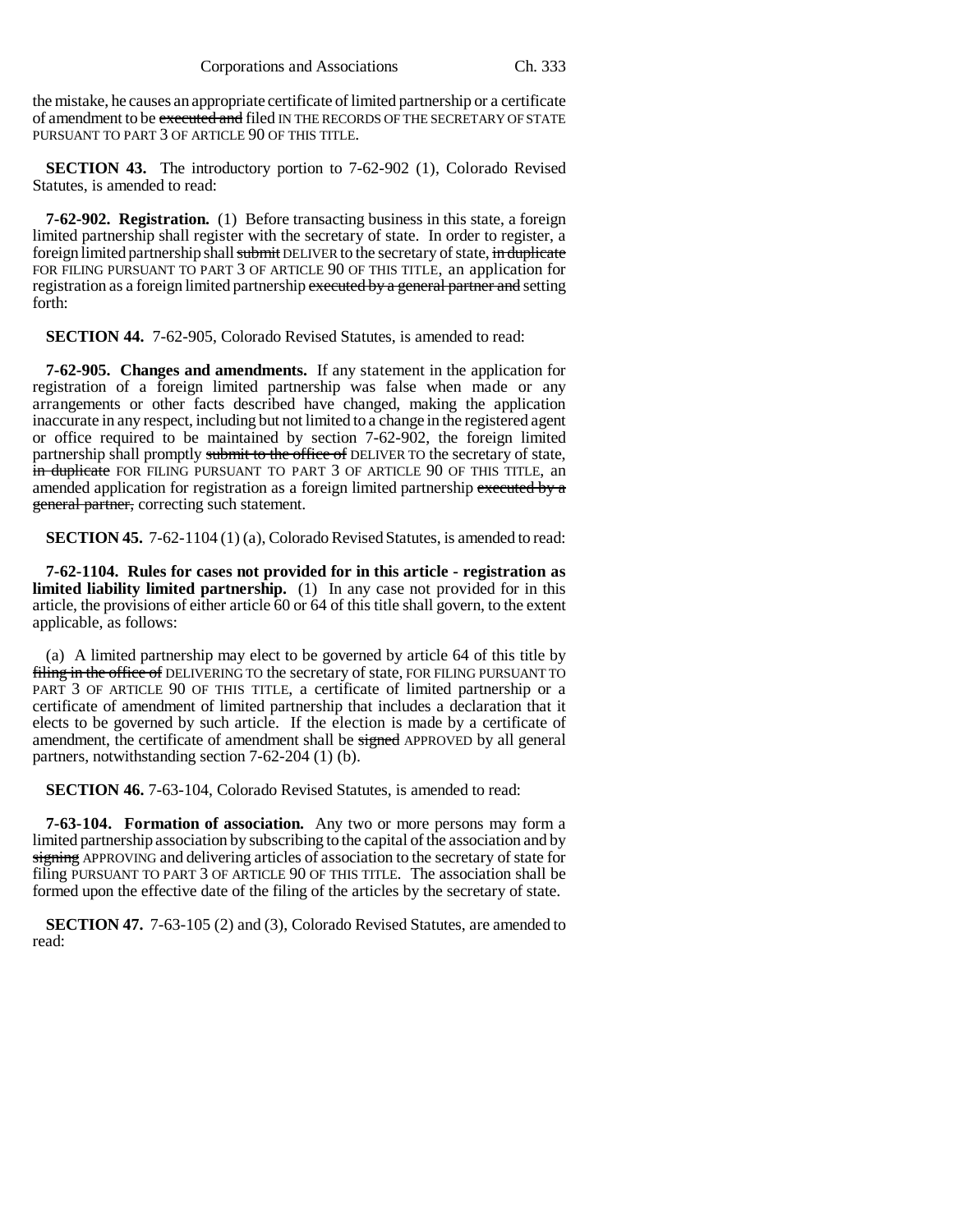the mistake, he causes an appropriate certificate of limited partnership or a certificate of amendment to be ~~executed and~~ filed IN THE RECORDS OF THE SECRETARY OF STATE PURSUANT TO PART 3 OF ARTICLE 90 OF THIS TITLE.

**SECTION 43.** The introductory portion to 7-62-902 (1), Colorado Revised Statutes, is amended to read:

**7-62-902. Registration.** (1) Before transacting business in this state, a foreign limited partnership shall register with the secretary of state. In order to register, a foreign limited partnership shall ~~submit~~ DELIVER to the secretary of state, ~~in duplicate~~ FOR FILING PURSUANT TO PART 3 OF ARTICLE 90 OF THIS TITLE, an application for registration as a foreign limited partnership ~~executed by a general partner and~~ setting forth:

**SECTION 44.** 7-62-905, Colorado Revised Statutes, is amended to read:

**7-62-905. Changes and amendments.** If any statement in the application for registration of a foreign limited partnership was false when made or any arrangements or other facts described have changed, making the application inaccurate in any respect, including but not limited to a change in the registered agent or office required to be maintained by section 7-62-902, the foreign limited partnership shall promptly ~~submit to the office of~~ DELIVER TO the secretary of state, ~~in duplicate~~ FOR FILING PURSUANT TO PART 3 OF ARTICLE 90 OF THIS TITLE, an amended application for registration as a foreign limited partnership ~~executed by a general partner,~~ correcting such statement.

**SECTION 45.** 7-62-1104 (1) (a), Colorado Revised Statutes, is amended to read:

**7-62-1104. Rules for cases not provided for in this article - registration as limited liability limited partnership.** (1) In any case not provided for in this article, the provisions of either article 60 or 64 of this title shall govern, to the extent applicable, as follows:

(a) A limited partnership may elect to be governed by article 64 of this title by ~~filing in the office of~~ DELIVERING TO the secretary of state, FOR FILING PURSUANT TO PART 3 OF ARTICLE 90 OF THIS TITLE, a certificate of limited partnership or a certificate of amendment of limited partnership that includes a declaration that it elects to be governed by such article. If the election is made by a certificate of amendment, the certificate of amendment shall be ~~signed~~ APPROVED by all general partners, notwithstanding section 7-62-204 (1) (b).

**SECTION 46.** 7-63-104, Colorado Revised Statutes, is amended to read:

**7-63-104. Formation of association.** Any two or more persons may form a limited partnership association by subscribing to the capital of the association and by ~~signing~~ APPROVING and delivering articles of association to the secretary of state for filing PURSUANT TO PART 3 OF ARTICLE 90 OF THIS TITLE. The association shall be formed upon the effective date of the filing of the articles by the secretary of state.

**SECTION 47.** 7-63-105 (2) and (3), Colorado Revised Statutes, are amended to read: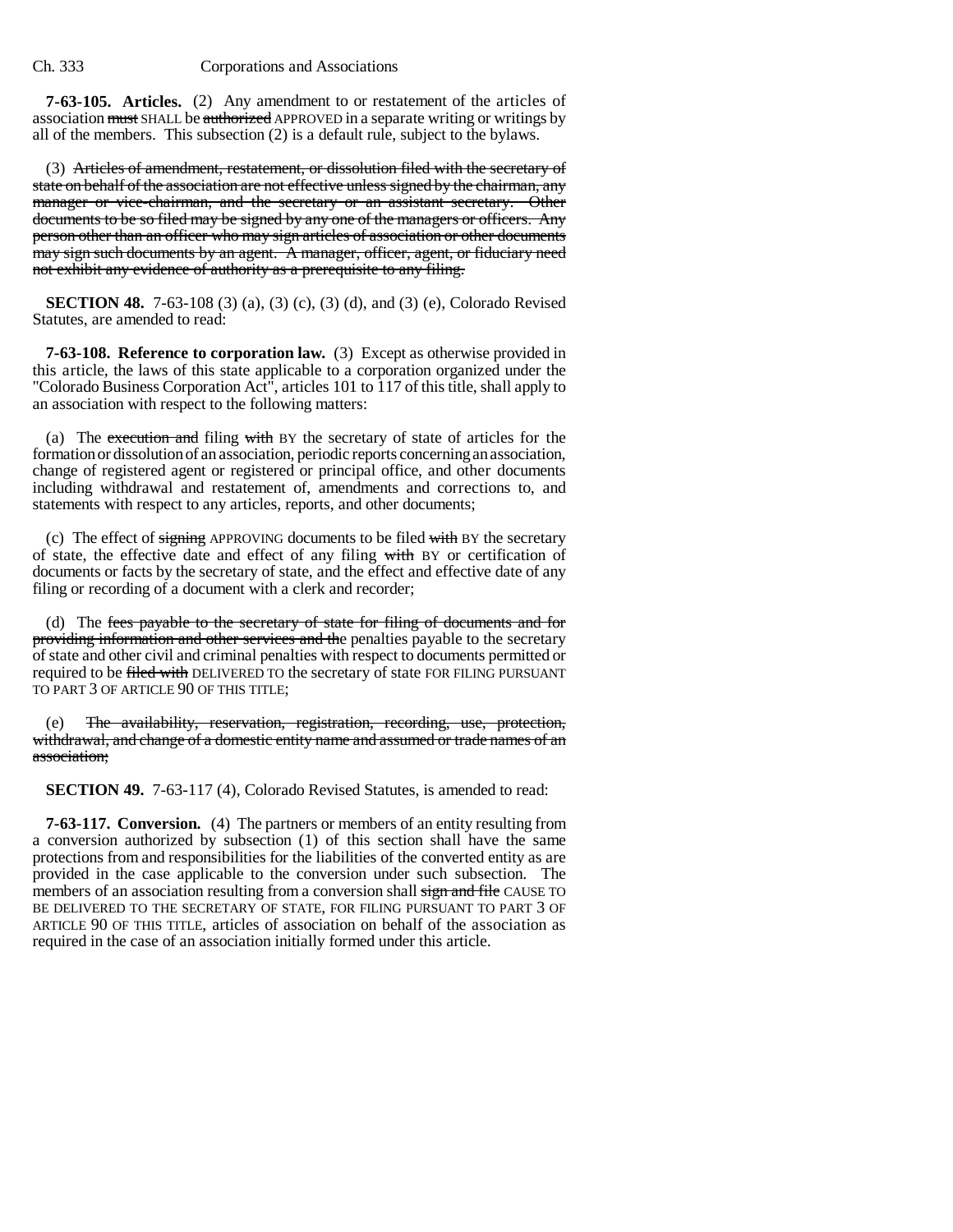**7-63-105. Articles.** (2) Any amendment to or restatement of the articles of association ~~must~~ SHALL be ~~authorized~~ APPROVED in a separate writing or writings by all of the members. This subsection (2) is a default rule, subject to the bylaws.

(3) ~~Articles of amendment, restatement, or dissolution filed with the secretary of state on behalf of the association are not effective unless signed by the chairman, any manager or vice-chairman, and the secretary or an assistant secretary. Other documents to be so filed may be signed by any one of the managers or officers. Any person other than an officer who may sign articles of association or other documents may sign such documents by an agent. A manager, officer, agent, or fiduciary need not exhibit any evidence of authority as a prerequisite to any filing.~~

**SECTION 48.** 7-63-108 (3) (a), (3) (c), (3) (d), and (3) (e), Colorado Revised Statutes, are amended to read:

**7-63-108. Reference to corporation law.** (3) Except as otherwise provided in this article, the laws of this state applicable to a corporation organized under the "Colorado Business Corporation Act", articles 101 to 117 of this title, shall apply to an association with respect to the following matters:

(a) The ~~execution and~~ filing ~~with~~ BY the secretary of state of articles for the formation or dissolution of an association, periodic reports concerning an association, change of registered agent or registered or principal office, and other documents including withdrawal and restatement of, amendments and corrections to, and statements with respect to any articles, reports, and other documents;

(c) The effect of ~~signing~~ APPROVING documents to be filed ~~with~~ BY the secretary of state, the effective date and effect of any filing ~~with~~ BY or certification of documents or facts by the secretary of state, and the effect and effective date of any filing or recording of a document with a clerk and recorder;

(d) The ~~fees payable to the secretary of state for filing of documents and for providing information and other services and the~~ penalties payable to the secretary of state and other civil and criminal penalties with respect to documents permitted or required to be ~~filed with~~ DELIVERED TO the secretary of state FOR FILING PURSUANT TO PART 3 OF ARTICLE 90 OF THIS TITLE;

(e) ~~The availability, reservation, registration, recording, use, protection, withdrawal, and change of a domestic entity name and assumed or trade names of an association;~~

**SECTION 49.** 7-63-117 (4), Colorado Revised Statutes, is amended to read:

**7-63-117. Conversion.** (4) The partners or members of an entity resulting from a conversion authorized by subsection (1) of this section shall have the same protections from and responsibilities for the liabilities of the converted entity as are provided in the case applicable to the conversion under such subsection. The members of an association resulting from a conversion shall ~~sign and file~~ CAUSE TO BE DELIVERED TO THE SECRETARY OF STATE, FOR FILING PURSUANT TO PART 3 OF ARTICLE 90 OF THIS TITLE, articles of association on behalf of the association as required in the case of an association initially formed under this article.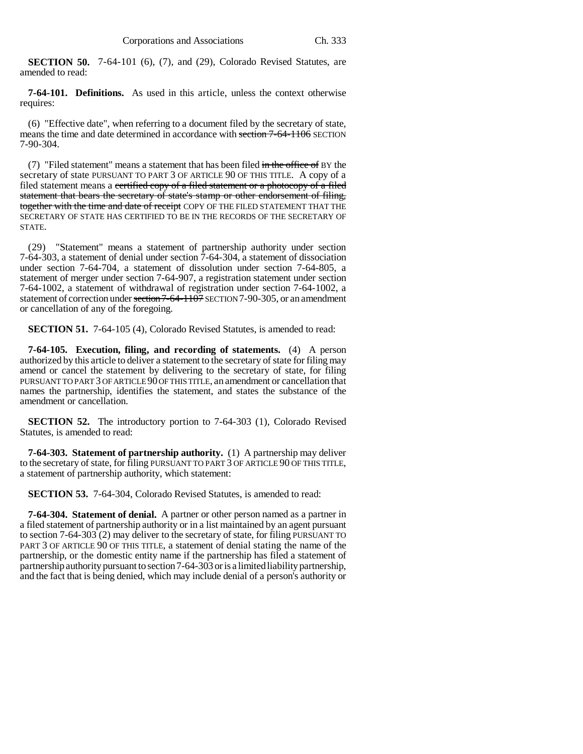**SECTION 50.** 7-64-101 (6), (7), and (29), Colorado Revised Statutes, are amended to read:

**7-64-101. Definitions.** As used in this article, unless the context otherwise requires:

(6) "Effective date", when referring to a document filed by the secretary of state, means the time and date determined in accordance with ~~section 7-64-1106~~ SECTION 7-90-304.

(7) "Filed statement" means a statement that has been filed ~~in the office of~~ BY the secretary of state PURSUANT TO PART 3 OF ARTICLE 90 OF THIS TITLE. A copy of a filed statement means a ~~certified copy of a filed statement or a photocopy of a filed statement that bears the secretary of state's stamp or other endorsement of filing, together with the time and date of receipt~~ COPY OF THE FILED STATEMENT THAT THE SECRETARY OF STATE HAS CERTIFIED TO BE IN THE RECORDS OF THE SECRETARY OF STATE.

(29) "Statement" means a statement of partnership authority under section 7-64-303, a statement of denial under section 7-64-304, a statement of dissociation under section 7-64-704, a statement of dissolution under section 7-64-805, a statement of merger under section 7-64-907, a registration statement under section 7-64-1002, a statement of withdrawal of registration under section 7-64-1002, a statement of correction under ~~section 7-64-1107~~ SECTION 7-90-305, or an amendment or cancellation of any of the foregoing.

**SECTION 51.** 7-64-105 (4), Colorado Revised Statutes, is amended to read:

**7-64-105. Execution, filing, and recording of statements.** (4) A person authorized by this article to deliver a statement to the secretary of state for filing may amend or cancel the statement by delivering to the secretary of state, for filing PURSUANT TO PART 3 OF ARTICLE 90 OF THIS TITLE, an amendment or cancellation that names the partnership, identifies the statement, and states the substance of the amendment or cancellation.

**SECTION 52.** The introductory portion to 7-64-303 (1), Colorado Revised Statutes, is amended to read:

**7-64-303. Statement of partnership authority.** (1) A partnership may deliver to the secretary of state, for filing PURSUANT TO PART 3 OF ARTICLE 90 OF THIS TITLE, a statement of partnership authority, which statement:

**SECTION 53.** 7-64-304, Colorado Revised Statutes, is amended to read:

**7-64-304. Statement of denial.** A partner or other person named as a partner in a filed statement of partnership authority or in a list maintained by an agent pursuant to section 7-64-303 (2) may deliver to the secretary of state, for filing PURSUANT TO PART 3 OF ARTICLE 90 OF THIS TITLE, a statement of denial stating the name of the partnership, or the domestic entity name if the partnership has filed a statement of partnership authority pursuant to section 7-64-303 or is a limited liability partnership, and the fact that is being denied, which may include denial of a person's authority or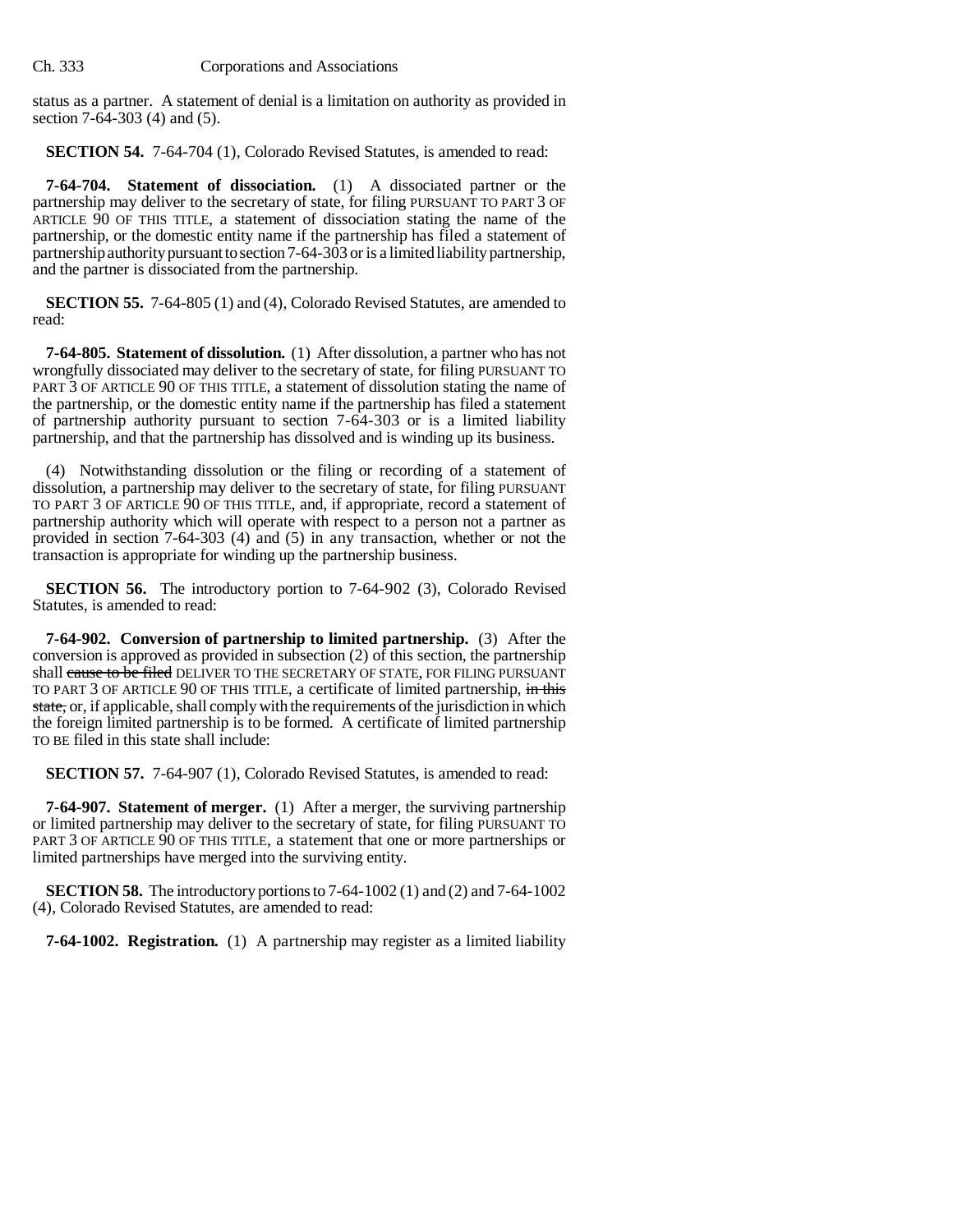status as a partner. A statement of denial is a limitation on authority as provided in section 7-64-303 (4) and (5).

**SECTION 54.** 7-64-704 (1), Colorado Revised Statutes, is amended to read:

**7-64-704. Statement of dissociation.** (1) A dissociated partner or the partnership may deliver to the secretary of state, for filing PURSUANT TO PART 3 OF ARTICLE 90 OF THIS TITLE, a statement of dissociation stating the name of the partnership, or the domestic entity name if the partnership has filed a statement of partnership authority pursuant to section 7-64-303 or is a limited liability partnership, and the partner is dissociated from the partnership.

**SECTION 55.** 7-64-805 (1) and (4), Colorado Revised Statutes, are amended to read:

**7-64-805. Statement of dissolution.** (1) After dissolution, a partner who has not wrongfully dissociated may deliver to the secretary of state, for filing PURSUANT TO PART 3 OF ARTICLE 90 OF THIS TITLE, a statement of dissolution stating the name of the partnership, or the domestic entity name if the partnership has filed a statement of partnership authority pursuant to section 7-64-303 or is a limited liability partnership, and that the partnership has dissolved and is winding up its business.

(4) Notwithstanding dissolution or the filing or recording of a statement of dissolution, a partnership may deliver to the secretary of state, for filing PURSUANT TO PART 3 OF ARTICLE 90 OF THIS TITLE, and, if appropriate, record a statement of partnership authority which will operate with respect to a person not a partner as provided in section 7-64-303 (4) and (5) in any transaction, whether or not the transaction is appropriate for winding up the partnership business.

**SECTION 56.** The introductory portion to 7-64-902 (3), Colorado Revised Statutes, is amended to read:

**7-64-902. Conversion of partnership to limited partnership.** (3) After the conversion is approved as provided in subsection (2) of this section, the partnership shall ~~cause to be filed~~ DELIVER TO THE SECRETARY OF STATE, FOR FILING PURSUANT TO PART 3 OF ARTICLE 90 OF THIS TITLE, a certificate of limited partnership, ~~in this state,~~ or, if applicable, shall comply with the requirements of the jurisdiction in which the foreign limited partnership is to be formed. A certificate of limited partnership TO BE filed in this state shall include:

**SECTION 57.** 7-64-907 (1), Colorado Revised Statutes, is amended to read:

**7-64-907. Statement of merger.** (1) After a merger, the surviving partnership or limited partnership may deliver to the secretary of state, for filing PURSUANT TO PART 3 OF ARTICLE 90 OF THIS TITLE, a statement that one or more partnerships or limited partnerships have merged into the surviving entity.

**SECTION 58.** The introductory portions to 7-64-1002 (1) and (2) and 7-64-1002 (4), Colorado Revised Statutes, are amended to read:

**7-64-1002. Registration.** (1) A partnership may register as a limited liability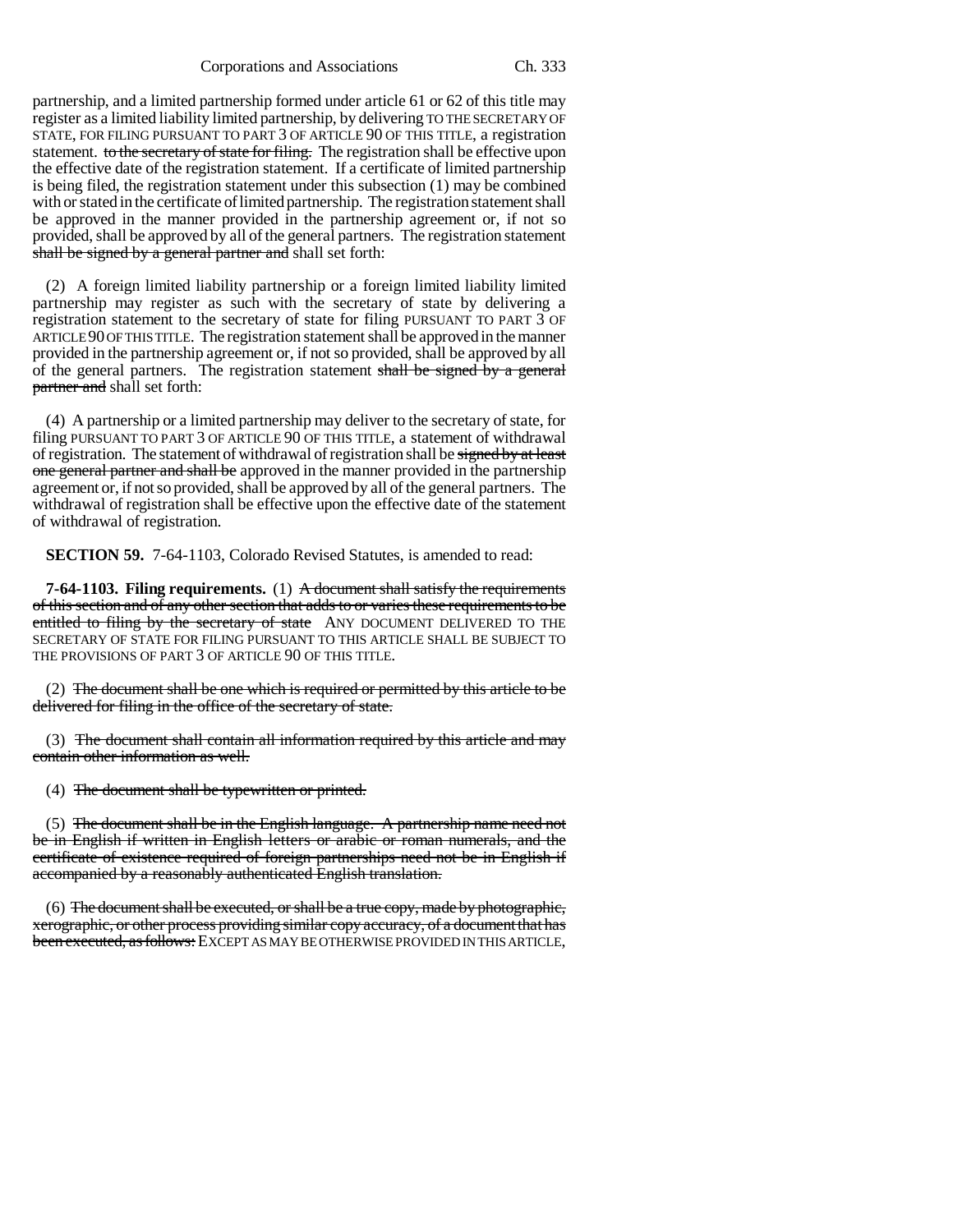partnership, and a limited partnership formed under article 61 or 62 of this title may register as a limited liability limited partnership, by delivering TO THE SECRETARY OF STATE, FOR FILING PURSUANT TO PART 3 OF ARTICLE 90 OF THIS TITLE, a registration statement. ~~to the secretary of state for filing.~~ The registration shall be effective upon the effective date of the registration statement. If a certificate of limited partnership is being filed, the registration statement under this subsection (1) may be combined with or stated in the certificate of limited partnership. The registration statement shall be approved in the manner provided in the partnership agreement or, if not so provided, shall be approved by all of the general partners. The registration statement ~~shall be signed by a general partner and~~ shall set forth:

(2) A foreign limited liability partnership or a foreign limited liability limited partnership may register as such with the secretary of state by delivering a registration statement to the secretary of state for filing PURSUANT TO PART 3 OF ARTICLE 90 OF THIS TITLE. The registration statement shall be approved in the manner provided in the partnership agreement or, if not so provided, shall be approved by all of the general partners. The registration statement ~~shall be signed by a general partner and~~ shall set forth:

(4) A partnership or a limited partnership may deliver to the secretary of state, for filing PURSUANT TO PART 3 OF ARTICLE 90 OF THIS TITLE, a statement of withdrawal of registration. The statement of withdrawal of registration shall be ~~signed by at least one general partner and shall be~~ approved in the manner provided in the partnership agreement or, if not so provided, shall be approved by all of the general partners. The withdrawal of registration shall be effective upon the effective date of the statement of withdrawal of registration.

**SECTION 59.** 7-64-1103, Colorado Revised Statutes, is amended to read:

**7-64-1103. Filing requirements.** (1) ~~A document shall satisfy the requirements of this section and of any other section that adds to or varies these requirements to be entitled to filing by the secretary of state~~ ANY DOCUMENT DELIVERED TO THE SECRETARY OF STATE FOR FILING PURSUANT TO THIS ARTICLE SHALL BE SUBJECT TO THE PROVISIONS OF PART 3 OF ARTICLE 90 OF THIS TITLE.

(2) ~~The document shall be one which is required or permitted by this article to be delivered for filing in the office of the secretary of state.~~

(3) ~~The document shall contain all information required by this article and may contain other information as well.~~

(4) ~~The document shall be typewritten or printed.~~

(5) ~~The document shall be in the English language. A partnership name need not be in English if written in English letters or arabic or roman numerals, and the certificate of existence required of foreign partnerships need not be in English if accompanied by a reasonably authenticated English translation.~~

(6) ~~The document shall be executed, or shall be a true copy, made by photographic, xerographic, or other process providing similar copy accuracy, of a document that has been executed, as follows:~~ EXCEPT AS MAY BE OTHERWISE PROVIDED IN THIS ARTICLE,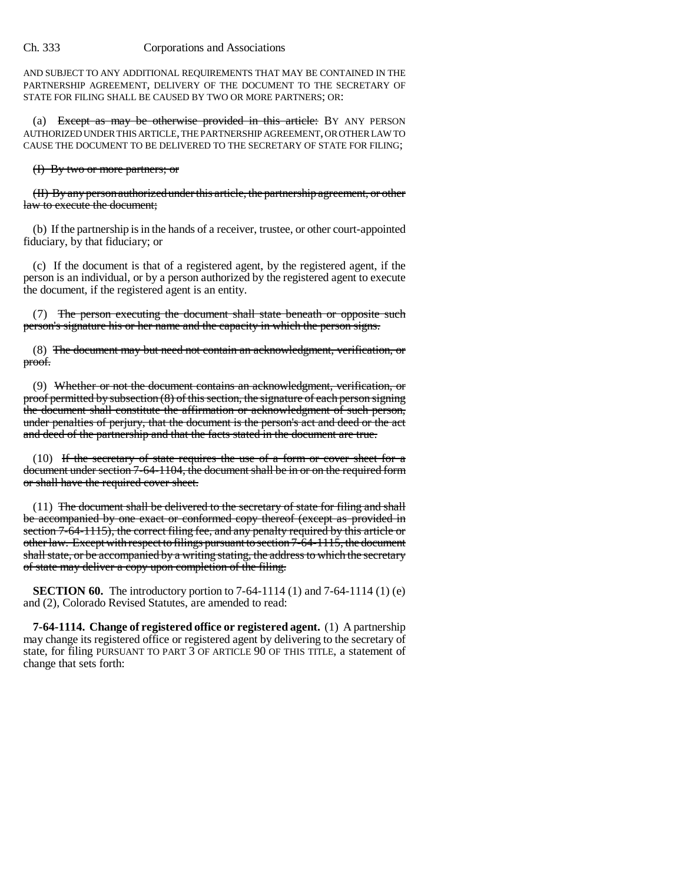AND SUBJECT TO ANY ADDITIONAL REQUIREMENTS THAT MAY BE CONTAINED IN THE PARTNERSHIP AGREEMENT, DELIVERY OF THE DOCUMENT TO THE SECRETARY OF STATE FOR FILING SHALL BE CAUSED BY TWO OR MORE PARTNERS; OR:

(a) ~~Except as may be otherwise provided in this article:~~ BY ANY PERSON AUTHORIZED UNDER THIS ARTICLE, THE PARTNERSHIP AGREEMENT, OR OTHER LAW TO CAUSE THE DOCUMENT TO BE DELIVERED TO THE SECRETARY OF STATE FOR FILING;

~~(I) By two or more partners; or~~

~~(II) By any person authorized under this article, the partnership agreement, or other law to execute the document;~~

(b) If the partnership is in the hands of a receiver, trustee, or other court-appointed fiduciary, by that fiduciary; or

(c) If the document is that of a registered agent, by the registered agent, if the person is an individual, or by a person authorized by the registered agent to execute the document, if the registered agent is an entity.

(7) ~~The person executing the document shall state beneath or opposite such person's signature his or her name and the capacity in which the person signs.~~

(8) ~~The document may but need not contain an acknowledgment, verification, or proof.~~

(9) ~~Whether or not the document contains an acknowledgment, verification, or proof permitted by subsection (8) of this section, the signature of each person signing the document shall constitute the affirmation or acknowledgment of such person, under penalties of perjury, that the document is the person's act and deed or the act and deed of the partnership and that the facts stated in the document are true.~~

(10) ~~If the secretary of state requires the use of a form or cover sheet for a document under section 7-64-1104, the document shall be in or on the required form or shall have the required cover sheet.~~

(11) ~~The document shall be delivered to the secretary of state for filing and shall be accompanied by one exact or conformed copy thereof (except as provided in section 7-64-1115), the correct filing fee, and any penalty required by this article or other law. Except with respect to filings pursuant to section 7-64-1115, the document shall state, or be accompanied by a writing stating, the address to which the secretary of state may deliver a copy upon completion of the filing.~~

**SECTION 60.** The introductory portion to 7-64-1114 (1) and 7-64-1114 (1) (e) and (2), Colorado Revised Statutes, are amended to read:

**7-64-1114. Change of registered office or registered agent.** (1) A partnership may change its registered office or registered agent by delivering to the secretary of state, for filing PURSUANT TO PART 3 OF ARTICLE 90 OF THIS TITLE, a statement of change that sets forth: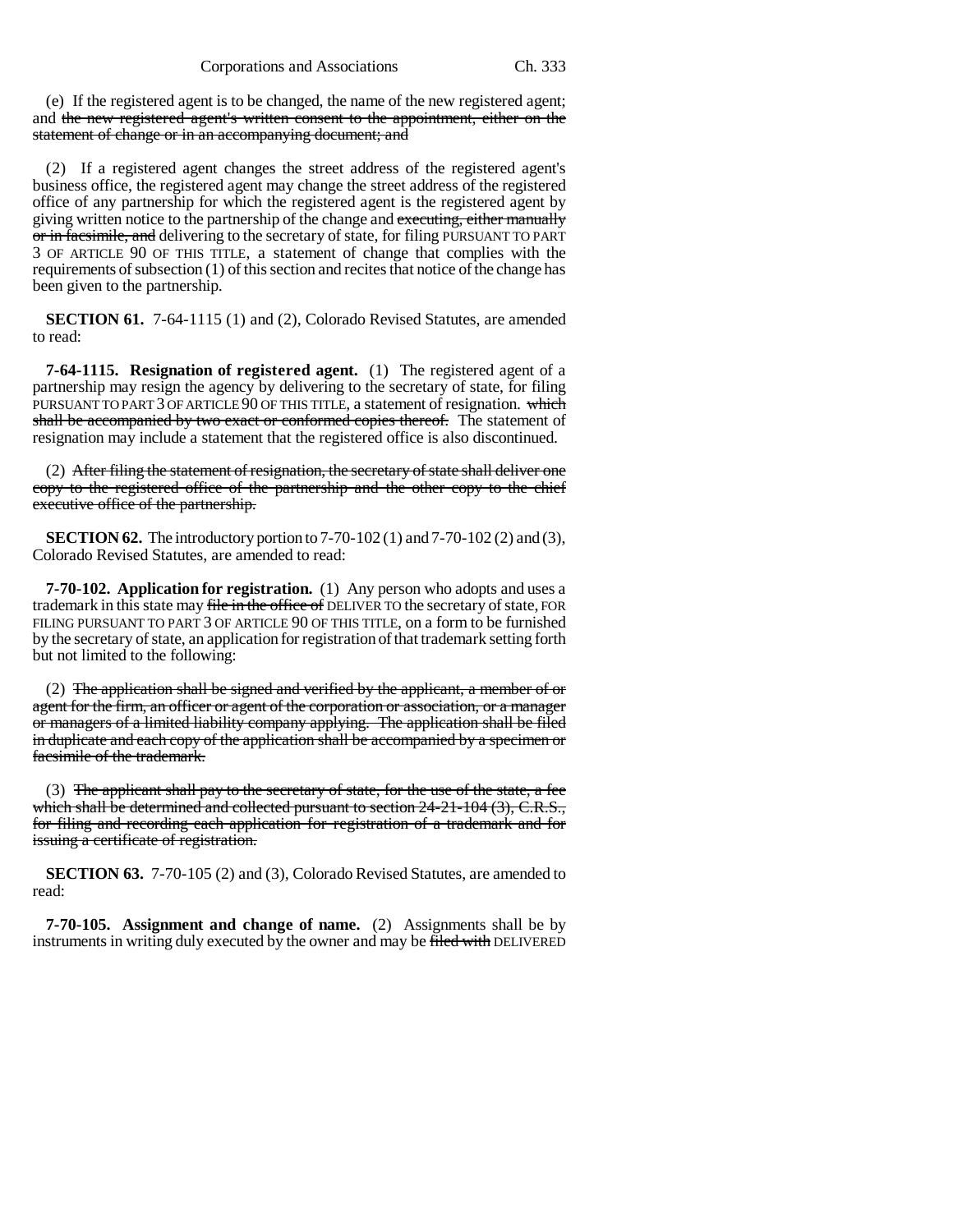(e) If the registered agent is to be changed, the name of the new registered agent; and ~~the new registered agent's written consent to the appointment, either on the statement of change or in an accompanying document; and~~

(2) If a registered agent changes the street address of the registered agent's business office, the registered agent may change the street address of the registered office of any partnership for which the registered agent is the registered agent by giving written notice to the partnership of the change and ~~executing, either manually or in facsimile, and~~ delivering to the secretary of state, for filing PURSUANT TO PART 3 OF ARTICLE 90 OF THIS TITLE, a statement of change that complies with the requirements of subsection (1) of this section and recites that notice of the change has been given to the partnership.

**SECTION 61.** 7-64-1115 (1) and (2), Colorado Revised Statutes, are amended to read:

**7-64-1115. Resignation of registered agent.** (1) The registered agent of a partnership may resign the agency by delivering to the secretary of state, for filing PURSUANT TO PART 3 OF ARTICLE 90 OF THIS TITLE, a statement of resignation. ~~which shall be accompanied by two exact or conformed copies thereof.~~ The statement of resignation may include a statement that the registered office is also discontinued.

(2) ~~After filing the statement of resignation, the secretary of state shall deliver one copy to the registered office of the partnership and the other copy to the chief executive office of the partnership.~~

**SECTION 62.** The introductory portion to 7-70-102 (1) and 7-70-102 (2) and (3), Colorado Revised Statutes, are amended to read:

**7-70-102. Application for registration.** (1) Any person who adopts and uses a trademark in this state may ~~file in the office of~~ DELIVER TO the secretary of state, FOR FILING PURSUANT TO PART 3 OF ARTICLE 90 OF THIS TITLE, on a form to be furnished by the secretary of state, an application for registration of that trademark setting forth but not limited to the following:

(2) ~~The application shall be signed and verified by the applicant, a member of or agent for the firm, an officer or agent of the corporation or association, or a manager or managers of a limited liability company applying. The application shall be filed in duplicate and each copy of the application shall be accompanied by a specimen or facsimile of the trademark.~~

(3) ~~The applicant shall pay to the secretary of state, for the use of the state, a fee which shall be determined and collected pursuant to section 24-21-104 (3), C.R.S., for filing and recording each application for registration of a trademark and for issuing a certificate of registration.~~

**SECTION 63.** 7-70-105 (2) and (3), Colorado Revised Statutes, are amended to read:

**7-70-105. Assignment and change of name.** (2) Assignments shall be by instruments in writing duly executed by the owner and may be ~~filed with~~ DELIVERED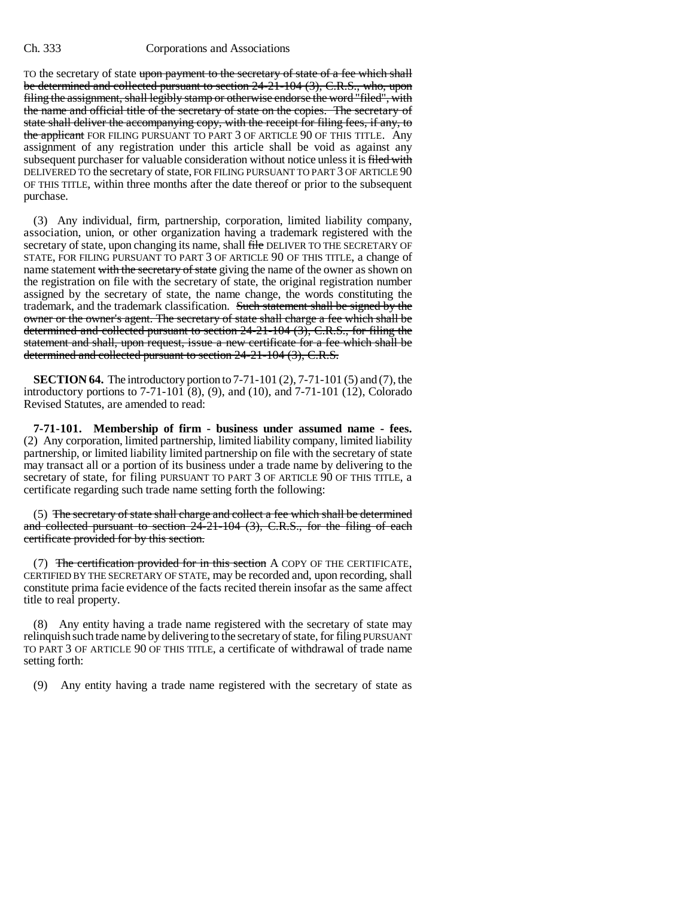TO the secretary of state ~~upon payment to the secretary of state of a fee which shall be determined and collected pursuant to section 24-21-104 (3), C.R.S., who, upon filing the assignment, shall legibly stamp or otherwise endorse the word "filed", with the name and official title of the secretary of state on the copies. The secretary of state shall deliver the accompanying copy, with the receipt for filing fees, if any, to the applicant~~ FOR FILING PURSUANT TO PART 3 OF ARTICLE 90 OF THIS TITLE. Any assignment of any registration under this article shall be void as against any subsequent purchaser for valuable consideration without notice unless it is ~~filed with~~ DELIVERED TO the secretary of state, FOR FILING PURSUANT TO PART 3 OF ARTICLE 90 OF THIS TITLE, within three months after the date thereof or prior to the subsequent purchase.

(3) Any individual, firm, partnership, corporation, limited liability company, association, union, or other organization having a trademark registered with the secretary of state, upon changing its name, shall ~~file~~ DELIVER TO THE SECRETARY OF STATE, FOR FILING PURSUANT TO PART 3 OF ARTICLE 90 OF THIS TITLE, a change of name statement ~~with the secretary of state~~ giving the name of the owner as shown on the registration on file with the secretary of state, the original registration number assigned by the secretary of state, the name change, the words constituting the trademark, and the trademark classification. ~~Such statement shall be signed by the owner or the owner's agent. The secretary of state shall charge a fee which shall be determined and collected pursuant to section 24-21-104 (3), C.R.S., for filing the statement and shall, upon request, issue a new certificate for a fee which shall be determined and collected pursuant to section 24-21-104 (3), C.R.S.~~

**SECTION 64.** The introductory portion to 7-71-101 (2), 7-71-101 (5) and (7), the introductory portions to 7-71-101 (8), (9), and (10), and 7-71-101 (12), Colorado Revised Statutes, are amended to read:

**7-71-101. Membership of firm - business under assumed name - fees.** (2) Any corporation, limited partnership, limited liability company, limited liability partnership, or limited liability limited partnership on file with the secretary of state may transact all or a portion of its business under a trade name by delivering to the secretary of state, for filing PURSUANT TO PART 3 OF ARTICLE 90 OF THIS TITLE, a certificate regarding such trade name setting forth the following:

(5) ~~The secretary of state shall charge and collect a fee which shall be determined and collected pursuant to section 24-21-104 (3), C.R.S., for the filing of each certificate provided for by this section.~~

(7) ~~The certification provided for in this section~~ A COPY OF THE CERTIFICATE, CERTIFIED BY THE SECRETARY OF STATE, may be recorded and, upon recording, shall constitute prima facie evidence of the facts recited therein insofar as the same affect title to real property.

(8) Any entity having a trade name registered with the secretary of state may relinquish such trade name by delivering to the secretary of state, for filing PURSUANT TO PART 3 OF ARTICLE 90 OF THIS TITLE, a certificate of withdrawal of trade name setting forth:

(9) Any entity having a trade name registered with the secretary of state as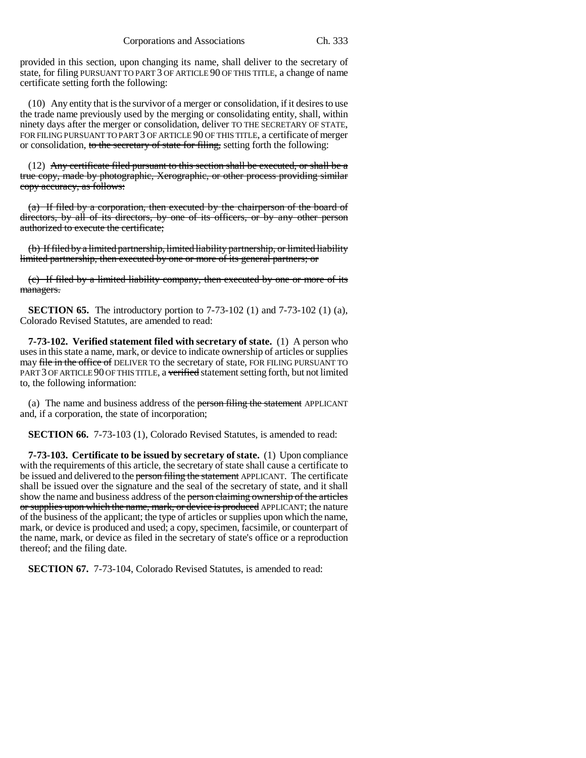provided in this section, upon changing its name, shall deliver to the secretary of state, for filing PURSUANT TO PART 3 OF ARTICLE 90 OF THIS TITLE, a change of name certificate setting forth the following:

(10) Any entity that is the survivor of a merger or consolidation, if it desires to use the trade name previously used by the merging or consolidating entity, shall, within ninety days after the merger or consolidation, deliver TO THE SECRETARY OF STATE, FOR FILING PURSUANT TO PART 3 OF ARTICLE 90 OF THIS TITLE, a certificate of merger or consolidation, ~~to the secretary of state for filing,~~ setting forth the following:

(12) ~~Any certificate filed pursuant to this section shall be executed, or shall be a true copy, made by photographic, Xerographic, or other process providing similar copy accuracy, as follows:~~

~~(a) If filed by a corporation, then executed by the chairperson of the board of directors, by all of its directors, by one of its officers, or by any other person authorized to execute the certificate;~~

~~(b) If filed by a limited partnership, limited liability partnership, or limited liability limited partnership, then executed by one or more of its general partners; or~~

~~(c) If filed by a limited liability company, then executed by one or more of its managers.~~

**SECTION 65.** The introductory portion to 7-73-102 (1) and 7-73-102 (1) (a), Colorado Revised Statutes, are amended to read:

**7-73-102. Verified statement filed with secretary of state.** (1) A person who uses in this state a name, mark, or device to indicate ownership of articles or supplies may ~~file in the office of~~ DELIVER TO the secretary of state, FOR FILING PURSUANT TO PART 3 OF ARTICLE 90 OF THIS TITLE, a ~~verified~~ statement setting forth, but not limited to, the following information:

(a) The name and business address of the ~~person filing the statement~~ APPLICANT and, if a corporation, the state of incorporation;

**SECTION 66.** 7-73-103 (1), Colorado Revised Statutes, is amended to read:

**7-73-103. Certificate to be issued by secretary of state.** (1) Upon compliance with the requirements of this article, the secretary of state shall cause a certificate to be issued and delivered to the ~~person filing the statement~~ APPLICANT. The certificate shall be issued over the signature and the seal of the secretary of state, and it shall show the name and business address of the ~~person claiming ownership of the articles or supplies upon which the name, mark, or device is produced~~ APPLICANT; the nature of the business of the applicant; the type of articles or supplies upon which the name, mark, or device is produced and used; a copy, specimen, facsimile, or counterpart of the name, mark, or device as filed in the secretary of state's office or a reproduction thereof; and the filing date.

**SECTION 67.** 7-73-104, Colorado Revised Statutes, is amended to read: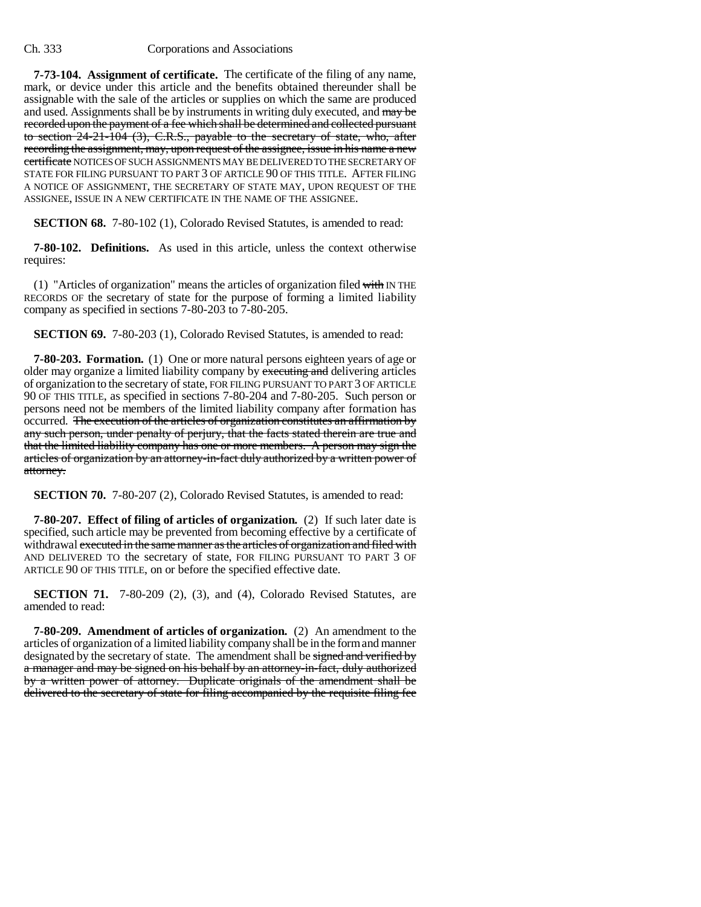**7-73-104. Assignment of certificate.** The certificate of the filing of any name, mark, or device under this article and the benefits obtained thereunder shall be assignable with the sale of the articles or supplies on which the same are produced and used. Assignments shall be by instruments in writing duly executed, and ~~may be recorded upon the payment of a fee which shall be determined and collected pursuant to section 24-21-104 (3), C.R.S., payable to the secretary of state, who, after recording the assignment, may, upon request of the assignee, issue in his name a new certificate~~ NOTICES OF SUCH ASSIGNMENTS MAY BE DELIVERED TO THE SECRETARY OF STATE FOR FILING PURSUANT TO PART 3 OF ARTICLE 90 OF THIS TITLE. AFTER FILING A NOTICE OF ASSIGNMENT, THE SECRETARY OF STATE MAY, UPON REQUEST OF THE ASSIGNEE, ISSUE IN A NEW CERTIFICATE IN THE NAME OF THE ASSIGNEE.

**SECTION 68.** 7-80-102 (1), Colorado Revised Statutes, is amended to read:

**7-80-102. Definitions.** As used in this article, unless the context otherwise requires:

(1) "Articles of organization" means the articles of organization filed ~~with~~ IN THE RECORDS OF the secretary of state for the purpose of forming a limited liability company as specified in sections 7-80-203 to 7-80-205.

**SECTION 69.** 7-80-203 (1), Colorado Revised Statutes, is amended to read:

**7-80-203. Formation.** (1) One or more natural persons eighteen years of age or older may organize a limited liability company by ~~executing and~~ delivering articles of organization to the secretary of state, FOR FILING PURSUANT TO PART 3 OF ARTICLE 90 OF THIS TITLE, as specified in sections 7-80-204 and 7-80-205. Such person or persons need not be members of the limited liability company after formation has occurred. ~~The execution of the articles of organization constitutes an affirmation by any such person, under penalty of perjury, that the facts stated therein are true and that the limited liability company has one or more members. A person may sign the articles of organization by an attorney-in-fact duly authorized by a written power of attorney.~~

**SECTION 70.** 7-80-207 (2), Colorado Revised Statutes, is amended to read:

**7-80-207. Effect of filing of articles of organization.** (2) If such later date is specified, such article may be prevented from becoming effective by a certificate of withdrawal ~~executed in the same manner as the articles of organization and filed with~~ AND DELIVERED TO the secretary of state, FOR FILING PURSUANT TO PART 3 OF ARTICLE 90 OF THIS TITLE, on or before the specified effective date.

**SECTION 71.** 7-80-209 (2), (3), and (4), Colorado Revised Statutes, are amended to read:

**7-80-209. Amendment of articles of organization.** (2) An amendment to the articles of organization of a limited liability company shall be in the form and manner designated by the secretary of state. The amendment shall be ~~signed and verified by a manager and may be signed on his behalf by an attorney-in-fact, duly authorized by a written power of attorney. Duplicate originals of the amendment shall be delivered to the secretary of state for filing accompanied by the requisite filing fee~~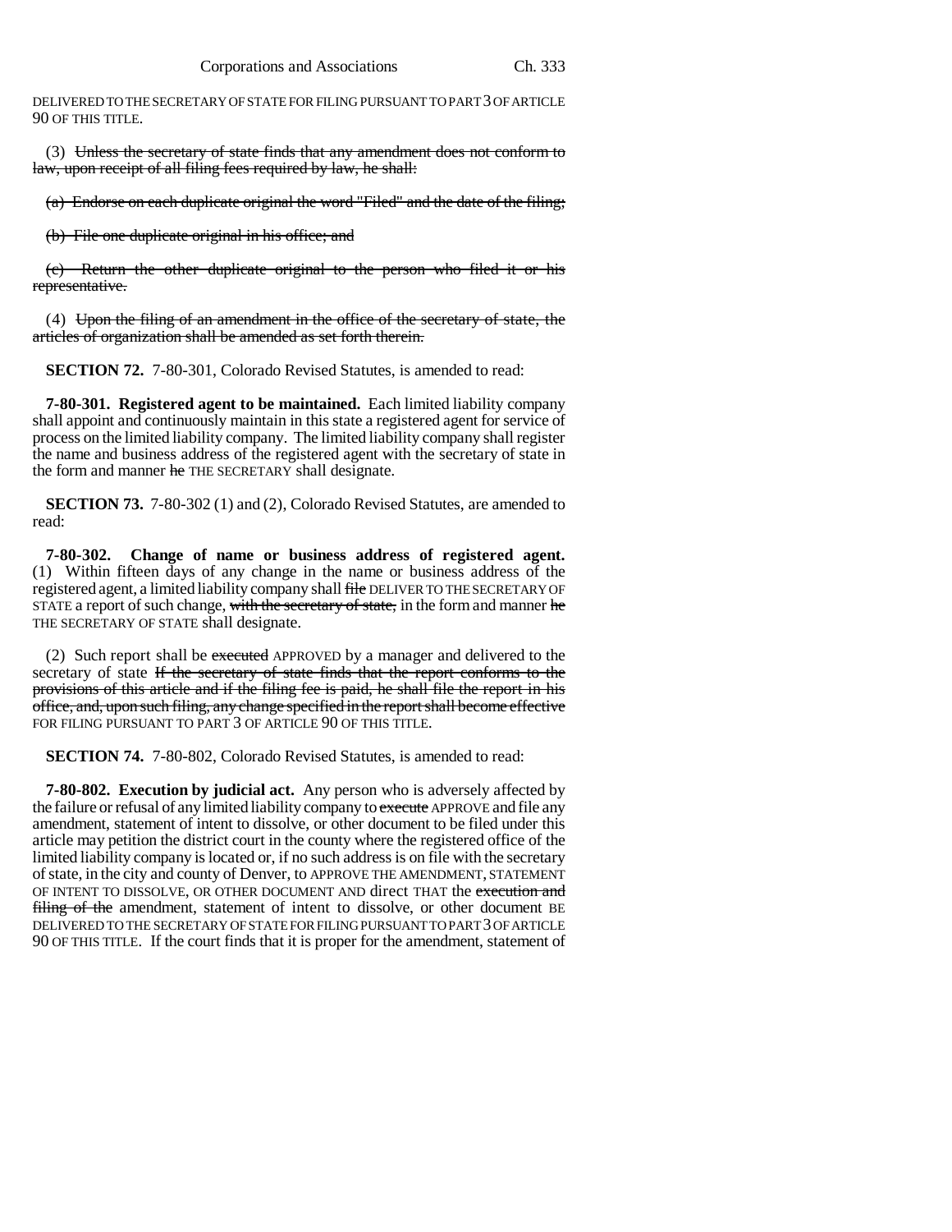DELIVERED TO THE SECRETARY OF STATE FOR FILING PURSUANT TO PART 3 OF ARTICLE 90 OF THIS TITLE.

(3) ~~Unless the secretary of state finds that any amendment does not conform to law, upon receipt of all filing fees required by law, he shall:~~

~~(a) Endorse on each duplicate original the word "Filed" and the date of the filing;~~

~~(b) File one duplicate original in his office; and~~

~~(c) Return the other duplicate original to the person who filed it or his representative.~~

(4) ~~Upon the filing of an amendment in the office of the secretary of state, the articles of organization shall be amended as set forth therein.~~

**SECTION 72.** 7-80-301, Colorado Revised Statutes, is amended to read:

**7-80-301. Registered agent to be maintained.** Each limited liability company shall appoint and continuously maintain in this state a registered agent for service of process on the limited liability company. The limited liability company shall register the name and business address of the registered agent with the secretary of state in the form and manner ~~he~~ THE SECRETARY shall designate.

**SECTION 73.** 7-80-302 (1) and (2), Colorado Revised Statutes, are amended to read:

**7-80-302. Change of name or business address of registered agent.** (1) Within fifteen days of any change in the name or business address of the registered agent, a limited liability company shall ~~file~~ DELIVER TO THE SECRETARY OF STATE a report of such change, ~~with the secretary of state,~~ in the form and manner ~~he~~ THE SECRETARY OF STATE shall designate.

(2) Such report shall be ~~executed~~ APPROVED by a manager and delivered to the secretary of state ~~If the secretary of state finds that the report conforms to the provisions of this article and if the filing fee is paid, he shall file the report in his office, and, upon such filing, any change specified in the report shall become effective~~ FOR FILING PURSUANT TO PART 3 OF ARTICLE 90 OF THIS TITLE.

**SECTION 74.** 7-80-802, Colorado Revised Statutes, is amended to read:

**7-80-802. Execution by judicial act.** Any person who is adversely affected by the failure or refusal of any limited liability company to ~~execute~~ APPROVE and file any amendment, statement of intent to dissolve, or other document to be filed under this article may petition the district court in the county where the registered office of the limited liability company is located or, if no such address is on file with the secretary of state, in the city and county of Denver, to APPROVE THE AMENDMENT, STATEMENT OF INTENT TO DISSOLVE, OR OTHER DOCUMENT AND direct THAT the ~~execution and filing of the~~ amendment, statement of intent to dissolve, or other document BE DELIVERED TO THE SECRETARY OF STATE FOR FILING PURSUANT TO PART 3 OF ARTICLE 90 OF THIS TITLE. If the court finds that it is proper for the amendment, statement of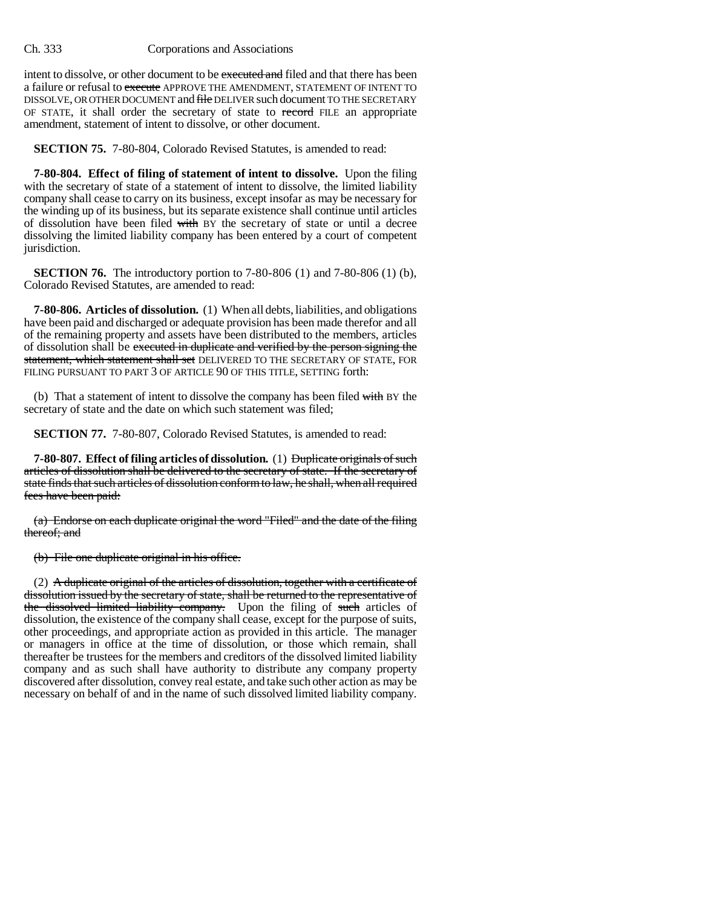intent to dissolve, or other document to be ~~executed and~~ filed and that there has been a failure or refusal to ~~execute~~ APPROVE THE AMENDMENT, STATEMENT OF INTENT TO DISSOLVE, OR OTHER DOCUMENT and ~~file~~ DELIVER such document TO THE SECRETARY OF STATE, it shall order the secretary of state to ~~record~~ FILE an appropriate amendment, statement of intent to dissolve, or other document.

**SECTION 75.** 7-80-804, Colorado Revised Statutes, is amended to read:

**7-80-804. Effect of filing of statement of intent to dissolve.** Upon the filing with the secretary of state of a statement of intent to dissolve, the limited liability company shall cease to carry on its business, except insofar as may be necessary for the winding up of its business, but its separate existence shall continue until articles of dissolution have been filed ~~with~~ BY the secretary of state or until a decree dissolving the limited liability company has been entered by a court of competent jurisdiction.

**SECTION 76.** The introductory portion to 7-80-806 (1) and 7-80-806 (1) (b), Colorado Revised Statutes, are amended to read:

**7-80-806. Articles of dissolution.** (1) When all debts, liabilities, and obligations have been paid and discharged or adequate provision has been made therefor and all of the remaining property and assets have been distributed to the members, articles of dissolution shall be ~~executed in duplicate and verified by the person signing the statement, which statement shall set~~ DELIVERED TO THE SECRETARY OF STATE, FOR FILING PURSUANT TO PART 3 OF ARTICLE 90 OF THIS TITLE, SETTING forth:

(b) That a statement of intent to dissolve the company has been filed ~~with~~ BY the secretary of state and the date on which such statement was filed;

**SECTION 77.** 7-80-807, Colorado Revised Statutes, is amended to read:

**7-80-807. Effect of filing articles of dissolution.** (1) ~~Duplicate originals of such articles of dissolution shall be delivered to the secretary of state. If the secretary of state finds that such articles of dissolution conform to law, he shall, when all required fees have been paid:~~

~~(a) Endorse on each duplicate original the word "Filed" and the date of the filing thereof; and~~

~~(b) File one duplicate original in his office.~~

(2) ~~A duplicate original of the articles of dissolution, together with a certificate of dissolution issued by the secretary of state, shall be returned to the representative of the dissolved limited liability company.~~ Upon the filing of ~~such~~ articles of dissolution, the existence of the company shall cease, except for the purpose of suits, other proceedings, and appropriate action as provided in this article. The manager or managers in office at the time of dissolution, or those which remain, shall thereafter be trustees for the members and creditors of the dissolved limited liability company and as such shall have authority to distribute any company property discovered after dissolution, convey real estate, and take such other action as may be necessary on behalf of and in the name of such dissolved limited liability company.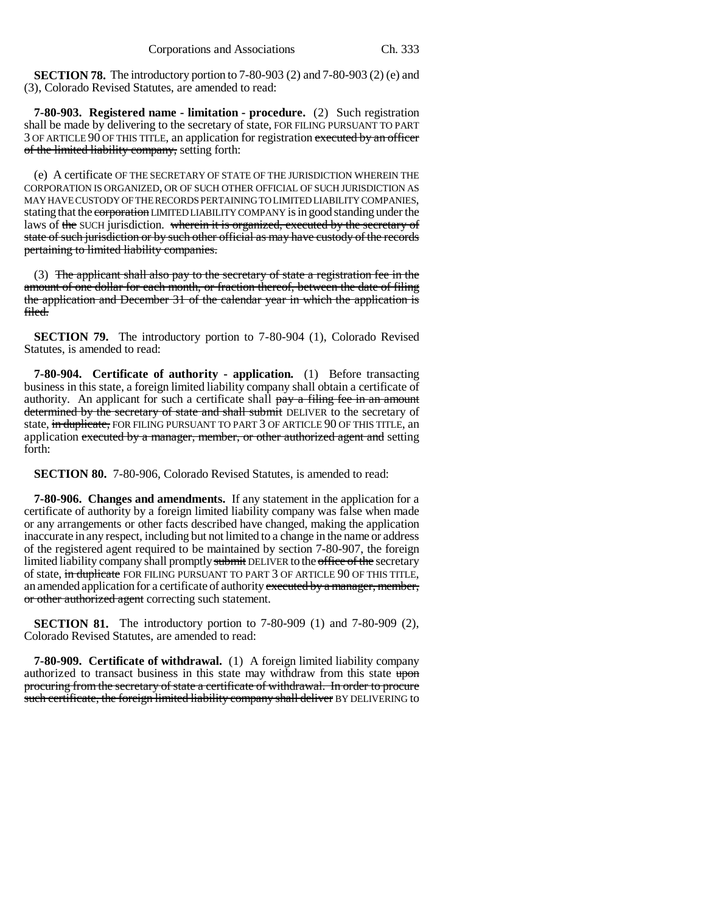**SECTION 78.** The introductory portion to 7-80-903 (2) and 7-80-903 (2) (e) and (3), Colorado Revised Statutes, are amended to read:

**7-80-903. Registered name - limitation - procedure.** (2) Such registration shall be made by delivering to the secretary of state, FOR FILING PURSUANT TO PART 3 OF ARTICLE 90 OF THIS TITLE, an application for registration ~~executed by an officer of the limited liability company,~~ setting forth:

(e) A certificate OF THE SECRETARY OF STATE OF THE JURISDICTION WHEREIN THE CORPORATION IS ORGANIZED, OR OF SUCH OTHER OFFICIAL OF SUCH JURISDICTION AS MAY HAVE CUSTODY OF THE RECORDS PERTAINING TO LIMITED LIABILITY COMPANIES, stating that the ~~corporation~~ LIMITED LIABILITY COMPANY is in good standing under the laws of ~~the~~ SUCH jurisdiction. ~~wherein it is organized, executed by the secretary of state of such jurisdiction or by such other official as may have custody of the records pertaining to limited liability companies.~~

(3) ~~The applicant shall also pay to the secretary of state a registration fee in the amount of one dollar for each month, or fraction thereof, between the date of filing the application and December 31 of the calendar year in which the application is filed.~~

**SECTION 79.** The introductory portion to 7-80-904 (1), Colorado Revised Statutes, is amended to read:

**7-80-904. Certificate of authority - application.** (1) Before transacting business in this state, a foreign limited liability company shall obtain a certificate of authority. An applicant for such a certificate shall ~~pay a filing fee in an amount determined by the secretary of state and shall submit~~ DELIVER to the secretary of state, ~~in duplicate,~~ FOR FILING PURSUANT TO PART 3 OF ARTICLE 90 OF THIS TITLE, an application ~~executed by a manager, member, or other authorized agent and~~ setting forth:

**SECTION 80.** 7-80-906, Colorado Revised Statutes, is amended to read:

**7-80-906. Changes and amendments.** If any statement in the application for a certificate of authority by a foreign limited liability company was false when made or any arrangements or other facts described have changed, making the application inaccurate in any respect, including but not limited to a change in the name or address of the registered agent required to be maintained by section 7-80-907, the foreign limited liability company shall promptly ~~submit~~ DELIVER to the ~~office of the~~ secretary of state, ~~in duplicate~~ FOR FILING PURSUANT TO PART 3 OF ARTICLE 90 OF THIS TITLE, an amended application for a certificate of authority ~~executed by a manager, member, or other authorized agent~~ correcting such statement.

**SECTION 81.** The introductory portion to 7-80-909 (1) and 7-80-909 (2), Colorado Revised Statutes, are amended to read:

**7-80-909. Certificate of withdrawal.** (1) A foreign limited liability company authorized to transact business in this state may withdraw from this state ~~upon procuring from the secretary of state a certificate of withdrawal. In order to procure such certificate, the foreign limited liability company shall deliver~~ BY DELIVERING to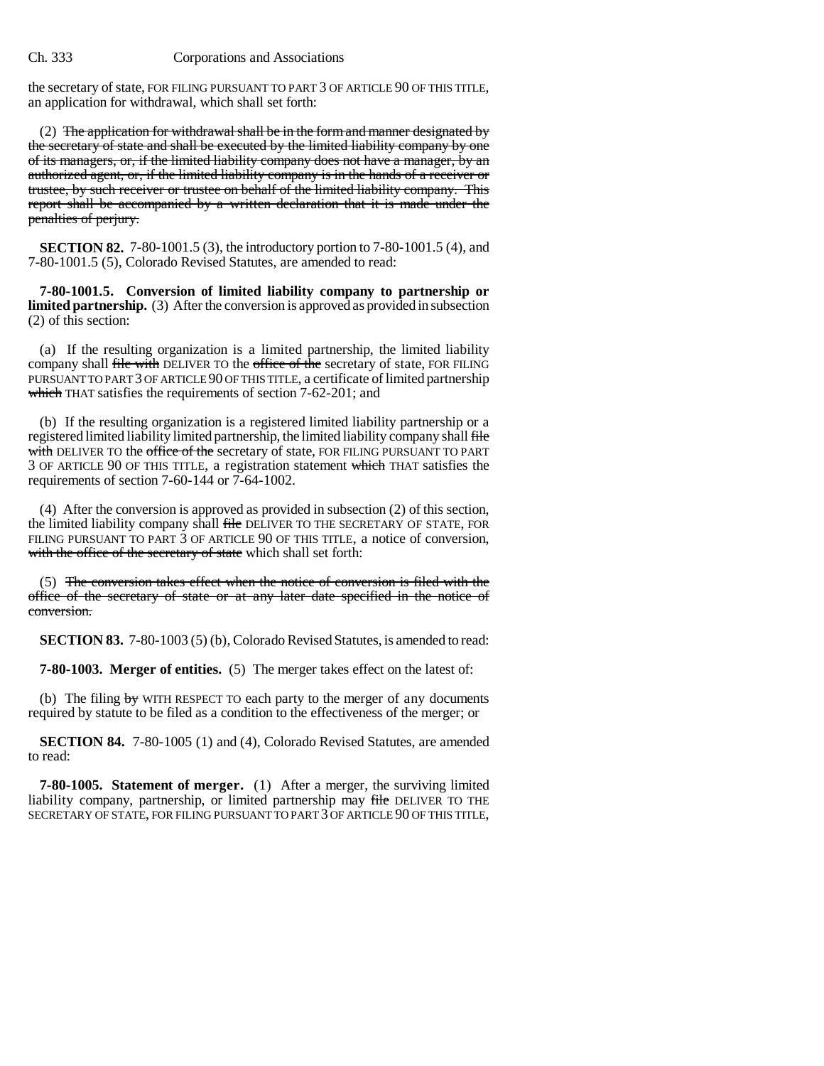the secretary of state, FOR FILING PURSUANT TO PART 3 OF ARTICLE 90 OF THIS TITLE, an application for withdrawal, which shall set forth:

(2) ~~The application for withdrawal shall be in the form and manner designated by the secretary of state and shall be executed by the limited liability company by one of its managers, or, if the limited liability company does not have a manager, by an authorized agent, or, if the limited liability company is in the hands of a receiver or trustee, by such receiver or trustee on behalf of the limited liability company. This report shall be accompanied by a written declaration that it is made under the penalties of perjury.~~

**SECTION 82.** 7-80-1001.5 (3), the introductory portion to 7-80-1001.5 (4), and 7-80-1001.5 (5), Colorado Revised Statutes, are amended to read:

**7-80-1001.5. Conversion of limited liability company to partnership or limited partnership.** (3) After the conversion is approved as provided in subsection (2) of this section:

(a) If the resulting organization is a limited partnership, the limited liability company shall ~~file with~~ DELIVER TO the ~~office of the~~ secretary of state, FOR FILING PURSUANT TO PART 3 OF ARTICLE 90 OF THIS TITLE, a certificate of limited partnership ~~which~~ THAT satisfies the requirements of section 7-62-201; and

(b) If the resulting organization is a registered limited liability partnership or a registered limited liability limited partnership, the limited liability company shall ~~file with~~ DELIVER TO the ~~office of the~~ secretary of state, FOR FILING PURSUANT TO PART 3 OF ARTICLE 90 OF THIS TITLE, a registration statement ~~which~~ THAT satisfies the requirements of section 7-60-144 or 7-64-1002.

(4) After the conversion is approved as provided in subsection (2) of this section, the limited liability company shall ~~file~~ DELIVER TO THE SECRETARY OF STATE, FOR FILING PURSUANT TO PART 3 OF ARTICLE 90 OF THIS TITLE, a notice of conversion, ~~with the office of the secretary of state~~ which shall set forth:

(5) ~~The conversion takes effect when the notice of conversion is filed with the office of the secretary of state or at any later date specified in the notice of conversion.~~

**SECTION 83.** 7-80-1003 (5) (b), Colorado Revised Statutes, is amended to read:

**7-80-1003. Merger of entities.** (5) The merger takes effect on the latest of:

(b) The filing ~~by~~ WITH RESPECT TO each party to the merger of any documents required by statute to be filed as a condition to the effectiveness of the merger; or

**SECTION 84.** 7-80-1005 (1) and (4), Colorado Revised Statutes, are amended to read:

**7-80-1005. Statement of merger.** (1) After a merger, the surviving limited liability company, partnership, or limited partnership may ~~file~~ DELIVER TO THE SECRETARY OF STATE, FOR FILING PURSUANT TO PART 3 OF ARTICLE 90 OF THIS TITLE,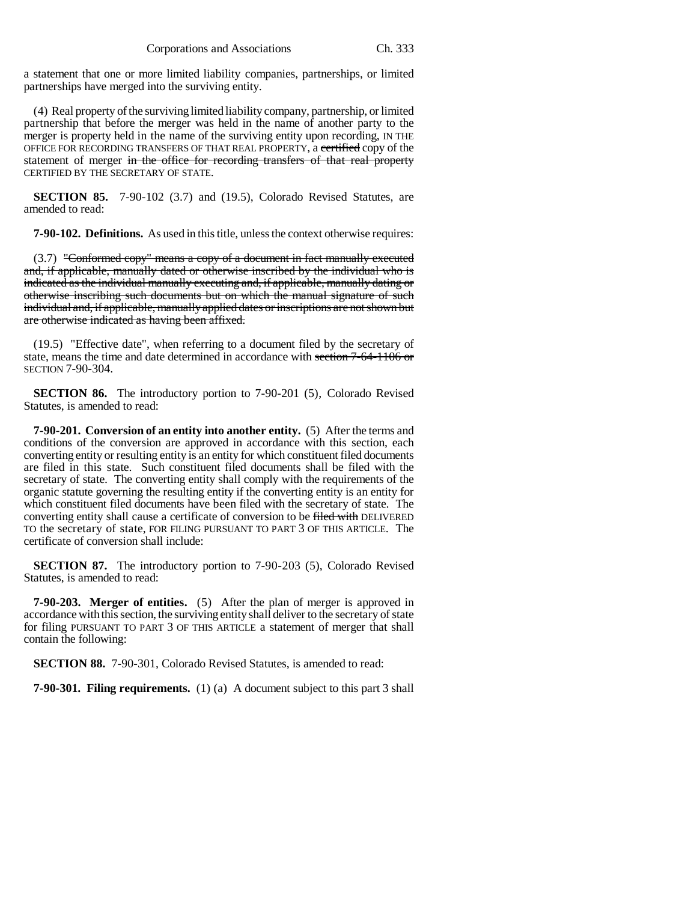a statement that one or more limited liability companies, partnerships, or limited partnerships have merged into the surviving entity.

(4) Real property of the surviving limited liability company, partnership, or limited partnership that before the merger was held in the name of another party to the merger is property held in the name of the surviving entity upon recording, IN THE OFFICE FOR RECORDING TRANSFERS OF THAT REAL PROPERTY, a ~~certified~~ copy of the statement of merger ~~in the office for recording transfers of that real property~~ CERTIFIED BY THE SECRETARY OF STATE.

**SECTION 85.** 7-90-102 (3.7) and (19.5), Colorado Revised Statutes, are amended to read:

**7-90-102. Definitions.** As used in this title, unless the context otherwise requires:

(3.7) ~~"Conformed copy" means a copy of a document in fact manually executed and, if applicable, manually dated or otherwise inscribed by the individual who is indicated as the individual manually executing and, if applicable, manually dating or otherwise inscribing such documents but on which the manual signature of such individual and, if applicable, manually applied dates or inscriptions are not shown but are otherwise indicated as having been affixed.~~

(19.5) "Effective date", when referring to a document filed by the secretary of state, means the time and date determined in accordance with ~~section 7-64-1106 or~~ SECTION 7-90-304.

**SECTION 86.** The introductory portion to 7-90-201 (5), Colorado Revised Statutes, is amended to read:

**7-90-201. Conversion of an entity into another entity.** (5) After the terms and conditions of the conversion are approved in accordance with this section, each converting entity or resulting entity is an entity for which constituent filed documents are filed in this state. Such constituent filed documents shall be filed with the secretary of state. The converting entity shall comply with the requirements of the organic statute governing the resulting entity if the converting entity is an entity for which constituent filed documents have been filed with the secretary of state. The converting entity shall cause a certificate of conversion to be ~~filed with~~ DELIVERED TO the secretary of state, FOR FILING PURSUANT TO PART 3 OF THIS ARTICLE. The certificate of conversion shall include:

**SECTION 87.** The introductory portion to 7-90-203 (5), Colorado Revised Statutes, is amended to read:

**7-90-203. Merger of entities.** (5) After the plan of merger is approved in accordance with this section, the surviving entity shall deliver to the secretary of state for filing PURSUANT TO PART 3 OF THIS ARTICLE a statement of merger that shall contain the following:

**SECTION 88.** 7-90-301, Colorado Revised Statutes, is amended to read:

**7-90-301. Filing requirements.** (1) (a) A document subject to this part 3 shall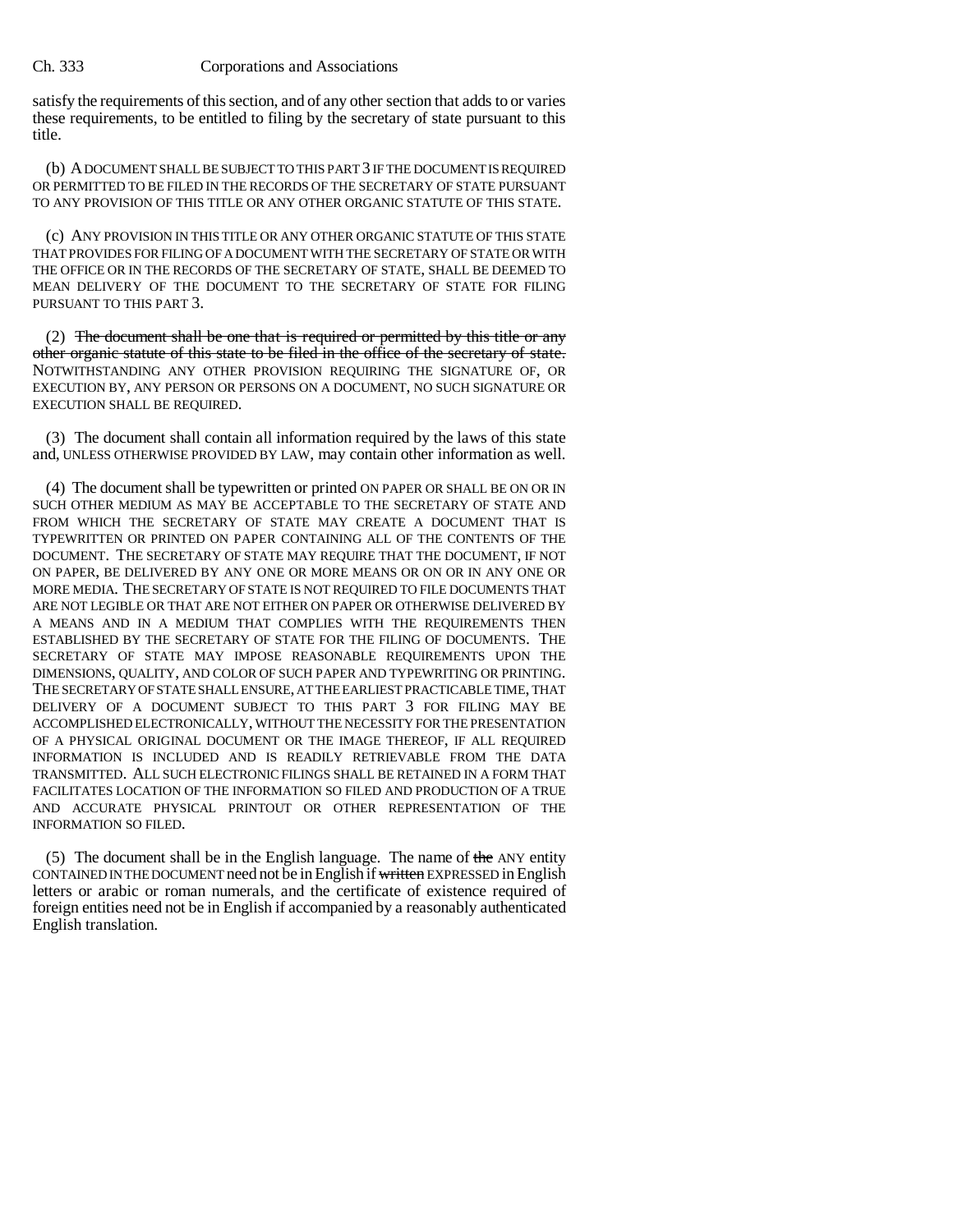satisfy the requirements of this section, and of any other section that adds to or varies these requirements, to be entitled to filing by the secretary of state pursuant to this title.

(b) A DOCUMENT SHALL BE SUBJECT TO THIS PART 3 IF THE DOCUMENT IS REQUIRED OR PERMITTED TO BE FILED IN THE RECORDS OF THE SECRETARY OF STATE PURSUANT TO ANY PROVISION OF THIS TITLE OR ANY OTHER ORGANIC STATUTE OF THIS STATE.

(c) ANY PROVISION IN THIS TITLE OR ANY OTHER ORGANIC STATUTE OF THIS STATE THAT PROVIDES FOR FILING OF A DOCUMENT WITH THE SECRETARY OF STATE OR WITH THE OFFICE OR IN THE RECORDS OF THE SECRETARY OF STATE, SHALL BE DEEMED TO MEAN DELIVERY OF THE DOCUMENT TO THE SECRETARY OF STATE FOR FILING PURSUANT TO THIS PART 3.

(2) ~~The document shall be one that is required or permitted by this title or any other organic statute of this state to be filed in the office of the secretary of state.~~ NOTWITHSTANDING ANY OTHER PROVISION REQUIRING THE SIGNATURE OF, OR EXECUTION BY, ANY PERSON OR PERSONS ON A DOCUMENT, NO SUCH SIGNATURE OR EXECUTION SHALL BE REQUIRED.

(3) The document shall contain all information required by the laws of this state and, UNLESS OTHERWISE PROVIDED BY LAW, may contain other information as well.

(4) The document shall be typewritten or printed ON PAPER OR SHALL BE ON OR IN SUCH OTHER MEDIUM AS MAY BE ACCEPTABLE TO THE SECRETARY OF STATE AND FROM WHICH THE SECRETARY OF STATE MAY CREATE A DOCUMENT THAT IS TYPEWRITTEN OR PRINTED ON PAPER CONTAINING ALL OF THE CONTENTS OF THE DOCUMENT. THE SECRETARY OF STATE MAY REQUIRE THAT THE DOCUMENT, IF NOT ON PAPER, BE DELIVERED BY ANY ONE OR MORE MEANS OR ON OR IN ANY ONE OR MORE MEDIA. THE SECRETARY OF STATE IS NOT REQUIRED TO FILE DOCUMENTS THAT ARE NOT LEGIBLE OR THAT ARE NOT EITHER ON PAPER OR OTHERWISE DELIVERED BY A MEANS AND IN A MEDIUM THAT COMPLIES WITH THE REQUIREMENTS THEN ESTABLISHED BY THE SECRETARY OF STATE FOR THE FILING OF DOCUMENTS. THE SECRETARY OF STATE MAY IMPOSE REASONABLE REQUIREMENTS UPON THE DIMENSIONS, QUALITY, AND COLOR OF SUCH PAPER AND TYPEWRITING OR PRINTING. THE SECRETARY OF STATE SHALL ENSURE, AT THE EARLIEST PRACTICABLE TIME, THAT DELIVERY OF A DOCUMENT SUBJECT TO THIS PART 3 FOR FILING MAY BE ACCOMPLISHED ELECTRONICALLY, WITHOUT THE NECESSITY FOR THE PRESENTATION OF A PHYSICAL ORIGINAL DOCUMENT OR THE IMAGE THEREOF, IF ALL REQUIRED INFORMATION IS INCLUDED AND IS READILY RETRIEVABLE FROM THE DATA TRANSMITTED. ALL SUCH ELECTRONIC FILINGS SHALL BE RETAINED IN A FORM THAT FACILITATES LOCATION OF THE INFORMATION SO FILED AND PRODUCTION OF A TRUE AND ACCURATE PHYSICAL PRINTOUT OR OTHER REPRESENTATION OF THE INFORMATION SO FILED.

(5) The document shall be in the English language. The name of ~~the~~ ANY entity CONTAINED IN THE DOCUMENT need not be in English if ~~written~~ EXPRESSED in English letters or arabic or roman numerals, and the certificate of existence required of foreign entities need not be in English if accompanied by a reasonably authenticated English translation.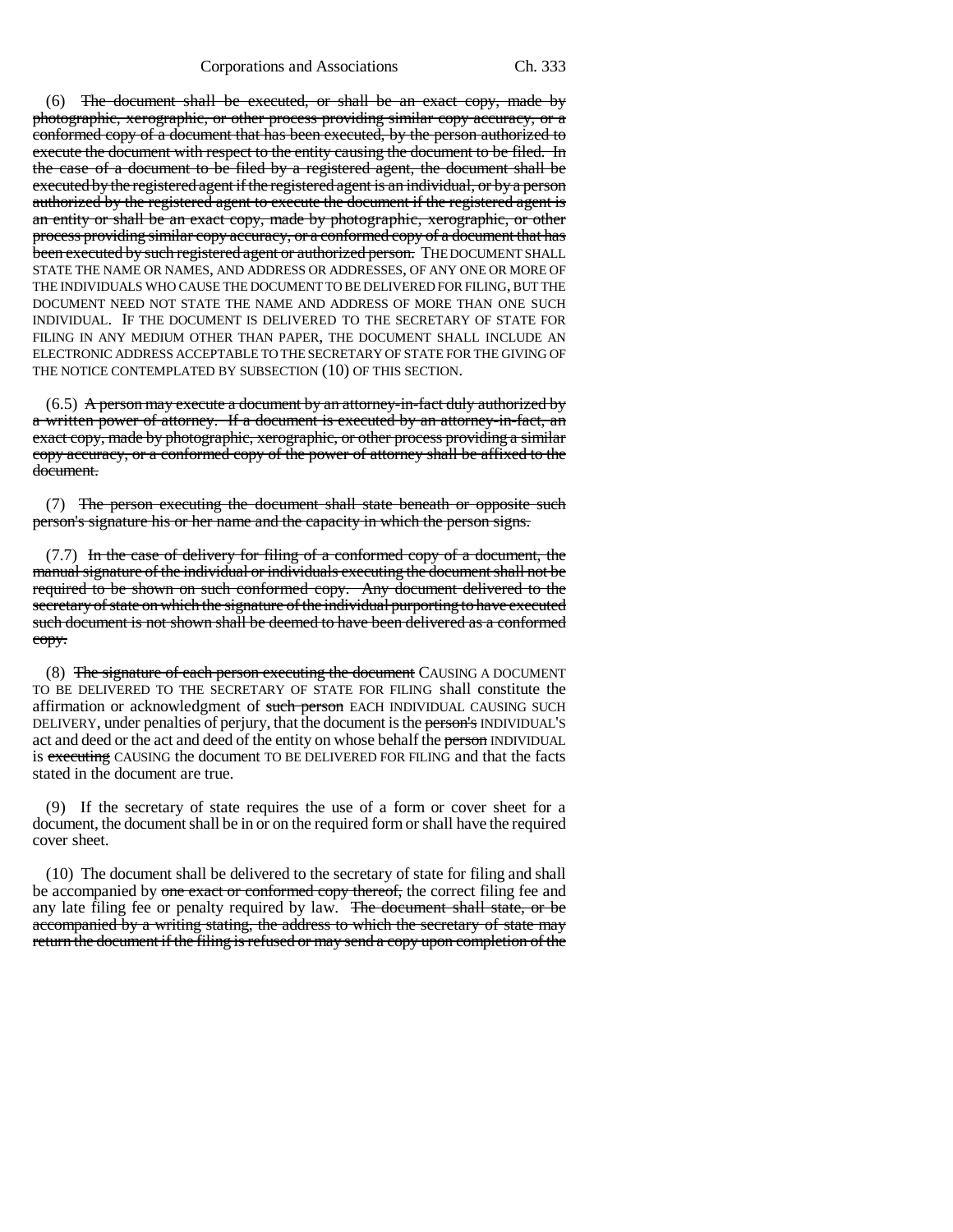(6) ~~The document shall be executed, or shall be an exact copy, made by photographic, xerographic, or other process providing similar copy accuracy, or a conformed copy of a document that has been executed, by the person authorized to execute the document with respect to the entity causing the document to be filed. In the case of a document to be filed by a registered agent, the document shall be executed by the registered agent if the registered agent is an individual, or by a person authorized by the registered agent to execute the document if the registered agent is an entity or shall be an exact copy, made by photographic, xerographic, or other process providing similar copy accuracy, or a conformed copy of a document that has been executed by such registered agent or authorized person.~~ THE DOCUMENT SHALL STATE THE NAME OR NAMES, AND ADDRESS OR ADDRESSES, OF ANY ONE OR MORE OF THE INDIVIDUALS WHO CAUSE THE DOCUMENT TO BE DELIVERED FOR FILING, BUT THE DOCUMENT NEED NOT STATE THE NAME AND ADDRESS OF MORE THAN ONE SUCH INDIVIDUAL. IF THE DOCUMENT IS DELIVERED TO THE SECRETARY OF STATE FOR FILING IN ANY MEDIUM OTHER THAN PAPER, THE DOCUMENT SHALL INCLUDE AN ELECTRONIC ADDRESS ACCEPTABLE TO THE SECRETARY OF STATE FOR THE GIVING OF THE NOTICE CONTEMPLATED BY SUBSECTION (10) OF THIS SECTION.

(6.5) ~~A person may execute a document by an attorney-in-fact duly authorized by a written power of attorney. If a document is executed by an attorney-in-fact, an exact copy, made by photographic, xerographic, or other process providing a similar copy accuracy, or a conformed copy of the power of attorney shall be affixed to the document.~~

(7) ~~The person executing the document shall state beneath or opposite such person's signature his or her name and the capacity in which the person signs.~~

(7.7) ~~In the case of delivery for filing of a conformed copy of a document, the manual signature of the individual or individuals executing the document shall not be required to be shown on such conformed copy. Any document delivered to the secretary of state on which the signature of the individual purporting to have executed such document is not shown shall be deemed to have been delivered as a conformed copy.~~

(8) ~~The signature of each person executing the document~~ CAUSING A DOCUMENT TO BE DELIVERED TO THE SECRETARY OF STATE FOR FILING shall constitute the affirmation or acknowledgment of ~~such person~~ EACH INDIVIDUAL CAUSING SUCH DELIVERY, under penalties of perjury, that the document is the ~~person's~~ INDIVIDUAL'S act and deed or the act and deed of the entity on whose behalf the ~~person~~ INDIVIDUAL is ~~executing~~ CAUSING the document TO BE DELIVERED FOR FILING and that the facts stated in the document are true.

(9) If the secretary of state requires the use of a form or cover sheet for a document, the document shall be in or on the required form or shall have the required cover sheet.

(10) The document shall be delivered to the secretary of state for filing and shall be accompanied by ~~one exact or conformed copy thereof,~~ the correct filing fee and any late filing fee or penalty required by law. ~~The document shall state, or be accompanied by a writing stating, the address to which the secretary of state may return the document if the filing is refused or may send a copy upon completion of the~~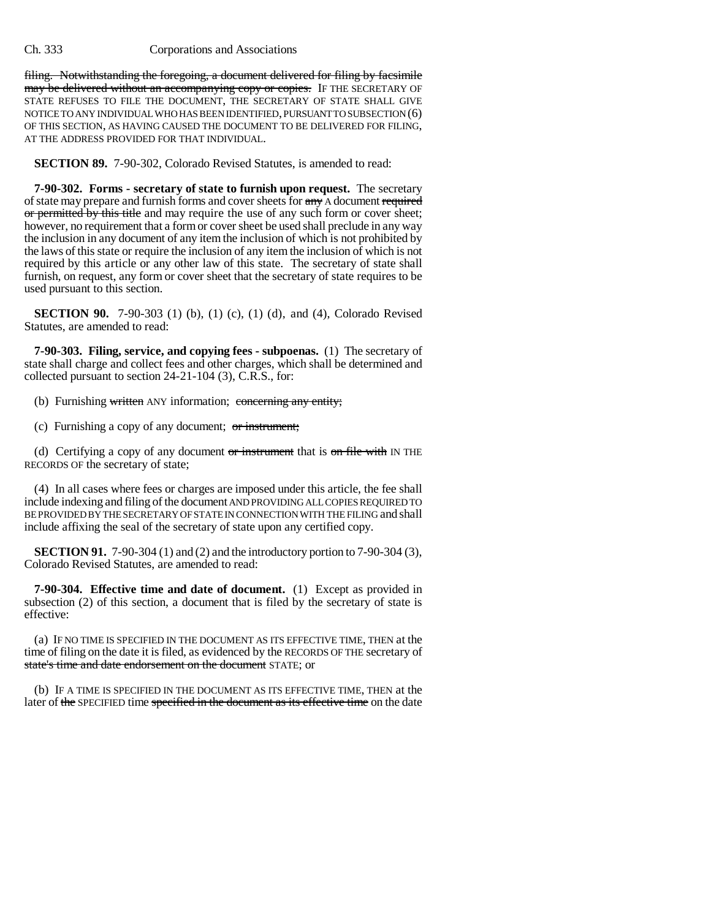filing. ~~Notwithstanding the foregoing, a document delivered for filing by facsimile may be delivered without an accompanying copy or copies.~~ IF THE SECRETARY OF STATE REFUSES TO FILE THE DOCUMENT, THE SECRETARY OF STATE SHALL GIVE NOTICE TO ANY INDIVIDUAL WHO HAS BEEN IDENTIFIED, PURSUANT TO SUBSECTION (6) OF THIS SECTION, AS HAVING CAUSED THE DOCUMENT TO BE DELIVERED FOR FILING, AT THE ADDRESS PROVIDED FOR THAT INDIVIDUAL.

**SECTION 89.** 7-90-302, Colorado Revised Statutes, is amended to read:

**7-90-302. Forms - secretary of state to furnish upon request.** The secretary of state may prepare and furnish forms and cover sheets for ~~any~~ A document ~~required or permitted by this title~~ and may require the use of any such form or cover sheet; however, no requirement that a form or cover sheet be used shall preclude in any way the inclusion in any document of any item the inclusion of which is not prohibited by the laws of this state or require the inclusion of any item the inclusion of which is not required by this article or any other law of this state. The secretary of state shall furnish, on request, any form or cover sheet that the secretary of state requires to be used pursuant to this section.

**SECTION 90.** 7-90-303 (1) (b), (1) (c), (1) (d), and (4), Colorado Revised Statutes, are amended to read:

**7-90-303. Filing, service, and copying fees - subpoenas.** (1) The secretary of state shall charge and collect fees and other charges, which shall be determined and collected pursuant to section 24-21-104 (3), C.R.S., for:

(b) Furnishing ~~written~~ ANY information; ~~concerning any entity;~~

(c) Furnishing a copy of any document; ~~or instrument;~~

(d) Certifying a copy of any document ~~or instrument~~ that is ~~on file with~~ IN THE RECORDS OF the secretary of state;

(4) In all cases where fees or charges are imposed under this article, the fee shall include indexing and filing of the document AND PROVIDING ALL COPIES REQUIRED TO BE PROVIDED BY THE SECRETARY OF STATE IN CONNECTION WITH THE FILING and shall include affixing the seal of the secretary of state upon any certified copy.

**SECTION 91.** 7-90-304 (1) and (2) and the introductory portion to 7-90-304 (3), Colorado Revised Statutes, are amended to read:

**7-90-304. Effective time and date of document.** (1) Except as provided in subsection (2) of this section, a document that is filed by the secretary of state is effective:

(a) IF NO TIME IS SPECIFIED IN THE DOCUMENT AS ITS EFFECTIVE TIME, THEN at the time of filing on the date it is filed, as evidenced by the RECORDS OF THE secretary of ~~state's time and date endorsement on the document~~ STATE; or

(b) IF A TIME IS SPECIFIED IN THE DOCUMENT AS ITS EFFECTIVE TIME, THEN at the later of ~~the~~ SPECIFIED time ~~specified in the document as its effective time~~ on the date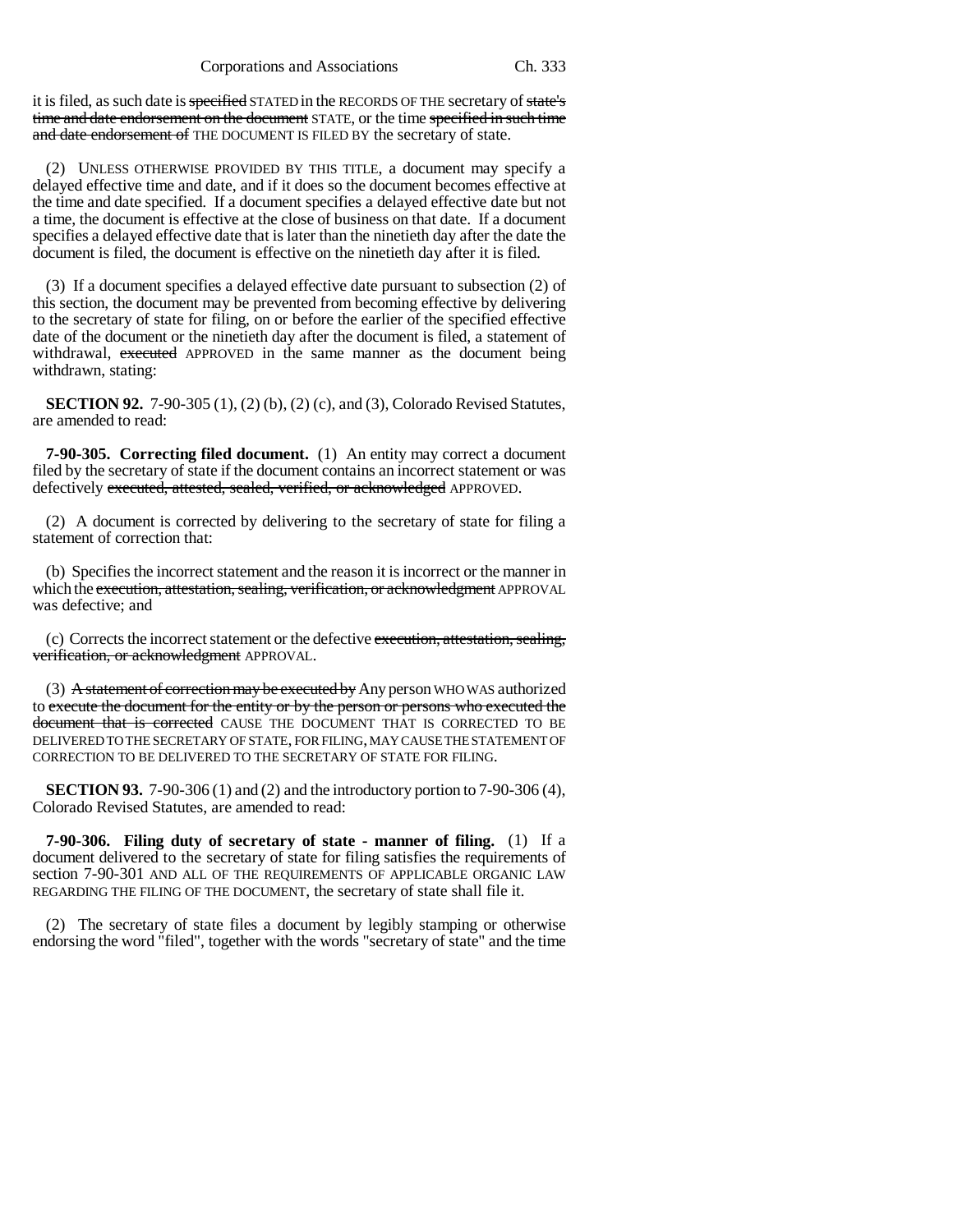it is filed, as such date is ~~specified~~ STATED in the RECORDS OF THE secretary of ~~state's time and date endorsement on the document~~ STATE, or the time ~~specified in such time and date endorsement of~~ THE DOCUMENT IS FILED BY the secretary of state.

(2) UNLESS OTHERWISE PROVIDED BY THIS TITLE, a document may specify a delayed effective time and date, and if it does so the document becomes effective at the time and date specified. If a document specifies a delayed effective date but not a time, the document is effective at the close of business on that date. If a document specifies a delayed effective date that is later than the ninetieth day after the date the document is filed, the document is effective on the ninetieth day after it is filed.

(3) If a document specifies a delayed effective date pursuant to subsection (2) of this section, the document may be prevented from becoming effective by delivering to the secretary of state for filing, on or before the earlier of the specified effective date of the document or the ninetieth day after the document is filed, a statement of withdrawal, ~~executed~~ APPROVED in the same manner as the document being withdrawn, stating:

**SECTION 92.** 7-90-305 (1), (2) (b), (2) (c), and (3), Colorado Revised Statutes, are amended to read:

**7-90-305. Correcting filed document.** (1) An entity may correct a document filed by the secretary of state if the document contains an incorrect statement or was defectively ~~executed, attested, sealed, verified, or acknowledged~~ APPROVED.

(2) A document is corrected by delivering to the secretary of state for filing a statement of correction that:

(b) Specifies the incorrect statement and the reason it is incorrect or the manner in which the ~~execution, attestation, sealing, verification, or acknowledgment~~ APPROVAL was defective; and

(c) Corrects the incorrect statement or the defective ~~execution, attestation, sealing, verification, or acknowledgment~~ APPROVAL.

(3) ~~A statement of correction may be executed by~~ Any person WHO WAS authorized to ~~execute the document for the entity or by the person or persons who executed the document that is corrected~~ CAUSE THE DOCUMENT THAT IS CORRECTED TO BE DELIVERED TO THE SECRETARY OF STATE, FOR FILING, MAY CAUSE THE STATEMENT OF CORRECTION TO BE DELIVERED TO THE SECRETARY OF STATE FOR FILING.

**SECTION 93.** 7-90-306 (1) and (2) and the introductory portion to 7-90-306 (4), Colorado Revised Statutes, are amended to read:

**7-90-306. Filing duty of secretary of state - manner of filing.** (1) If a document delivered to the secretary of state for filing satisfies the requirements of section 7-90-301 AND ALL OF THE REQUIREMENTS OF APPLICABLE ORGANIC LAW REGARDING THE FILING OF THE DOCUMENT, the secretary of state shall file it.

(2) The secretary of state files a document by legibly stamping or otherwise endorsing the word "filed", together with the words "secretary of state" and the time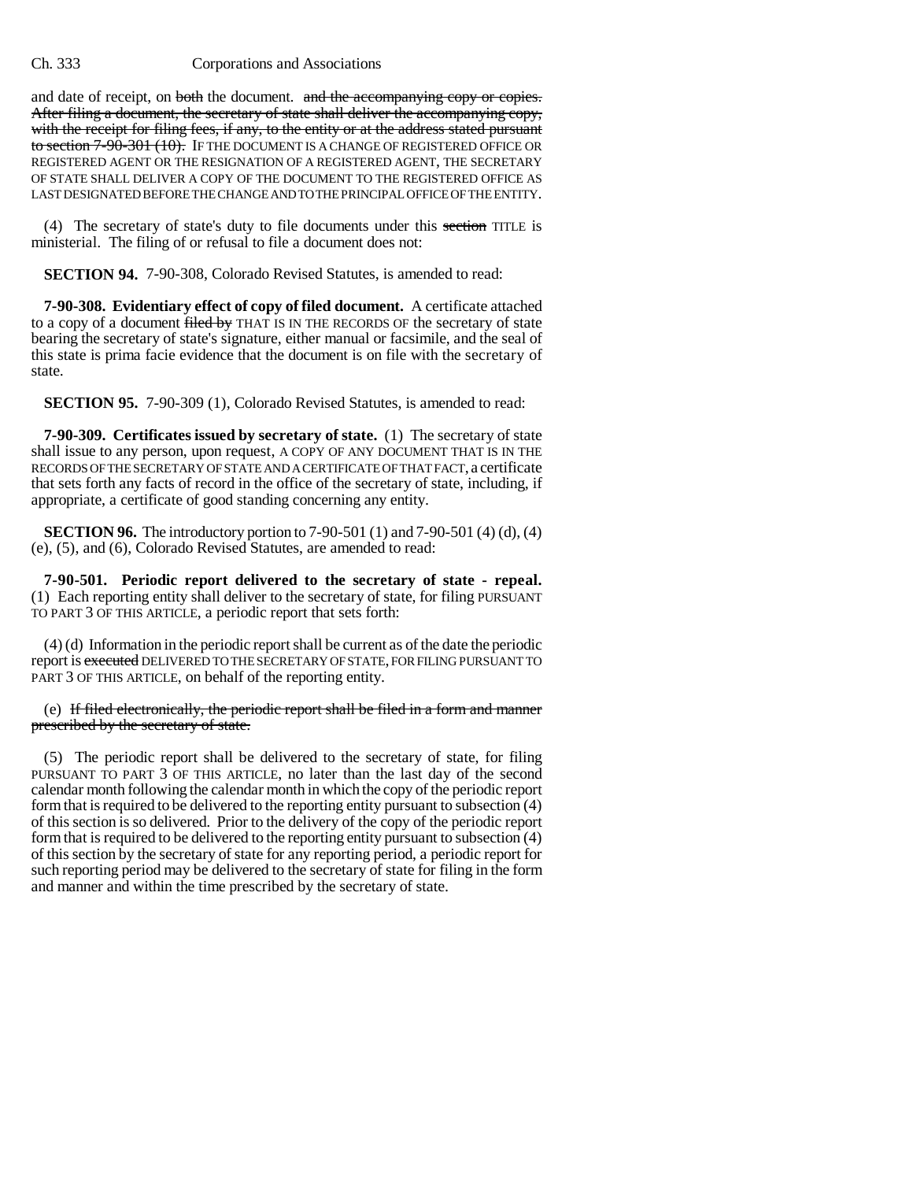and date of receipt, on ~~both~~ the document. ~~and the accompanying copy or copies. After filing a document, the secretary of state shall deliver the accompanying copy, with the receipt for filing fees, if any, to the entity or at the address stated pursuant to section 7-90-301 (10).~~ IF THE DOCUMENT IS A CHANGE OF REGISTERED OFFICE OR REGISTERED AGENT OR THE RESIGNATION OF A REGISTERED AGENT, THE SECRETARY OF STATE SHALL DELIVER A COPY OF THE DOCUMENT TO THE REGISTERED OFFICE AS LAST DESIGNATED BEFORE THE CHANGE AND TO THE PRINCIPAL OFFICE OF THE ENTITY.

(4) The secretary of state's duty to file documents under this ~~section~~ TITLE is ministerial. The filing of or refusal to file a document does not:

**SECTION 94.** 7-90-308, Colorado Revised Statutes, is amended to read:

**7-90-308. Evidentiary effect of copy of filed document.** A certificate attached to a copy of a document ~~filed by~~ THAT IS IN THE RECORDS OF the secretary of state bearing the secretary of state's signature, either manual or facsimile, and the seal of this state is prima facie evidence that the document is on file with the secretary of state.

**SECTION 95.** 7-90-309 (1), Colorado Revised Statutes, is amended to read:

**7-90-309. Certificates issued by secretary of state.** (1) The secretary of state shall issue to any person, upon request, A COPY OF ANY DOCUMENT THAT IS IN THE RECORDS OF THE SECRETARY OF STATE AND A CERTIFICATE OF THAT FACT, a certificate that sets forth any facts of record in the office of the secretary of state, including, if appropriate, a certificate of good standing concerning any entity.

**SECTION 96.** The introductory portion to 7-90-501 (1) and 7-90-501 (4) (d), (4) (e), (5), and (6), Colorado Revised Statutes, are amended to read:

**7-90-501. Periodic report delivered to the secretary of state - repeal.** (1) Each reporting entity shall deliver to the secretary of state, for filing PURSUANT TO PART 3 OF THIS ARTICLE, a periodic report that sets forth:

(4) (d) Information in the periodic report shall be current as of the date the periodic report is ~~executed~~ DELIVERED TO THE SECRETARY OF STATE, FOR FILING PURSUANT TO PART 3 OF THIS ARTICLE, on behalf of the reporting entity.

(e) ~~If filed electronically, the periodic report shall be filed in a form and manner prescribed by the secretary of state.~~

(5) The periodic report shall be delivered to the secretary of state, for filing PURSUANT TO PART 3 OF THIS ARTICLE, no later than the last day of the second calendar month following the calendar month in which the copy of the periodic report form that is required to be delivered to the reporting entity pursuant to subsection (4) of this section is so delivered. Prior to the delivery of the copy of the periodic report form that is required to be delivered to the reporting entity pursuant to subsection (4) of this section by the secretary of state for any reporting period, a periodic report for such reporting period may be delivered to the secretary of state for filing in the form and manner and within the time prescribed by the secretary of state.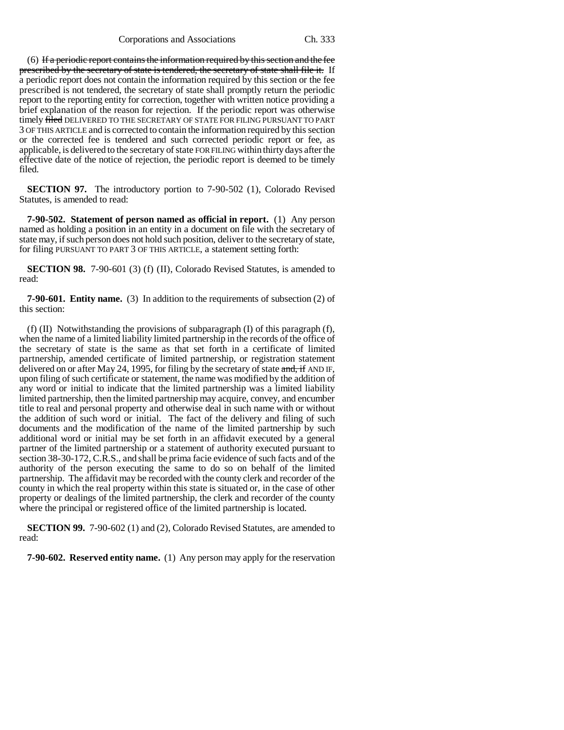(6) ~~If a periodic report contains the information required by this section and the fee prescribed by the secretary of state is tendered, the secretary of state shall file it.~~ If a periodic report does not contain the information required by this section or the fee prescribed is not tendered, the secretary of state shall promptly return the periodic report to the reporting entity for correction, together with written notice providing a brief explanation of the reason for rejection. If the periodic report was otherwise timely ~~filed~~ DELIVERED TO THE SECRETARY OF STATE FOR FILING PURSUANT TO PART 3 OF THIS ARTICLE and is corrected to contain the information required by this section or the corrected fee is tendered and such corrected periodic report or fee, as applicable, is delivered to the secretary of state FOR FILING within thirty days after the effective date of the notice of rejection, the periodic report is deemed to be timely filed.

**SECTION 97.** The introductory portion to 7-90-502 (1), Colorado Revised Statutes, is amended to read:

**7-90-502. Statement of person named as official in report.** (1) Any person named as holding a position in an entity in a document on file with the secretary of state may, if such person does not hold such position, deliver to the secretary of state, for filing PURSUANT TO PART 3 OF THIS ARTICLE, a statement setting forth:

**SECTION 98.** 7-90-601 (3) (f) (II), Colorado Revised Statutes, is amended to read:

**7-90-601. Entity name.** (3) In addition to the requirements of subsection (2) of this section:

(f) (II) Notwithstanding the provisions of subparagraph (I) of this paragraph (f), when the name of a limited liability limited partnership in the records of the office of the secretary of state is the same as that set forth in a certificate of limited partnership, amended certificate of limited partnership, or registration statement delivered on or after May 24, 1995, for filing by the secretary of state ~~and, if~~ AND IF, upon filing of such certificate or statement, the name was modified by the addition of any word or initial to indicate that the limited partnership was a limited liability limited partnership, then the limited partnership may acquire, convey, and encumber title to real and personal property and otherwise deal in such name with or without the addition of such word or initial. The fact of the delivery and filing of such documents and the modification of the name of the limited partnership by such additional word or initial may be set forth in an affidavit executed by a general partner of the limited partnership or a statement of authority executed pursuant to section 38-30-172, C.R.S., and shall be prima facie evidence of such facts and of the authority of the person executing the same to do so on behalf of the limited partnership. The affidavit may be recorded with the county clerk and recorder of the county in which the real property within this state is situated or, in the case of other property or dealings of the limited partnership, the clerk and recorder of the county where the principal or registered office of the limited partnership is located.

**SECTION 99.** 7-90-602 (1) and (2), Colorado Revised Statutes, are amended to read:

**7-90-602. Reserved entity name.** (1) Any person may apply for the reservation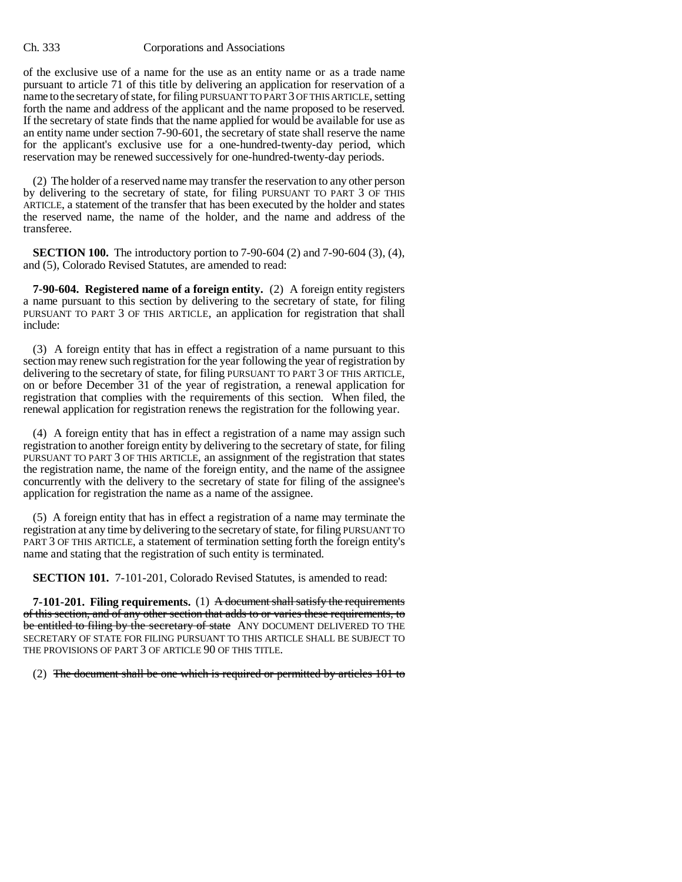of the exclusive use of a name for the use as an entity name or as a trade name pursuant to article 71 of this title by delivering an application for reservation of a name to the secretary of state, for filing PURSUANT TO PART 3 OF THIS ARTICLE, setting forth the name and address of the applicant and the name proposed to be reserved. If the secretary of state finds that the name applied for would be available for use as an entity name under section 7-90-601, the secretary of state shall reserve the name for the applicant's exclusive use for a one-hundred-twenty-day period, which reservation may be renewed successively for one-hundred-twenty-day periods.

(2) The holder of a reserved name may transfer the reservation to any other person by delivering to the secretary of state, for filing PURSUANT TO PART 3 OF THIS ARTICLE, a statement of the transfer that has been executed by the holder and states the reserved name, the name of the holder, and the name and address of the transferee.

**SECTION 100.** The introductory portion to 7-90-604 (2) and 7-90-604 (3), (4), and (5), Colorado Revised Statutes, are amended to read:

**7-90-604. Registered name of a foreign entity.** (2) A foreign entity registers a name pursuant to this section by delivering to the secretary of state, for filing PURSUANT TO PART 3 OF THIS ARTICLE, an application for registration that shall include:

(3) A foreign entity that has in effect a registration of a name pursuant to this section may renew such registration for the year following the year of registration by delivering to the secretary of state, for filing PURSUANT TO PART 3 OF THIS ARTICLE, on or before December 31 of the year of registration, a renewal application for registration that complies with the requirements of this section. When filed, the renewal application for registration renews the registration for the following year.

(4) A foreign entity that has in effect a registration of a name may assign such registration to another foreign entity by delivering to the secretary of state, for filing PURSUANT TO PART 3 OF THIS ARTICLE, an assignment of the registration that states the registration name, the name of the foreign entity, and the name of the assignee concurrently with the delivery to the secretary of state for filing of the assignee's application for registration the name as a name of the assignee.

(5) A foreign entity that has in effect a registration of a name may terminate the registration at any time by delivering to the secretary of state, for filing PURSUANT TO PART 3 OF THIS ARTICLE, a statement of termination setting forth the foreign entity's name and stating that the registration of such entity is terminated.

**SECTION 101.** 7-101-201, Colorado Revised Statutes, is amended to read:

**7-101-201. Filing requirements.** (1) ~~A document shall satisfy the requirements of this section, and of any other section that adds to or varies these requirements, to be entitled to filing by the secretary of state~~ ANY DOCUMENT DELIVERED TO THE SECRETARY OF STATE FOR FILING PURSUANT TO THIS ARTICLE SHALL BE SUBJECT TO THE PROVISIONS OF PART 3 OF ARTICLE 90 OF THIS TITLE.

(2) ~~The document shall be one which is required or permitted by articles 101 to~~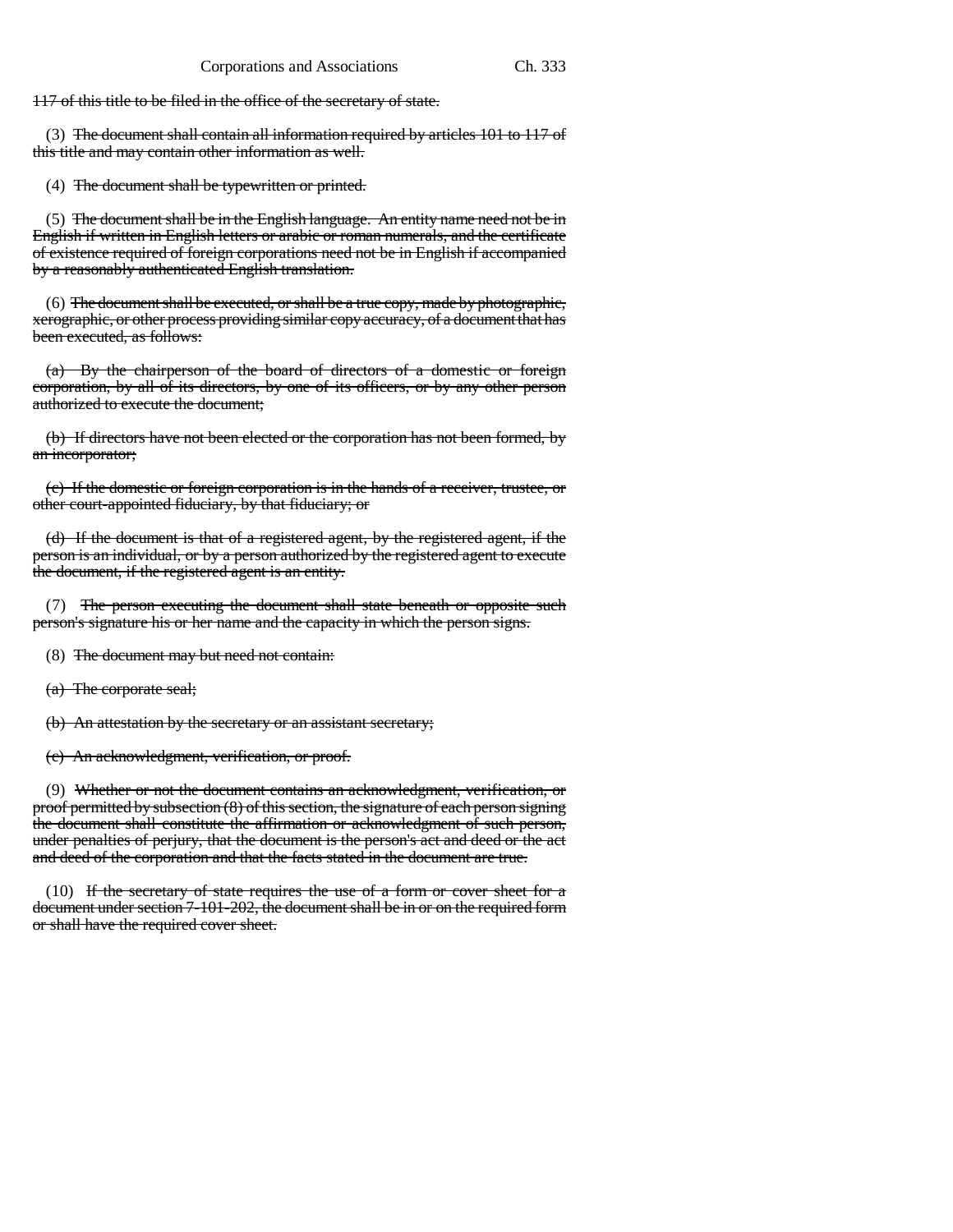117 of this title to be filed in the office of the secretary of state.

(3) ~~The document shall contain all information required by articles 101 to 117 of this title and may contain other information as well.~~

(4) ~~The document shall be typewritten or printed.~~

(5) ~~The document shall be in the English language. An entity name need not be in English if written in English letters or arabic or roman numerals, and the certificate of existence required of foreign corporations need not be in English if accompanied by a reasonably authenticated English translation.~~

(6) ~~The document shall be executed, or shall be a true copy, made by photographic, xerographic, or other process providing similar copy accuracy, of a document that has been executed, as follows:~~

~~(a) By the chairperson of the board of directors of a domestic or foreign corporation, by all of its directors, by one of its officers, or by any other person authorized to execute the document;~~

~~(b) If directors have not been elected or the corporation has not been formed, by an incorporator;~~

~~(c) If the domestic or foreign corporation is in the hands of a receiver, trustee, or other court-appointed fiduciary, by that fiduciary; or~~

~~(d) If the document is that of a registered agent, by the registered agent, if the person is an individual, or by a person authorized by the registered agent to execute the document, if the registered agent is an entity.~~

(7) ~~The person executing the document shall state beneath or opposite such person's signature his or her name and the capacity in which the person signs.~~

(8) ~~The document may but need not contain:~~

~~(a) The corporate seal;~~

~~(b) An attestation by the secretary or an assistant secretary;~~

~~(c) An acknowledgment, verification, or proof.~~

(9) ~~Whether or not the document contains an acknowledgment, verification, or proof permitted by subsection (8) of this section, the signature of each person signing the document shall constitute the affirmation or acknowledgment of such person, under penalties of perjury, that the document is the person's act and deed or the act and deed of the corporation and that the facts stated in the document are true.~~

(10) ~~If the secretary of state requires the use of a form or cover sheet for a document under section 7-101-202, the document shall be in or on the required form or shall have the required cover sheet.~~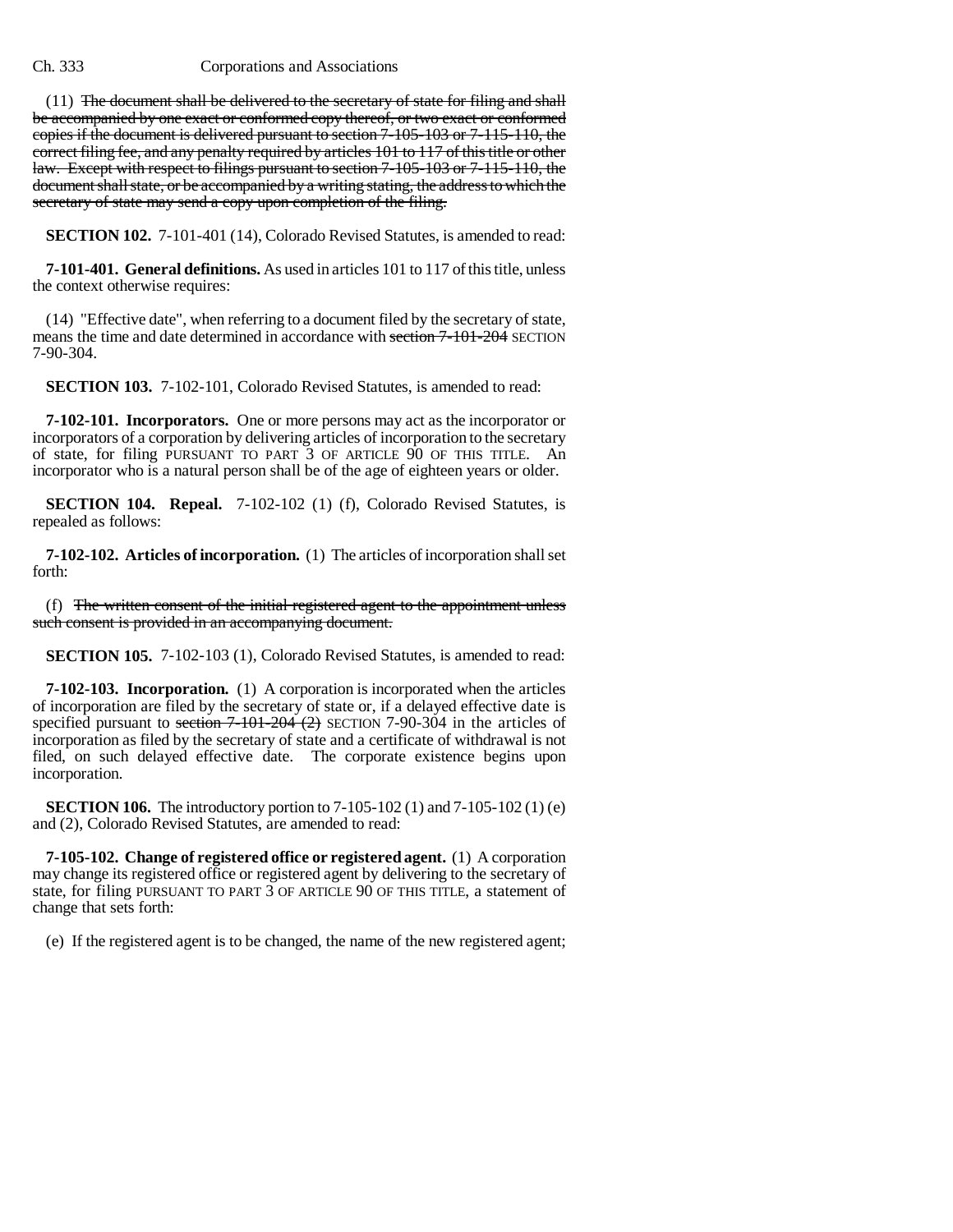(11) ~~The document shall be delivered to the secretary of state for filing and shall be accompanied by one exact or conformed copy thereof, or two exact or conformed copies if the document is delivered pursuant to section 7-105-103 or 7-115-110, the correct filing fee, and any penalty required by articles 101 to 117 of this title or other law. Except with respect to filings pursuant to section 7-105-103 or 7-115-110, the document shall state, or be accompanied by a writing stating, the address to which the secretary of state may send a copy upon completion of the filing.~~

**SECTION 102.** 7-101-401 (14), Colorado Revised Statutes, is amended to read:

**7-101-401. General definitions.** As used in articles 101 to 117 of this title, unless the context otherwise requires:

(14) "Effective date", when referring to a document filed by the secretary of state, means the time and date determined in accordance with ~~section 7-101-204~~ SECTION 7-90-304.

**SECTION 103.** 7-102-101, Colorado Revised Statutes, is amended to read:

**7-102-101. Incorporators.** One or more persons may act as the incorporator or incorporators of a corporation by delivering articles of incorporation to the secretary of state, for filing PURSUANT TO PART 3 OF ARTICLE 90 OF THIS TITLE. An incorporator who is a natural person shall be of the age of eighteen years or older.

**SECTION 104. Repeal.** 7-102-102 (1) (f), Colorado Revised Statutes, is repealed as follows:

**7-102-102. Articles of incorporation.** (1) The articles of incorporation shall set forth:

(f) ~~The written consent of the initial registered agent to the appointment unless such consent is provided in an accompanying document.~~

**SECTION 105.** 7-102-103 (1), Colorado Revised Statutes, is amended to read:

**7-102-103. Incorporation.** (1) A corporation is incorporated when the articles of incorporation are filed by the secretary of state or, if a delayed effective date is specified pursuant to ~~section 7-101-204 (2)~~ SECTION 7-90-304 in the articles of incorporation as filed by the secretary of state and a certificate of withdrawal is not filed, on such delayed effective date. The corporate existence begins upon incorporation.

**SECTION 106.** The introductory portion to 7-105-102 (1) and 7-105-102 (1) (e) and (2), Colorado Revised Statutes, are amended to read:

**7-105-102. Change of registered office or registered agent.** (1) A corporation may change its registered office or registered agent by delivering to the secretary of state, for filing PURSUANT TO PART 3 OF ARTICLE 90 OF THIS TITLE, a statement of change that sets forth:

(e) If the registered agent is to be changed, the name of the new registered agent;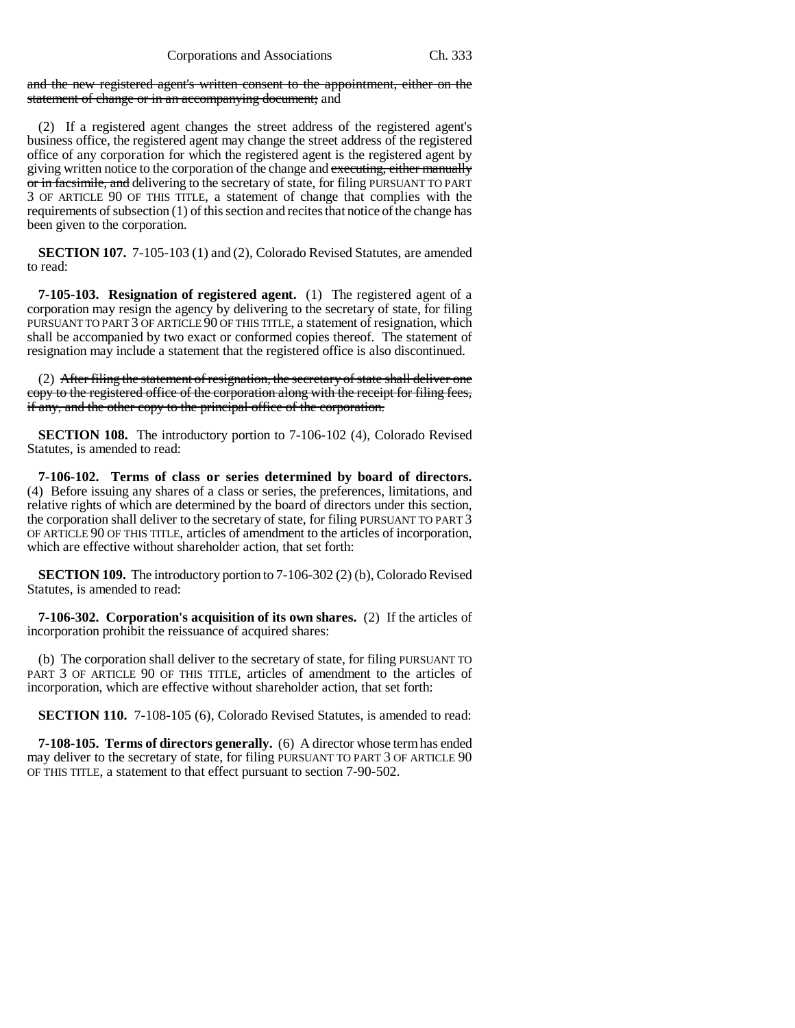and the new registered agent's written consent to the appointment, either on the statement of change or in an accompanying document; and

(2) If a registered agent changes the street address of the registered agent's business office, the registered agent may change the street address of the registered office of any corporation for which the registered agent is the registered agent by giving written notice to the corporation of the change and executing, either manually or in facsimile, and delivering to the secretary of state, for filing PURSUANT TO PART 3 OF ARTICLE 90 OF THIS TITLE, a statement of change that complies with the requirements of subsection (1) of this section and recites that notice of the change has been given to the corporation.

**SECTION 107.** 7-105-103 (1) and (2), Colorado Revised Statutes, are amended to read:

**7-105-103. Resignation of registered agent.** (1) The registered agent of a corporation may resign the agency by delivering to the secretary of state, for filing PURSUANT TO PART 3 OF ARTICLE 90 OF THIS TITLE, a statement of resignation, which shall be accompanied by two exact or conformed copies thereof. The statement of resignation may include a statement that the registered office is also discontinued.

(2) After filing the statement of resignation, the secretary of state shall deliver one copy to the registered office of the corporation along with the receipt for filing fees, if any, and the other copy to the principal office of the corporation.

**SECTION 108.** The introductory portion to 7-106-102 (4), Colorado Revised Statutes, is amended to read:

**7-106-102. Terms of class or series determined by board of directors.** (4) Before issuing any shares of a class or series, the preferences, limitations, and relative rights of which are determined by the board of directors under this section, the corporation shall deliver to the secretary of state, for filing PURSUANT TO PART 3 OF ARTICLE 90 OF THIS TITLE, articles of amendment to the articles of incorporation, which are effective without shareholder action, that set forth:

**SECTION 109.** The introductory portion to 7-106-302 (2) (b), Colorado Revised Statutes, is amended to read:

**7-106-302. Corporation's acquisition of its own shares.** (2) If the articles of incorporation prohibit the reissuance of acquired shares:

(b) The corporation shall deliver to the secretary of state, for filing PURSUANT TO PART 3 OF ARTICLE 90 OF THIS TITLE, articles of amendment to the articles of incorporation, which are effective without shareholder action, that set forth:

**SECTION 110.** 7-108-105 (6), Colorado Revised Statutes, is amended to read:

**7-108-105. Terms of directors generally.** (6) A director whose term has ended may deliver to the secretary of state, for filing PURSUANT TO PART 3 OF ARTICLE 90 OF THIS TITLE, a statement to that effect pursuant to section 7-90-502.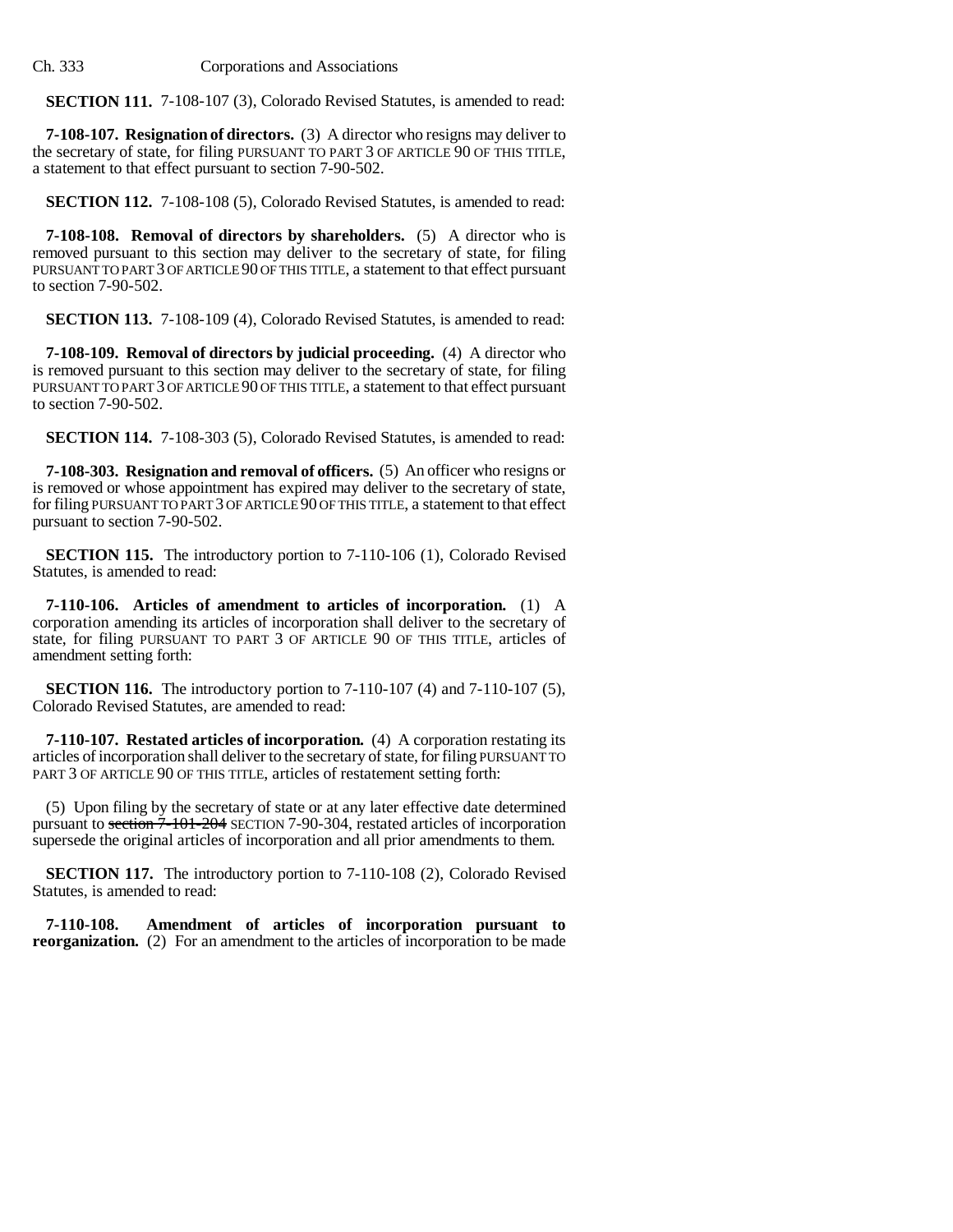**SECTION 111.** 7-108-107 (3), Colorado Revised Statutes, is amended to read:

**7-108-107. Resignation of directors.** (3) A director who resigns may deliver to the secretary of state, for filing PURSUANT TO PART 3 OF ARTICLE 90 OF THIS TITLE, a statement to that effect pursuant to section 7-90-502.

**SECTION 112.** 7-108-108 (5), Colorado Revised Statutes, is amended to read:

**7-108-108. Removal of directors by shareholders.** (5) A director who is removed pursuant to this section may deliver to the secretary of state, for filing PURSUANT TO PART 3 OF ARTICLE 90 OF THIS TITLE, a statement to that effect pursuant to section 7-90-502.

**SECTION 113.** 7-108-109 (4), Colorado Revised Statutes, is amended to read:

**7-108-109. Removal of directors by judicial proceeding.** (4) A director who is removed pursuant to this section may deliver to the secretary of state, for filing PURSUANT TO PART 3 OF ARTICLE 90 OF THIS TITLE, a statement to that effect pursuant to section 7-90-502.

**SECTION 114.** 7-108-303 (5), Colorado Revised Statutes, is amended to read:

**7-108-303. Resignation and removal of officers.** (5) An officer who resigns or is removed or whose appointment has expired may deliver to the secretary of state, for filing PURSUANT TO PART 3 OF ARTICLE 90 OF THIS TITLE, a statement to that effect pursuant to section 7-90-502.

**SECTION 115.** The introductory portion to 7-110-106 (1), Colorado Revised Statutes, is amended to read:

**7-110-106. Articles of amendment to articles of incorporation.** (1) A corporation amending its articles of incorporation shall deliver to the secretary of state, for filing PURSUANT TO PART 3 OF ARTICLE 90 OF THIS TITLE, articles of amendment setting forth:

**SECTION 116.** The introductory portion to 7-110-107 (4) and 7-110-107 (5), Colorado Revised Statutes, are amended to read:

**7-110-107. Restated articles of incorporation.** (4) A corporation restating its articles of incorporation shall deliver to the secretary of state, for filing PURSUANT TO PART 3 OF ARTICLE 90 OF THIS TITLE, articles of restatement setting forth:

(5) Upon filing by the secretary of state or at any later effective date determined pursuant to ~~section 7-101-204~~ SECTION 7-90-304, restated articles of incorporation supersede the original articles of incorporation and all prior amendments to them.

**SECTION 117.** The introductory portion to 7-110-108 (2), Colorado Revised Statutes, is amended to read:

**7-110-108. Amendment of articles of incorporation pursuant to reorganization.** (2) For an amendment to the articles of incorporation to be made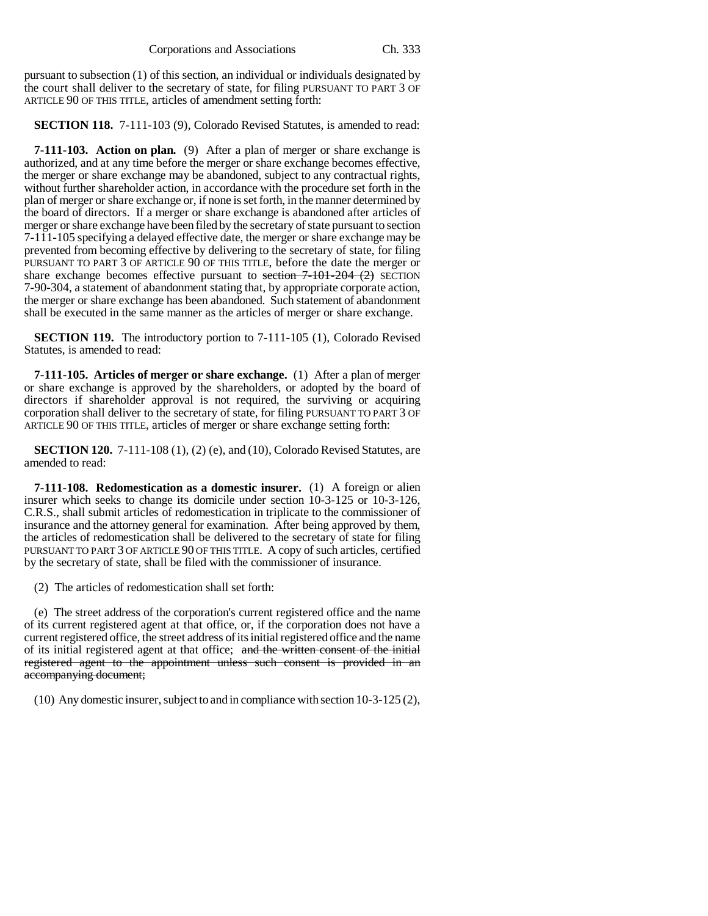pursuant to subsection (1) of this section, an individual or individuals designated by the court shall deliver to the secretary of state, for filing PURSUANT TO PART 3 OF ARTICLE 90 OF THIS TITLE, articles of amendment setting forth:

**SECTION 118.** 7-111-103 (9), Colorado Revised Statutes, is amended to read:

**7-111-103. Action on plan.** (9) After a plan of merger or share exchange is authorized, and at any time before the merger or share exchange becomes effective, the merger or share exchange may be abandoned, subject to any contractual rights, without further shareholder action, in accordance with the procedure set forth in the plan of merger or share exchange or, if none is set forth, in the manner determined by the board of directors. If a merger or share exchange is abandoned after articles of merger or share exchange have been filed by the secretary of state pursuant to section 7-111-105 specifying a delayed effective date, the merger or share exchange may be prevented from becoming effective by delivering to the secretary of state, for filing PURSUANT TO PART 3 OF ARTICLE 90 OF THIS TITLE, before the date the merger or share exchange becomes effective pursuant to ~~section 7-101-204 (2)~~ SECTION 7-90-304, a statement of abandonment stating that, by appropriate corporate action, the merger or share exchange has been abandoned. Such statement of abandonment shall be executed in the same manner as the articles of merger or share exchange.

**SECTION 119.** The introductory portion to 7-111-105 (1), Colorado Revised Statutes, is amended to read:

**7-111-105. Articles of merger or share exchange.** (1) After a plan of merger or share exchange is approved by the shareholders, or adopted by the board of directors if shareholder approval is not required, the surviving or acquiring corporation shall deliver to the secretary of state, for filing PURSUANT TO PART 3 OF ARTICLE 90 OF THIS TITLE, articles of merger or share exchange setting forth:

**SECTION 120.** 7-111-108 (1), (2) (e), and (10), Colorado Revised Statutes, are amended to read:

**7-111-108. Redomestication as a domestic insurer.** (1) A foreign or alien insurer which seeks to change its domicile under section 10-3-125 or 10-3-126, C.R.S., shall submit articles of redomestication in triplicate to the commissioner of insurance and the attorney general for examination. After being approved by them, the articles of redomestication shall be delivered to the secretary of state for filing PURSUANT TO PART 3 OF ARTICLE 90 OF THIS TITLE. A copy of such articles, certified by the secretary of state, shall be filed with the commissioner of insurance.

(2) The articles of redomestication shall set forth:

(e) The street address of the corporation's current registered office and the name of its current registered agent at that office, or, if the corporation does not have a current registered office, the street address of its initial registered office and the name of its initial registered agent at that office; ~~and the written consent of the initial registered agent to the appointment unless such consent is provided in an accompanying document;~~

(10) Any domestic insurer, subject to and in compliance with section 10-3-125 (2),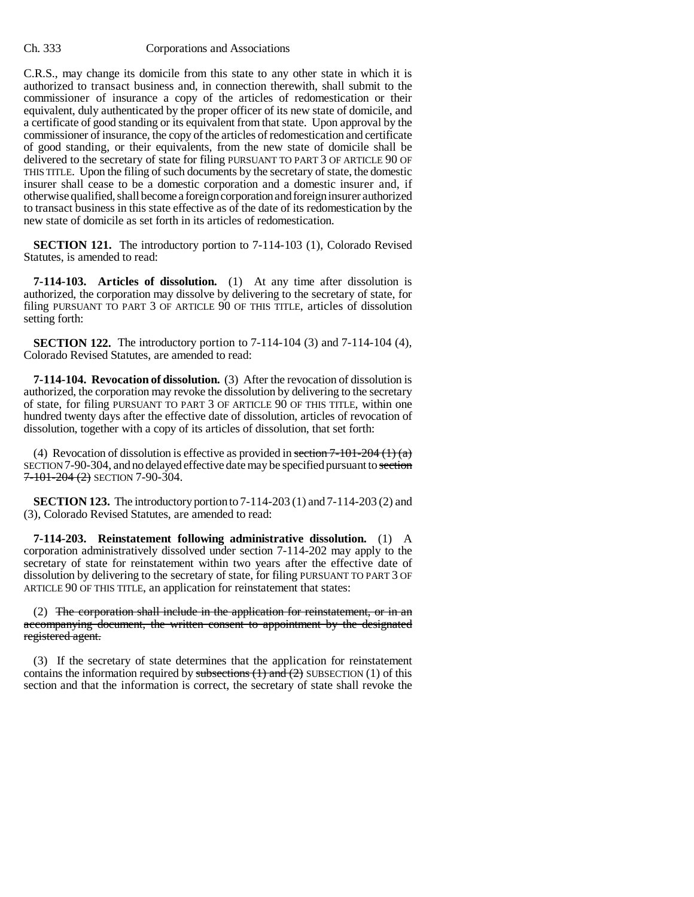C.R.S., may change its domicile from this state to any other state in which it is authorized to transact business and, in connection therewith, shall submit to the commissioner of insurance a copy of the articles of redomestication or their equivalent, duly authenticated by the proper officer of its new state of domicile, and a certificate of good standing or its equivalent from that state. Upon approval by the commissioner of insurance, the copy of the articles of redomestication and certificate of good standing, or their equivalents, from the new state of domicile shall be delivered to the secretary of state for filing PURSUANT TO PART 3 OF ARTICLE 90 OF THIS TITLE. Upon the filing of such documents by the secretary of state, the domestic insurer shall cease to be a domestic corporation and a domestic insurer and, if otherwise qualified, shall become a foreign corporation and foreign insurer authorized to transact business in this state effective as of the date of its redomestication by the new state of domicile as set forth in its articles of redomestication.

**SECTION 121.** The introductory portion to 7-114-103 (1), Colorado Revised Statutes, is amended to read:

**7-114-103. Articles of dissolution.** (1) At any time after dissolution is authorized, the corporation may dissolve by delivering to the secretary of state, for filing PURSUANT TO PART 3 OF ARTICLE 90 OF THIS TITLE, articles of dissolution setting forth:

**SECTION 122.** The introductory portion to 7-114-104 (3) and 7-114-104 (4), Colorado Revised Statutes, are amended to read:

**7-114-104. Revocation of dissolution.** (3) After the revocation of dissolution is authorized, the corporation may revoke the dissolution by delivering to the secretary of state, for filing PURSUANT TO PART 3 OF ARTICLE 90 OF THIS TITLE, within one hundred twenty days after the effective date of dissolution, articles of revocation of dissolution, together with a copy of its articles of dissolution, that set forth:

(4) Revocation of dissolution is effective as provided in ~~section 7-101-204 (1) (a)~~ SECTION 7-90-304, and no delayed effective date may be specified pursuant to ~~section 7-101-204 (2)~~ SECTION 7-90-304.

**SECTION 123.** The introductory portion to 7-114-203 (1) and 7-114-203 (2) and (3), Colorado Revised Statutes, are amended to read:

**7-114-203. Reinstatement following administrative dissolution.** (1) A corporation administratively dissolved under section 7-114-202 may apply to the secretary of state for reinstatement within two years after the effective date of dissolution by delivering to the secretary of state, for filing PURSUANT TO PART 3 OF ARTICLE 90 OF THIS TITLE, an application for reinstatement that states:

(2) ~~The corporation shall include in the application for reinstatement, or in an accompanying document, the written consent to appointment by the designated registered agent.~~

(3) If the secretary of state determines that the application for reinstatement contains the information required by ~~subsections (1) and (2)~~ SUBSECTION (1) of this section and that the information is correct, the secretary of state shall revoke the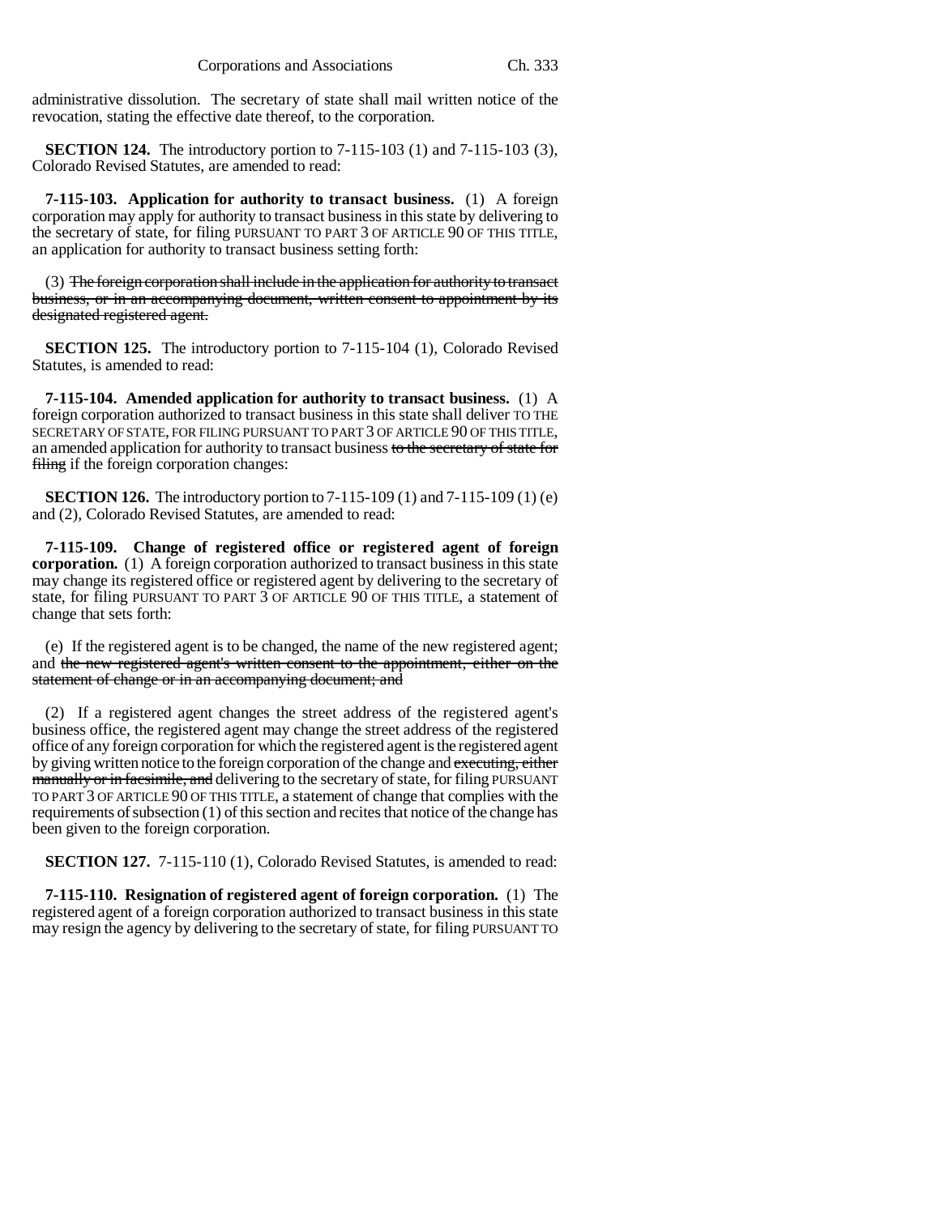administrative dissolution. The secretary of state shall mail written notice of the revocation, stating the effective date thereof, to the corporation.

**SECTION 124.** The introductory portion to 7-115-103 (1) and 7-115-103 (3), Colorado Revised Statutes, are amended to read:

**7-115-103. Application for authority to transact business.** (1) A foreign corporation may apply for authority to transact business in this state by delivering to the secretary of state, for filing PURSUANT TO PART 3 OF ARTICLE 90 OF THIS TITLE, an application for authority to transact business setting forth:

(3) ~~The foreign corporation shall include in the application for authority to transact business, or in an accompanying document, written consent to appointment by its designated registered agent.~~

**SECTION 125.** The introductory portion to 7-115-104 (1), Colorado Revised Statutes, is amended to read:

**7-115-104. Amended application for authority to transact business.** (1) A foreign corporation authorized to transact business in this state shall deliver TO THE SECRETARY OF STATE, FOR FILING PURSUANT TO PART 3 OF ARTICLE 90 OF THIS TITLE, an amended application for authority to transact business ~~to the secretary of state for filing~~ if the foreign corporation changes:

**SECTION 126.** The introductory portion to 7-115-109 (1) and 7-115-109 (1) (e) and (2), Colorado Revised Statutes, are amended to read:

**7-115-109. Change of registered office or registered agent of foreign corporation.** (1) A foreign corporation authorized to transact business in this state may change its registered office or registered agent by delivering to the secretary of state, for filing PURSUANT TO PART 3 OF ARTICLE 90 OF THIS TITLE, a statement of change that sets forth:

(e) If the registered agent is to be changed, the name of the new registered agent; and ~~the new registered agent's written consent to the appointment, either on the statement of change or in an accompanying document; and~~

(2) If a registered agent changes the street address of the registered agent's business office, the registered agent may change the street address of the registered office of any foreign corporation for which the registered agent is the registered agent by giving written notice to the foreign corporation of the change and ~~executing, either manually or in facsimile, and~~ delivering to the secretary of state, for filing PURSUANT TO PART 3 OF ARTICLE 90 OF THIS TITLE, a statement of change that complies with the requirements of subsection (1) of this section and recites that notice of the change has been given to the foreign corporation.

**SECTION 127.** 7-115-110 (1), Colorado Revised Statutes, is amended to read:

**7-115-110. Resignation of registered agent of foreign corporation.** (1) The registered agent of a foreign corporation authorized to transact business in this state may resign the agency by delivering to the secretary of state, for filing PURSUANT TO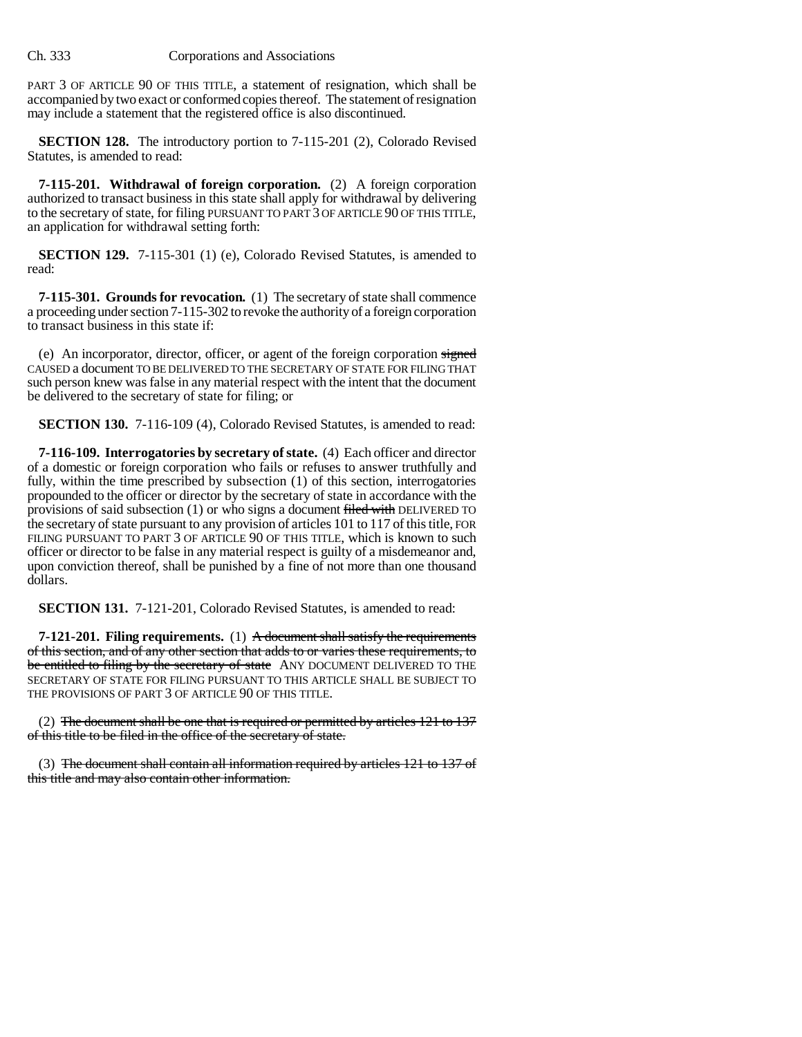PART 3 OF ARTICLE 90 OF THIS TITLE, a statement of resignation, which shall be accompanied by two exact or conformed copies thereof. The statement of resignation may include a statement that the registered office is also discontinued.

**SECTION 128.** The introductory portion to 7-115-201 (2), Colorado Revised Statutes, is amended to read:

**7-115-201. Withdrawal of foreign corporation.** (2) A foreign corporation authorized to transact business in this state shall apply for withdrawal by delivering to the secretary of state, for filing PURSUANT TO PART 3 OF ARTICLE 90 OF THIS TITLE, an application for withdrawal setting forth:

**SECTION 129.** 7-115-301 (1) (e), Colorado Revised Statutes, is amended to read:

**7-115-301. Grounds for revocation.** (1) The secretary of state shall commence a proceeding under section 7-115-302 to revoke the authority of a foreign corporation to transact business in this state if:

(e) An incorporator, director, officer, or agent of the foreign corporation ~~signed~~ CAUSED a document TO BE DELIVERED TO THE SECRETARY OF STATE FOR FILING THAT such person knew was false in any material respect with the intent that the document be delivered to the secretary of state for filing; or

**SECTION 130.** 7-116-109 (4), Colorado Revised Statutes, is amended to read:

**7-116-109. Interrogatories by secretary of state.** (4) Each officer and director of a domestic or foreign corporation who fails or refuses to answer truthfully and fully, within the time prescribed by subsection (1) of this section, interrogatories propounded to the officer or director by the secretary of state in accordance with the provisions of said subsection (1) or who signs a document ~~filed with~~ DELIVERED TO the secretary of state pursuant to any provision of articles 101 to 117 of this title, FOR FILING PURSUANT TO PART 3 OF ARTICLE 90 OF THIS TITLE, which is known to such officer or director to be false in any material respect is guilty of a misdemeanor and, upon conviction thereof, shall be punished by a fine of not more than one thousand dollars.

**SECTION 131.** 7-121-201, Colorado Revised Statutes, is amended to read:

**7-121-201. Filing requirements.** (1) ~~A document shall satisfy the requirements of this section, and of any other section that adds to or varies these requirements, to be entitled to filing by the secretary of state~~ ANY DOCUMENT DELIVERED TO THE SECRETARY OF STATE FOR FILING PURSUANT TO THIS ARTICLE SHALL BE SUBJECT TO THE PROVISIONS OF PART 3 OF ARTICLE 90 OF THIS TITLE.

(2) ~~The document shall be one that is required or permitted by articles 121 to 137 of this title to be filed in the office of the secretary of state.~~

(3) ~~The document shall contain all information required by articles 121 to 137 of this title and may also contain other information.~~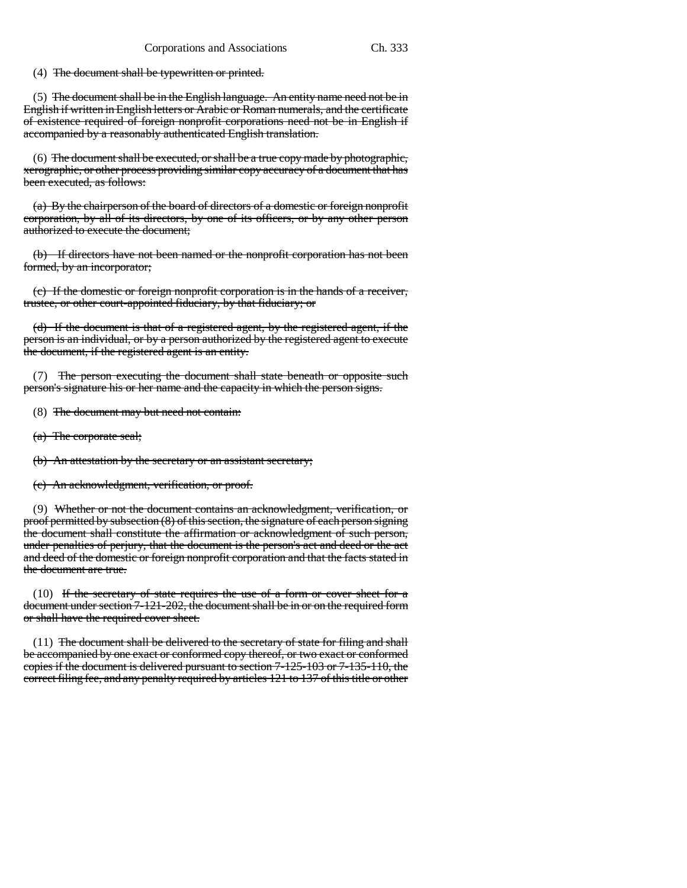(4) ~~The document shall be typewritten or printed.~~

(5) ~~The document shall be in the English language. An entity name need not be in English if written in English letters or Arabic or Roman numerals, and the certificate of existence required of foreign nonprofit corporations need not be in English if accompanied by a reasonably authenticated English translation.~~

(6) ~~The document shall be executed, or shall be a true copy made by photographic, xerographic, or other process providing similar copy accuracy of a document that has been executed, as follows:~~

~~(a) By the chairperson of the board of directors of a domestic or foreign nonprofit corporation, by all of its directors, by one of its officers, or by any other person authorized to execute the document;~~

~~(b) If directors have not been named or the nonprofit corporation has not been formed, by an incorporator;~~

~~(c) If the domestic or foreign nonprofit corporation is in the hands of a receiver, trustee, or other court-appointed fiduciary, by that fiduciary; or~~

~~(d) If the document is that of a registered agent, by the registered agent, if the person is an individual, or by a person authorized by the registered agent to execute the document, if the registered agent is an entity.~~

(7) ~~The person executing the document shall state beneath or opposite such person's signature his or her name and the capacity in which the person signs.~~

(8) ~~The document may but need not contain:~~

~~(a) The corporate seal;~~

~~(b) An attestation by the secretary or an assistant secretary;~~

~~(c) An acknowledgment, verification, or proof.~~

(9) ~~Whether or not the document contains an acknowledgment, verification, or proof permitted by subsection (8) of this section, the signature of each person signing the document shall constitute the affirmation or acknowledgment of such person, under penalties of perjury, that the document is the person's act and deed or the act and deed of the domestic or foreign nonprofit corporation and that the facts stated in the document are true.~~

(10) ~~If the secretary of state requires the use of a form or cover sheet for a document under section 7-121-202, the document shall be in or on the required form or shall have the required cover sheet.~~

(11) ~~The document shall be delivered to the secretary of state for filing and shall be accompanied by one exact or conformed copy thereof, or two exact or conformed copies if the document is delivered pursuant to section 7-125-103 or 7-135-110, the correct filing fee, and any penalty required by articles 121 to 137 of this title or other~~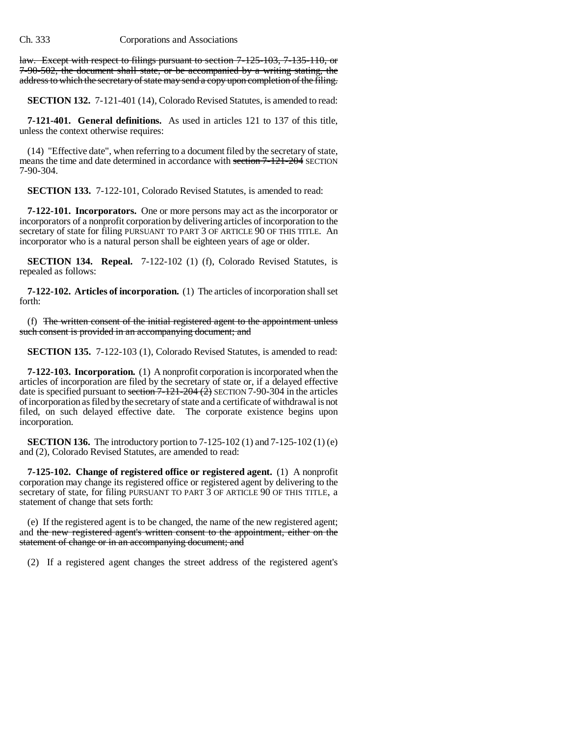law. Except with respect to filings pursuant to section 7-125-103, 7-135-110, or 7-90-502, the document shall state, or be accompanied by a writing stating, the address to which the secretary of state may send a copy upon completion of the filing.

**SECTION 132.** 7-121-401 (14), Colorado Revised Statutes, is amended to read:

**7-121-401. General definitions.** As used in articles 121 to 137 of this title, unless the context otherwise requires:

(14) "Effective date", when referring to a document filed by the secretary of state, means the time and date determined in accordance with section 7-121-204 SECTION 7-90-304.

**SECTION 133.** 7-122-101, Colorado Revised Statutes, is amended to read:

**7-122-101. Incorporators.** One or more persons may act as the incorporator or incorporators of a nonprofit corporation by delivering articles of incorporation to the secretary of state for filing PURSUANT TO PART 3 OF ARTICLE 90 OF THIS TITLE. An incorporator who is a natural person shall be eighteen years of age or older.

**SECTION 134. Repeal.** 7-122-102 (1) (f), Colorado Revised Statutes, is repealed as follows:

**7-122-102. Articles of incorporation.** (1) The articles of incorporation shall set forth:

(f) The written consent of the initial registered agent to the appointment unless such consent is provided in an accompanying document; and

**SECTION 135.** 7-122-103 (1), Colorado Revised Statutes, is amended to read:

**7-122-103. Incorporation.** (1) A nonprofit corporation is incorporated when the articles of incorporation are filed by the secretary of state or, if a delayed effective date is specified pursuant to section 7-121-204 (2) SECTION 7-90-304 in the articles of incorporation as filed by the secretary of state and a certificate of withdrawal is not filed, on such delayed effective date. The corporate existence begins upon incorporation.

**SECTION 136.** The introductory portion to 7-125-102 (1) and 7-125-102 (1) (e) and (2), Colorado Revised Statutes, are amended to read:

**7-125-102. Change of registered office or registered agent.** (1) A nonprofit corporation may change its registered office or registered agent by delivering to the secretary of state, for filing PURSUANT TO PART 3 OF ARTICLE 90 OF THIS TITLE, a statement of change that sets forth:

(e) If the registered agent is to be changed, the name of the new registered agent; and the new registered agent's written consent to the appointment, either on the statement of change or in an accompanying document; and

(2) If a registered agent changes the street address of the registered agent's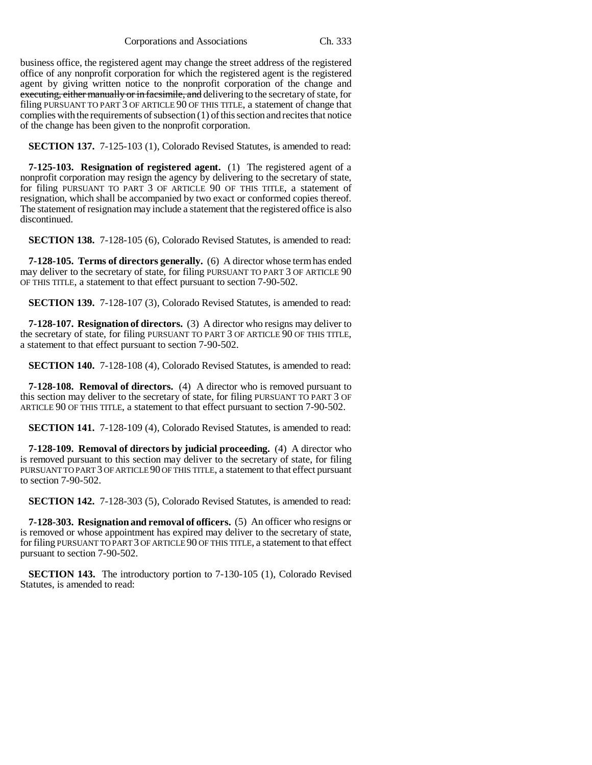business office, the registered agent may change the street address of the registered office of any nonprofit corporation for which the registered agent is the registered agent by giving written notice to the nonprofit corporation of the change and ~~executing, either manually or in facsimile, and~~ delivering to the secretary of state, for filing PURSUANT TO PART 3 OF ARTICLE 90 OF THIS TITLE, a statement of change that complies with the requirements of subsection (1) of this section and recites that notice of the change has been given to the nonprofit corporation.

**SECTION 137.** 7-125-103 (1), Colorado Revised Statutes, is amended to read:

**7-125-103. Resignation of registered agent.** (1) The registered agent of a nonprofit corporation may resign the agency by delivering to the secretary of state, for filing PURSUANT TO PART 3 OF ARTICLE 90 OF THIS TITLE, a statement of resignation, which shall be accompanied by two exact or conformed copies thereof. The statement of resignation may include a statement that the registered office is also discontinued.

**SECTION 138.** 7-128-105 (6), Colorado Revised Statutes, is amended to read:

**7-128-105. Terms of directors generally.** (6) A director whose term has ended may deliver to the secretary of state, for filing PURSUANT TO PART 3 OF ARTICLE 90 OF THIS TITLE, a statement to that effect pursuant to section 7-90-502.

**SECTION 139.** 7-128-107 (3), Colorado Revised Statutes, is amended to read:

**7-128-107. Resignation of directors.** (3) A director who resigns may deliver to the secretary of state, for filing PURSUANT TO PART 3 OF ARTICLE 90 OF THIS TITLE, a statement to that effect pursuant to section 7-90-502.

**SECTION 140.** 7-128-108 (4), Colorado Revised Statutes, is amended to read:

**7-128-108. Removal of directors.** (4) A director who is removed pursuant to this section may deliver to the secretary of state, for filing PURSUANT TO PART 3 OF ARTICLE 90 OF THIS TITLE, a statement to that effect pursuant to section 7-90-502.

**SECTION 141.** 7-128-109 (4), Colorado Revised Statutes, is amended to read:

**7-128-109. Removal of directors by judicial proceeding.** (4) A director who is removed pursuant to this section may deliver to the secretary of state, for filing PURSUANT TO PART 3 OF ARTICLE 90 OF THIS TITLE, a statement to that effect pursuant to section 7-90-502.

**SECTION 142.** 7-128-303 (5), Colorado Revised Statutes, is amended to read:

**7-128-303. Resignation and removal of officers.** (5) An officer who resigns or is removed or whose appointment has expired may deliver to the secretary of state, for filing PURSUANT TO PART 3 OF ARTICLE 90 OF THIS TITLE, a statement to that effect pursuant to section 7-90-502.

**SECTION 143.** The introductory portion to 7-130-105 (1), Colorado Revised Statutes, is amended to read: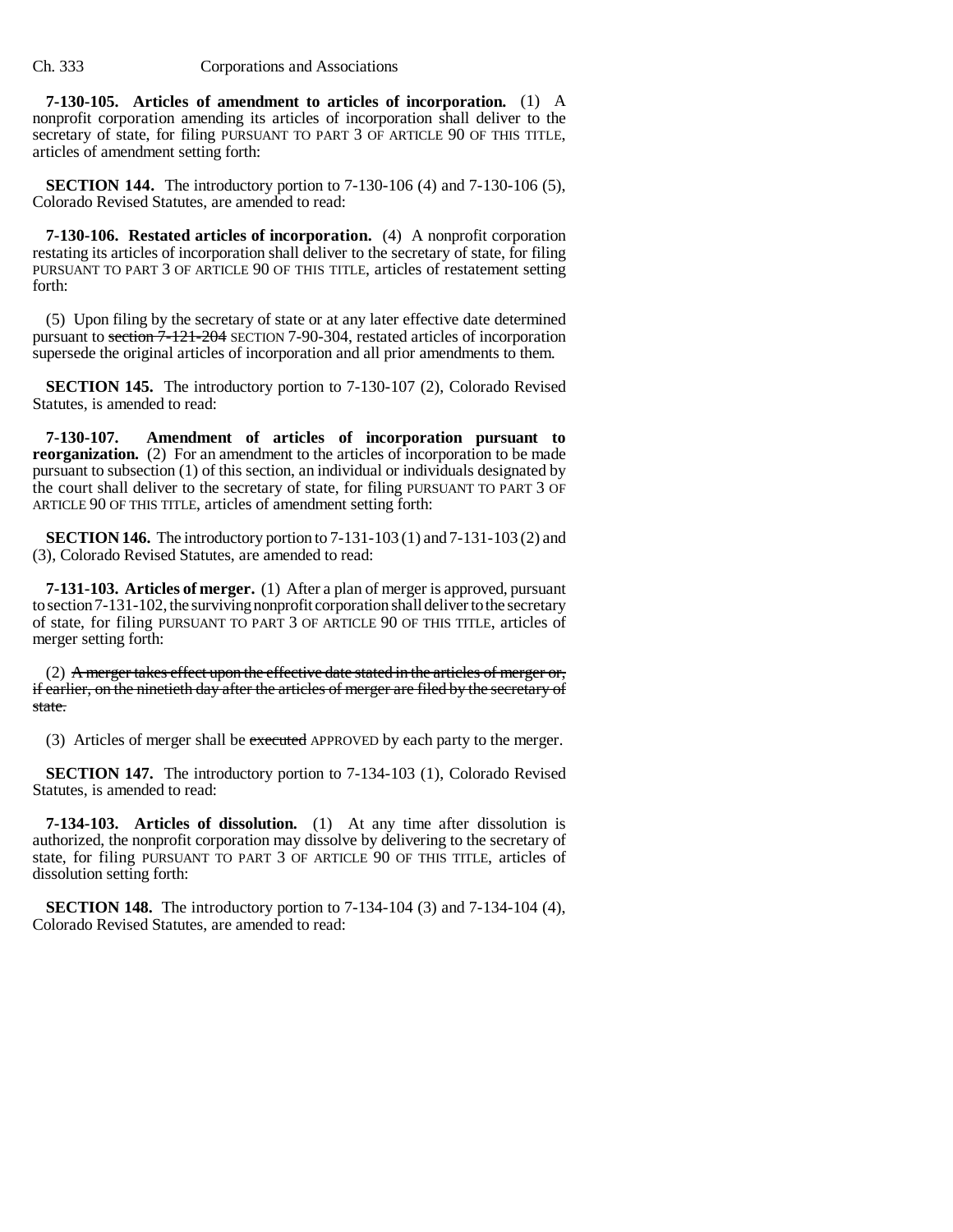**7-130-105. Articles of amendment to articles of incorporation.** (1) A nonprofit corporation amending its articles of incorporation shall deliver to the secretary of state, for filing PURSUANT TO PART 3 OF ARTICLE 90 OF THIS TITLE, articles of amendment setting forth:

**SECTION 144.** The introductory portion to 7-130-106 (4) and 7-130-106 (5), Colorado Revised Statutes, are amended to read:

**7-130-106. Restated articles of incorporation.** (4) A nonprofit corporation restating its articles of incorporation shall deliver to the secretary of state, for filing PURSUANT TO PART 3 OF ARTICLE 90 OF THIS TITLE, articles of restatement setting forth:

(5) Upon filing by the secretary of state or at any later effective date determined pursuant to ~~section 7-121-204~~ SECTION 7-90-304, restated articles of incorporation supersede the original articles of incorporation and all prior amendments to them.

**SECTION 145.** The introductory portion to 7-130-107 (2), Colorado Revised Statutes, is amended to read:

**7-130-107. Amendment of articles of incorporation pursuant to reorganization.** (2) For an amendment to the articles of incorporation to be made pursuant to subsection (1) of this section, an individual or individuals designated by the court shall deliver to the secretary of state, for filing PURSUANT TO PART 3 OF ARTICLE 90 OF THIS TITLE, articles of amendment setting forth:

**SECTION 146.** The introductory portion to 7-131-103 (1) and 7-131-103 (2) and (3), Colorado Revised Statutes, are amended to read:

**7-131-103. Articles of merger.** (1) After a plan of merger is approved, pursuant to section 7-131-102, the surviving nonprofit corporation shall deliver to the secretary of state, for filing PURSUANT TO PART 3 OF ARTICLE 90 OF THIS TITLE, articles of merger setting forth:

(2) ~~A merger takes effect upon the effective date stated in the articles of merger or, if earlier, on the ninetieth day after the articles of merger are filed by the secretary of state.~~

(3) Articles of merger shall be ~~executed~~ APPROVED by each party to the merger.

**SECTION 147.** The introductory portion to 7-134-103 (1), Colorado Revised Statutes, is amended to read:

**7-134-103. Articles of dissolution.** (1) At any time after dissolution is authorized, the nonprofit corporation may dissolve by delivering to the secretary of state, for filing PURSUANT TO PART 3 OF ARTICLE 90 OF THIS TITLE, articles of dissolution setting forth:

**SECTION 148.** The introductory portion to 7-134-104 (3) and 7-134-104 (4), Colorado Revised Statutes, are amended to read: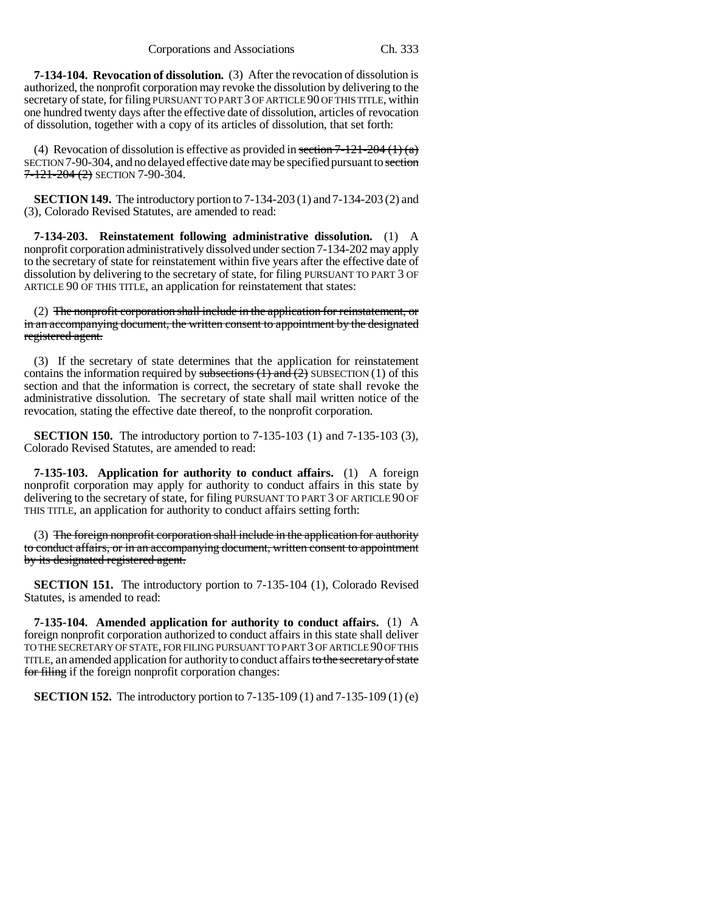**7-134-104. Revocation of dissolution.** (3) After the revocation of dissolution is authorized, the nonprofit corporation may revoke the dissolution by delivering to the secretary of state, for filing PURSUANT TO PART 3 OF ARTICLE 90 OF THIS TITLE, within one hundred twenty days after the effective date of dissolution, articles of revocation of dissolution, together with a copy of its articles of dissolution, that set forth:

(4) Revocation of dissolution is effective as provided in ~~section 7-121-204 (1) (a)~~ SECTION 7-90-304, and no delayed effective date may be specified pursuant to ~~section 7-121-204 (2)~~ SECTION 7-90-304.

**SECTION 149.** The introductory portion to 7-134-203 (1) and 7-134-203 (2) and (3), Colorado Revised Statutes, are amended to read:

**7-134-203. Reinstatement following administrative dissolution.** (1) A nonprofit corporation administratively dissolved under section 7-134-202 may apply to the secretary of state for reinstatement within five years after the effective date of dissolution by delivering to the secretary of state, for filing PURSUANT TO PART 3 OF ARTICLE 90 OF THIS TITLE, an application for reinstatement that states:

(2) ~~The nonprofit corporation shall include in the application for reinstatement, or in an accompanying document, the written consent to appointment by the designated registered agent.~~

(3) If the secretary of state determines that the application for reinstatement contains the information required by ~~subsections (1) and (2)~~ SUBSECTION (1) of this section and that the information is correct, the secretary of state shall revoke the administrative dissolution. The secretary of state shall mail written notice of the revocation, stating the effective date thereof, to the nonprofit corporation.

**SECTION 150.** The introductory portion to 7-135-103 (1) and 7-135-103 (3), Colorado Revised Statutes, are amended to read:

**7-135-103. Application for authority to conduct affairs.** (1) A foreign nonprofit corporation may apply for authority to conduct affairs in this state by delivering to the secretary of state, for filing PURSUANT TO PART 3 OF ARTICLE 90 OF THIS TITLE, an application for authority to conduct affairs setting forth:

(3) ~~The foreign nonprofit corporation shall include in the application for authority to conduct affairs, or in an accompanying document, written consent to appointment by its designated registered agent.~~

**SECTION 151.** The introductory portion to 7-135-104 (1), Colorado Revised Statutes, is amended to read:

**7-135-104. Amended application for authority to conduct affairs.** (1) A foreign nonprofit corporation authorized to conduct affairs in this state shall deliver TO THE SECRETARY OF STATE, FOR FILING PURSUANT TO PART 3 OF ARTICLE 90 OF THIS TITLE, an amended application for authority to conduct affairs ~~to the secretary of state for filing~~ if the foreign nonprofit corporation changes:

**SECTION 152.** The introductory portion to 7-135-109 (1) and 7-135-109 (1) (e)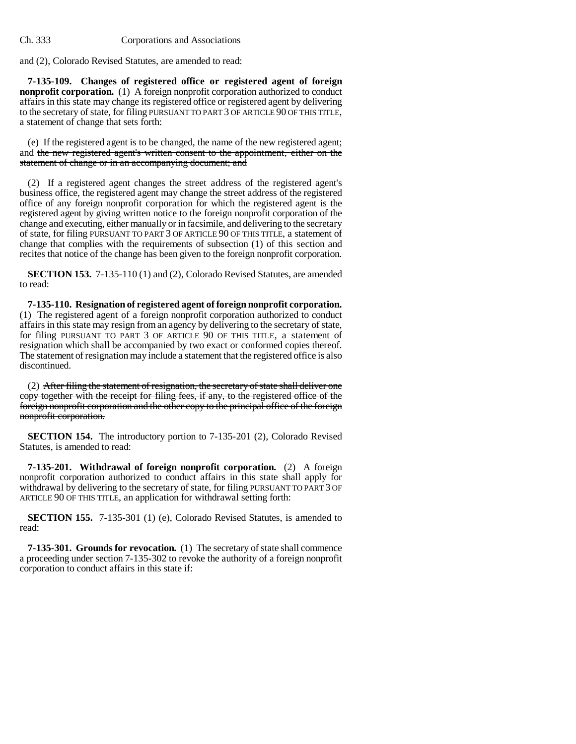and (2), Colorado Revised Statutes, are amended to read:

**7-135-109. Changes of registered office or registered agent of foreign nonprofit corporation.** (1) A foreign nonprofit corporation authorized to conduct affairs in this state may change its registered office or registered agent by delivering to the secretary of state, for filing PURSUANT TO PART 3 OF ARTICLE 90 OF THIS TITLE, a statement of change that sets forth:

(e) If the registered agent is to be changed, the name of the new registered agent; and ~~the new registered agent's written consent to the appointment, either on the statement of change or in an accompanying document; and~~

(2) If a registered agent changes the street address of the registered agent's business office, the registered agent may change the street address of the registered office of any foreign nonprofit corporation for which the registered agent is the registered agent by giving written notice to the foreign nonprofit corporation of the change and executing, either manually or in facsimile, and delivering to the secretary of state, for filing PURSUANT TO PART 3 OF ARTICLE 90 OF THIS TITLE, a statement of change that complies with the requirements of subsection (1) of this section and recites that notice of the change has been given to the foreign nonprofit corporation.

**SECTION 153.** 7-135-110 (1) and (2), Colorado Revised Statutes, are amended to read:

**7-135-110. Resignation of registered agent of foreign nonprofit corporation.** (1) The registered agent of a foreign nonprofit corporation authorized to conduct affairs in this state may resign from an agency by delivering to the secretary of state, for filing PURSUANT TO PART 3 OF ARTICLE 90 OF THIS TITLE, a statement of resignation which shall be accompanied by two exact or conformed copies thereof. The statement of resignation may include a statement that the registered office is also discontinued.

(2) ~~After filing the statement of resignation, the secretary of state shall deliver one copy together with the receipt for filing fees, if any, to the registered office of the foreign nonprofit corporation and the other copy to the principal office of the foreign nonprofit corporation.~~

**SECTION 154.** The introductory portion to 7-135-201 (2), Colorado Revised Statutes, is amended to read:

**7-135-201. Withdrawal of foreign nonprofit corporation.** (2) A foreign nonprofit corporation authorized to conduct affairs in this state shall apply for withdrawal by delivering to the secretary of state, for filing PURSUANT TO PART 3 OF ARTICLE 90 OF THIS TITLE, an application for withdrawal setting forth:

**SECTION 155.** 7-135-301 (1) (e), Colorado Revised Statutes, is amended to read:

**7-135-301. Grounds for revocation.** (1) The secretary of state shall commence a proceeding under section 7-135-302 to revoke the authority of a foreign nonprofit corporation to conduct affairs in this state if: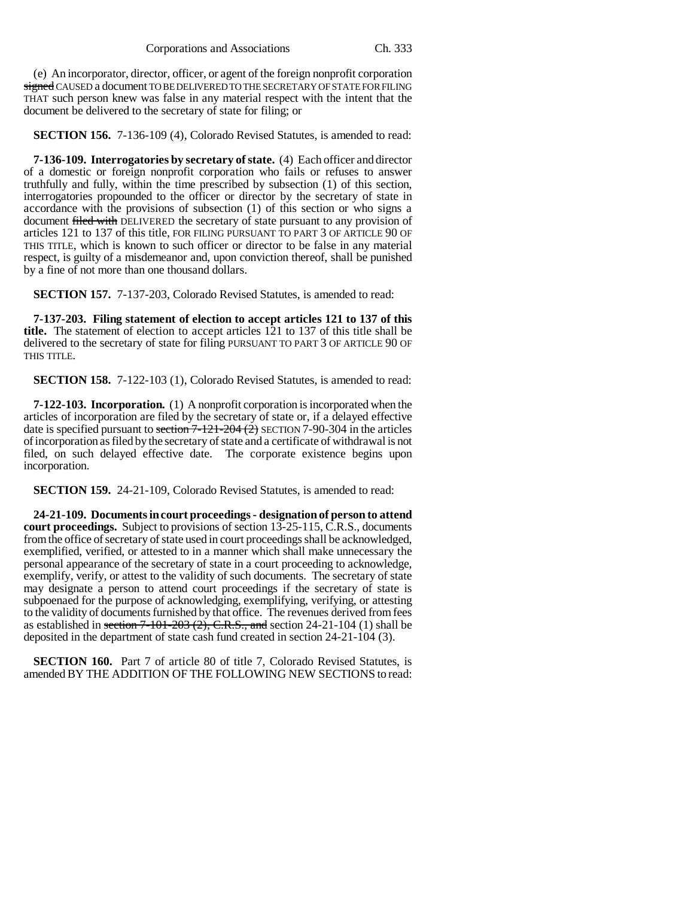(e) An incorporator, director, officer, or agent of the foreign nonprofit corporation ~~signed~~ CAUSED a document TO BE DELIVERED TO THE SECRETARY OF STATE FOR FILING THAT such person knew was false in any material respect with the intent that the document be delivered to the secretary of state for filing; or

**SECTION 156.** 7-136-109 (4), Colorado Revised Statutes, is amended to read:

**7-136-109. Interrogatories by secretary of state.** (4) Each officer and director of a domestic or foreign nonprofit corporation who fails or refuses to answer truthfully and fully, within the time prescribed by subsection (1) of this section, interrogatories propounded to the officer or director by the secretary of state in accordance with the provisions of subsection (1) of this section or who signs a document ~~filed with~~ DELIVERED the secretary of state pursuant to any provision of articles 121 to 137 of this title, FOR FILING PURSUANT TO PART 3 OF ARTICLE 90 OF THIS TITLE, which is known to such officer or director to be false in any material respect, is guilty of a misdemeanor and, upon conviction thereof, shall be punished by a fine of not more than one thousand dollars.

**SECTION 157.** 7-137-203, Colorado Revised Statutes, is amended to read:

**7-137-203. Filing statement of election to accept articles 121 to 137 of this title.** The statement of election to accept articles 121 to 137 of this title shall be delivered to the secretary of state for filing PURSUANT TO PART 3 OF ARTICLE 90 OF THIS TITLE.

**SECTION 158.** 7-122-103 (1), Colorado Revised Statutes, is amended to read:

**7-122-103. Incorporation.** (1) A nonprofit corporation is incorporated when the articles of incorporation are filed by the secretary of state or, if a delayed effective date is specified pursuant to ~~section 7-121-204 (2)~~ SECTION 7-90-304 in the articles of incorporation as filed by the secretary of state and a certificate of withdrawal is not filed, on such delayed effective date. The corporate existence begins upon incorporation.

**SECTION 159.** 24-21-109, Colorado Revised Statutes, is amended to read:

**24-21-109. Documents in court proceedings - designation of person to attend court proceedings.** Subject to provisions of section 13-25-115, C.R.S., documents from the office of secretary of state used in court proceedings shall be acknowledged, exemplified, verified, or attested to in a manner which shall make unnecessary the personal appearance of the secretary of state in a court proceeding to acknowledge, exemplify, verify, or attest to the validity of such documents. The secretary of state may designate a person to attend court proceedings if the secretary of state is subpoenaed for the purpose of acknowledging, exemplifying, verifying, or attesting to the validity of documents furnished by that office. The revenues derived from fees as established in ~~section 7-101-203 (2), C.R.S., and~~ section 24-21-104 (1) shall be deposited in the department of state cash fund created in section 24-21-104 (3).

**SECTION 160.** Part 7 of article 80 of title 7, Colorado Revised Statutes, is amended BY THE ADDITION OF THE FOLLOWING NEW SECTIONS to read: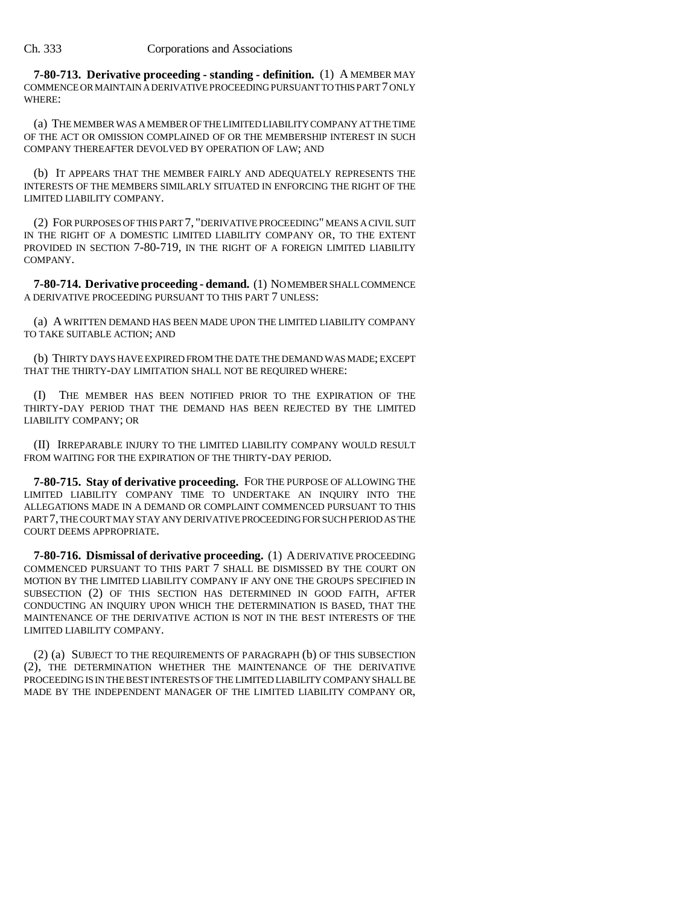**7-80-713. Derivative proceeding - standing - definition.** (1) A MEMBER MAY COMMENCE OR MAINTAIN A DERIVATIVE PROCEEDING PURSUANT TO THIS PART 7 ONLY WHERE:

(a) THE MEMBER WAS A MEMBER OF THE LIMITED LIABILITY COMPANY AT THE TIME OF THE ACT OR OMISSION COMPLAINED OF OR THE MEMBERSHIP INTEREST IN SUCH COMPANY THEREAFTER DEVOLVED BY OPERATION OF LAW; AND

(b) IT APPEARS THAT THE MEMBER FAIRLY AND ADEQUATELY REPRESENTS THE INTERESTS OF THE MEMBERS SIMILARLY SITUATED IN ENFORCING THE RIGHT OF THE LIMITED LIABILITY COMPANY.

(2) FOR PURPOSES OF THIS PART 7, "DERIVATIVE PROCEEDING" MEANS A CIVIL SUIT IN THE RIGHT OF A DOMESTIC LIMITED LIABILITY COMPANY OR, TO THE EXTENT PROVIDED IN SECTION 7-80-719, IN THE RIGHT OF A FOREIGN LIMITED LIABILITY COMPANY.

**7-80-714. Derivative proceeding - demand.** (1) NO MEMBER SHALL COMMENCE A DERIVATIVE PROCEEDING PURSUANT TO THIS PART 7 UNLESS:

(a) A WRITTEN DEMAND HAS BEEN MADE UPON THE LIMITED LIABILITY COMPANY TO TAKE SUITABLE ACTION; AND

(b) THIRTY DAYS HAVE EXPIRED FROM THE DATE THE DEMAND WAS MADE; EXCEPT THAT THE THIRTY-DAY LIMITATION SHALL NOT BE REQUIRED WHERE:

(I) THE MEMBER HAS BEEN NOTIFIED PRIOR TO THE EXPIRATION OF THE THIRTY-DAY PERIOD THAT THE DEMAND HAS BEEN REJECTED BY THE LIMITED LIABILITY COMPANY; OR

(II) IRREPARABLE INJURY TO THE LIMITED LIABILITY COMPANY WOULD RESULT FROM WAITING FOR THE EXPIRATION OF THE THIRTY-DAY PERIOD.

**7-80-715. Stay of derivative proceeding.** FOR THE PURPOSE OF ALLOWING THE LIMITED LIABILITY COMPANY TIME TO UNDERTAKE AN INQUIRY INTO THE ALLEGATIONS MADE IN A DEMAND OR COMPLAINT COMMENCED PURSUANT TO THIS PART 7, THE COURT MAY STAY ANY DERIVATIVE PROCEEDING FOR SUCH PERIOD AS THE COURT DEEMS APPROPRIATE.

**7-80-716. Dismissal of derivative proceeding.** (1) A DERIVATIVE PROCEEDING COMMENCED PURSUANT TO THIS PART 7 SHALL BE DISMISSED BY THE COURT ON MOTION BY THE LIMITED LIABILITY COMPANY IF ANY ONE THE GROUPS SPECIFIED IN SUBSECTION (2) OF THIS SECTION HAS DETERMINED IN GOOD FAITH, AFTER CONDUCTING AN INQUIRY UPON WHICH THE DETERMINATION IS BASED, THAT THE MAINTENANCE OF THE DERIVATIVE ACTION IS NOT IN THE BEST INTERESTS OF THE LIMITED LIABILITY COMPANY.

(2) (a) SUBJECT TO THE REQUIREMENTS OF PARAGRAPH (b) OF THIS SUBSECTION (2), THE DETERMINATION WHETHER THE MAINTENANCE OF THE DERIVATIVE PROCEEDING IS IN THE BEST INTERESTS OF THE LIMITED LIABILITY COMPANY SHALL BE MADE BY THE INDEPENDENT MANAGER OF THE LIMITED LIABILITY COMPANY OR,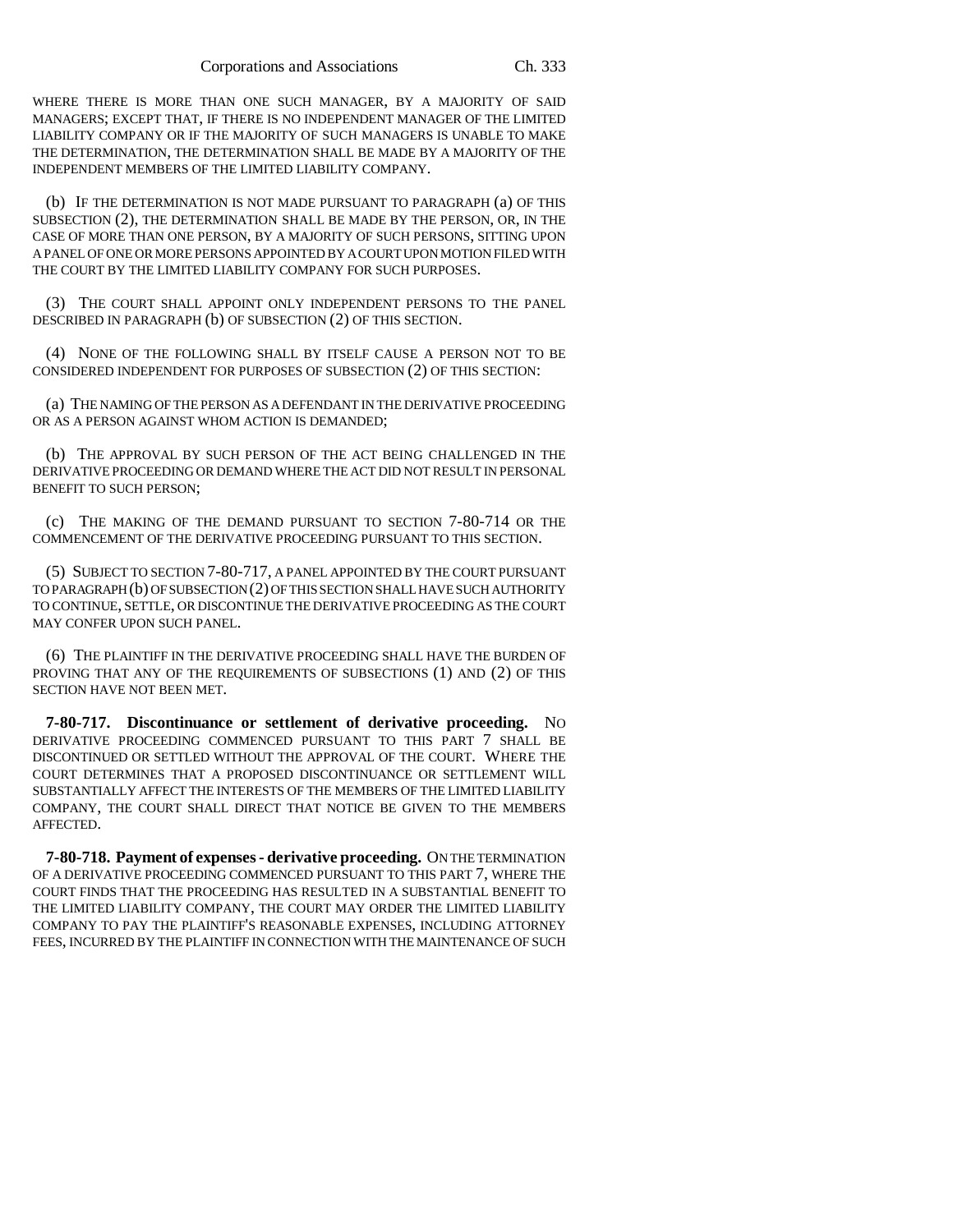WHERE THERE IS MORE THAN ONE SUCH MANAGER, BY A MAJORITY OF SAID MANAGERS; EXCEPT THAT, IF THERE IS NO INDEPENDENT MANAGER OF THE LIMITED LIABILITY COMPANY OR IF THE MAJORITY OF SUCH MANAGERS IS UNABLE TO MAKE THE DETERMINATION, THE DETERMINATION SHALL BE MADE BY A MAJORITY OF THE INDEPENDENT MEMBERS OF THE LIMITED LIABILITY COMPANY.

(b) IF THE DETERMINATION IS NOT MADE PURSUANT TO PARAGRAPH (a) OF THIS SUBSECTION (2), THE DETERMINATION SHALL BE MADE BY THE PERSON, OR, IN THE CASE OF MORE THAN ONE PERSON, BY A MAJORITY OF SUCH PERSONS, SITTING UPON A PANEL OF ONE OR MORE PERSONS APPOINTED BY A COURT UPON MOTION FILED WITH THE COURT BY THE LIMITED LIABILITY COMPANY FOR SUCH PURPOSES.

(3) THE COURT SHALL APPOINT ONLY INDEPENDENT PERSONS TO THE PANEL DESCRIBED IN PARAGRAPH (b) OF SUBSECTION (2) OF THIS SECTION.

(4) NONE OF THE FOLLOWING SHALL BY ITSELF CAUSE A PERSON NOT TO BE CONSIDERED INDEPENDENT FOR PURPOSES OF SUBSECTION (2) OF THIS SECTION:

(a) THE NAMING OF THE PERSON AS A DEFENDANT IN THE DERIVATIVE PROCEEDING OR AS A PERSON AGAINST WHOM ACTION IS DEMANDED;

(b) THE APPROVAL BY SUCH PERSON OF THE ACT BEING CHALLENGED IN THE DERIVATIVE PROCEEDING OR DEMAND WHERE THE ACT DID NOT RESULT IN PERSONAL BENEFIT TO SUCH PERSON;

(c) THE MAKING OF THE DEMAND PURSUANT TO SECTION 7-80-714 OR THE COMMENCEMENT OF THE DERIVATIVE PROCEEDING PURSUANT TO THIS SECTION.

(5) SUBJECT TO SECTION 7-80-717, A PANEL APPOINTED BY THE COURT PURSUANT TO PARAGRAPH (b) OF SUBSECTION (2) OF THIS SECTION SHALL HAVE SUCH AUTHORITY TO CONTINUE, SETTLE, OR DISCONTINUE THE DERIVATIVE PROCEEDING AS THE COURT MAY CONFER UPON SUCH PANEL.

(6) THE PLAINTIFF IN THE DERIVATIVE PROCEEDING SHALL HAVE THE BURDEN OF PROVING THAT ANY OF THE REQUIREMENTS OF SUBSECTIONS (1) AND (2) OF THIS SECTION HAVE NOT BEEN MET.

**7-80-717. Discontinuance or settlement of derivative proceeding.** NO DERIVATIVE PROCEEDING COMMENCED PURSUANT TO THIS PART 7 SHALL BE DISCONTINUED OR SETTLED WITHOUT THE APPROVAL OF THE COURT. WHERE THE COURT DETERMINES THAT A PROPOSED DISCONTINUANCE OR SETTLEMENT WILL SUBSTANTIALLY AFFECT THE INTERESTS OF THE MEMBERS OF THE LIMITED LIABILITY COMPANY, THE COURT SHALL DIRECT THAT NOTICE BE GIVEN TO THE MEMBERS AFFECTED.

**7-80-718. Payment of expenses - derivative proceeding.** ON THE TERMINATION OF A DERIVATIVE PROCEEDING COMMENCED PURSUANT TO THIS PART 7, WHERE THE COURT FINDS THAT THE PROCEEDING HAS RESULTED IN A SUBSTANTIAL BENEFIT TO THE LIMITED LIABILITY COMPANY, THE COURT MAY ORDER THE LIMITED LIABILITY COMPANY TO PAY THE PLAINTIFF'S REASONABLE EXPENSES, INCLUDING ATTORNEY FEES, INCURRED BY THE PLAINTIFF IN CONNECTION WITH THE MAINTENANCE OF SUCH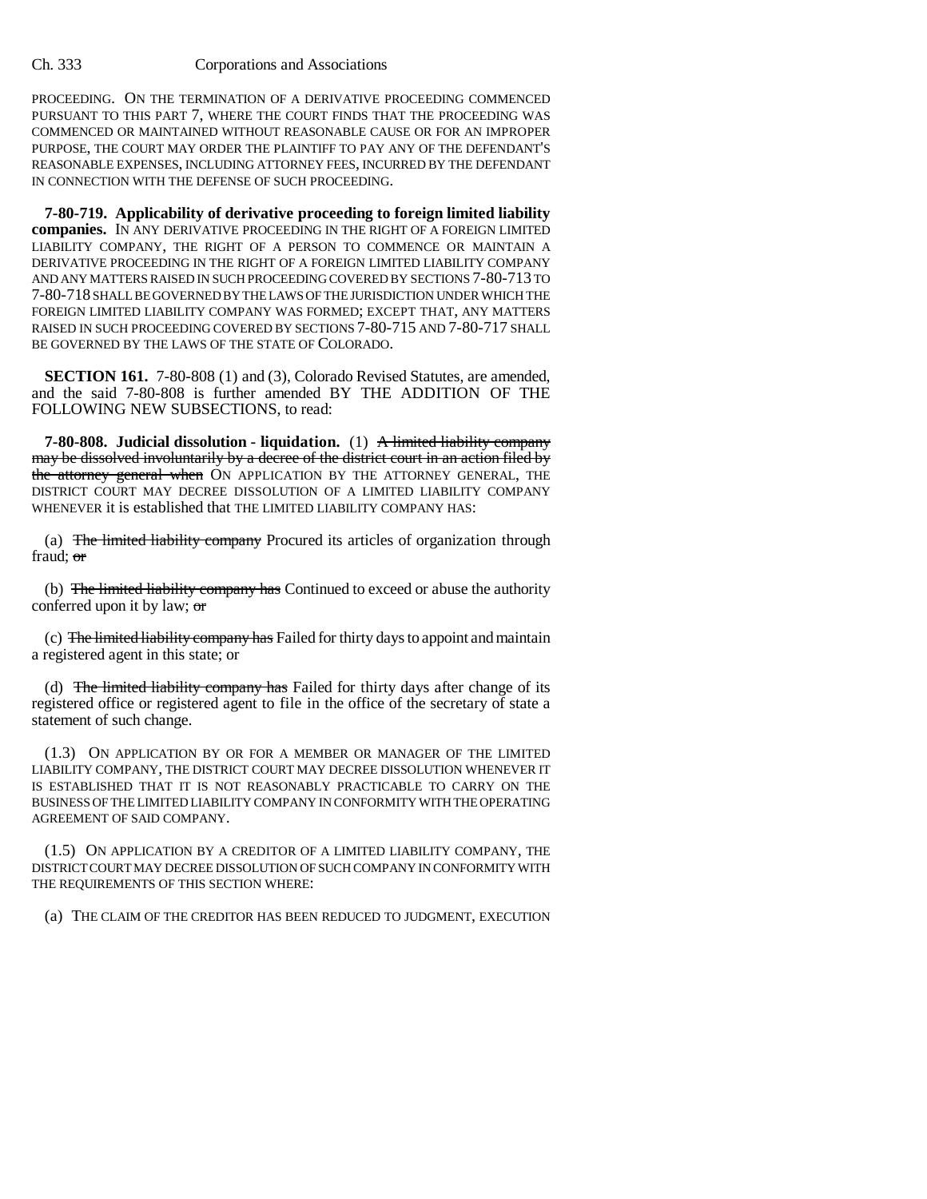PROCEEDING. ON THE TERMINATION OF A DERIVATIVE PROCEEDING COMMENCED PURSUANT TO THIS PART 7, WHERE THE COURT FINDS THAT THE PROCEEDING WAS COMMENCED OR MAINTAINED WITHOUT REASONABLE CAUSE OR FOR AN IMPROPER PURPOSE, THE COURT MAY ORDER THE PLAINTIFF TO PAY ANY OF THE DEFENDANT'S REASONABLE EXPENSES, INCLUDING ATTORNEY FEES, INCURRED BY THE DEFENDANT IN CONNECTION WITH THE DEFENSE OF SUCH PROCEEDING.

**7-80-719. Applicability of derivative proceeding to foreign limited liability companies.** IN ANY DERIVATIVE PROCEEDING IN THE RIGHT OF A FOREIGN LIMITED LIABILITY COMPANY, THE RIGHT OF A PERSON TO COMMENCE OR MAINTAIN A DERIVATIVE PROCEEDING IN THE RIGHT OF A FOREIGN LIMITED LIABILITY COMPANY AND ANY MATTERS RAISED IN SUCH PROCEEDING COVERED BY SECTIONS 7-80-713 TO 7-80-718 SHALL BE GOVERNED BY THE LAWS OF THE JURISDICTION UNDER WHICH THE FOREIGN LIMITED LIABILITY COMPANY WAS FORMED; EXCEPT THAT, ANY MATTERS RAISED IN SUCH PROCEEDING COVERED BY SECTIONS 7-80-715 AND 7-80-717 SHALL BE GOVERNED BY THE LAWS OF THE STATE OF COLORADO.

**SECTION 161.** 7-80-808 (1) and (3), Colorado Revised Statutes, are amended, and the said 7-80-808 is further amended BY THE ADDITION OF THE FOLLOWING NEW SUBSECTIONS, to read:

**7-80-808. Judicial dissolution - liquidation.** (1) ~~A limited liability company may be dissolved involuntarily by a decree of the district court in an action filed by the attorney general when~~ ON APPLICATION BY THE ATTORNEY GENERAL, THE DISTRICT COURT MAY DECREE DISSOLUTION OF A LIMITED LIABILITY COMPANY WHENEVER it is established that THE LIMITED LIABILITY COMPANY HAS:

(a) ~~The limited liability company~~ Procured its articles of organization through fraud; ~~or~~

(b) ~~The limited liability company has~~ Continued to exceed or abuse the authority conferred upon it by law; ~~or~~

(c) ~~The limited liability company has~~ Failed for thirty days to appoint and maintain a registered agent in this state; or

(d) ~~The limited liability company has~~ Failed for thirty days after change of its registered office or registered agent to file in the office of the secretary of state a statement of such change.

(1.3) ON APPLICATION BY OR FOR A MEMBER OR MANAGER OF THE LIMITED LIABILITY COMPANY, THE DISTRICT COURT MAY DECREE DISSOLUTION WHENEVER IT IS ESTABLISHED THAT IT IS NOT REASONABLY PRACTICABLE TO CARRY ON THE BUSINESS OF THE LIMITED LIABILITY COMPANY IN CONFORMITY WITH THE OPERATING AGREEMENT OF SAID COMPANY.

(1.5) ON APPLICATION BY A CREDITOR OF A LIMITED LIABILITY COMPANY, THE DISTRICT COURT MAY DECREE DISSOLUTION OF SUCH COMPANY IN CONFORMITY WITH THE REQUIREMENTS OF THIS SECTION WHERE:

(a) THE CLAIM OF THE CREDITOR HAS BEEN REDUCED TO JUDGMENT, EXECUTION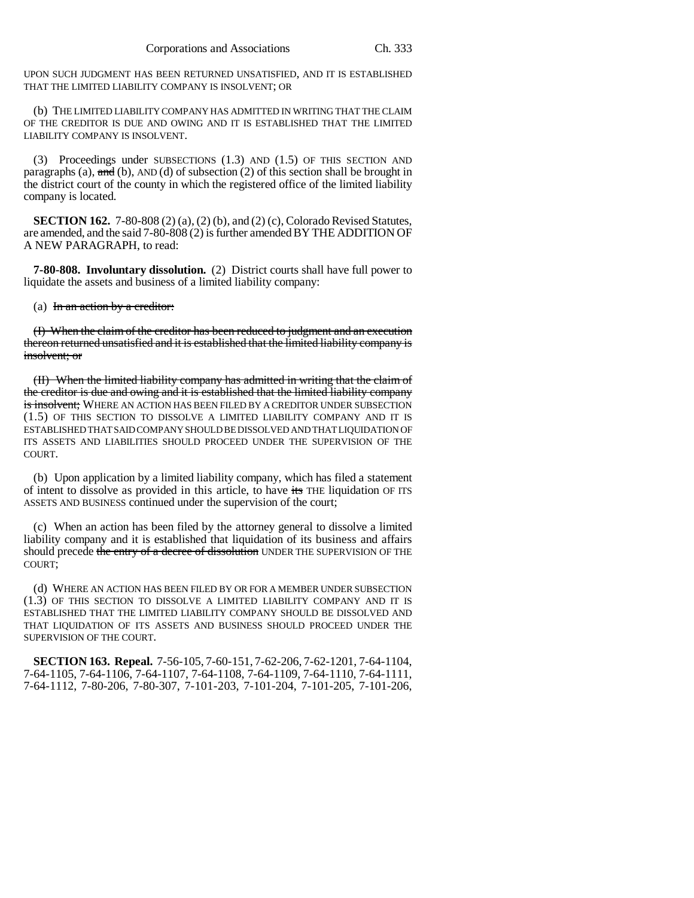UPON SUCH JUDGMENT HAS BEEN RETURNED UNSATISFIED, AND IT IS ESTABLISHED THAT THE LIMITED LIABILITY COMPANY IS INSOLVENT; OR

(b) THE LIMITED LIABILITY COMPANY HAS ADMITTED IN WRITING THAT THE CLAIM OF THE CREDITOR IS DUE AND OWING AND IT IS ESTABLISHED THAT THE LIMITED LIABILITY COMPANY IS INSOLVENT.

(3) Proceedings under SUBSECTIONS (1.3) AND (1.5) OF THIS SECTION AND paragraphs (a), ~~and~~ (b), AND (d) of subsection (2) of this section shall be brought in the district court of the county in which the registered office of the limited liability company is located.

**SECTION 162.** 7-80-808 (2) (a), (2) (b), and (2) (c), Colorado Revised Statutes, are amended, and the said 7-80-808 (2) is further amended BY THE ADDITION OF A NEW PARAGRAPH, to read:

**7-80-808. Involuntary dissolution.** (2) District courts shall have full power to liquidate the assets and business of a limited liability company:

(a) ~~In an action by a creditor:~~

~~(I) When the claim of the creditor has been reduced to judgment and an execution thereon returned unsatisfied and it is established that the limited liability company is insolvent; or~~

~~(II) When the limited liability company has admitted in writing that the claim of the creditor is due and owing and it is established that the limited liability company is insolvent;~~ WHERE AN ACTION HAS BEEN FILED BY A CREDITOR UNDER SUBSECTION (1.5) OF THIS SECTION TO DISSOLVE A LIMITED LIABILITY COMPANY AND IT IS ESTABLISHED THAT SAID COMPANY SHOULD BE DISSOLVED AND THAT LIQUIDATION OF ITS ASSETS AND LIABILITIES SHOULD PROCEED UNDER THE SUPERVISION OF THE COURT.

(b) Upon application by a limited liability company, which has filed a statement of intent to dissolve as provided in this article, to have ~~its~~ THE liquidation OF ITS ASSETS AND BUSINESS continued under the supervision of the court;

(c) When an action has been filed by the attorney general to dissolve a limited liability company and it is established that liquidation of its business and affairs should precede ~~the entry of a decree of dissolution~~ UNDER THE SUPERVISION OF THE COURT;

(d) WHERE AN ACTION HAS BEEN FILED BY OR FOR A MEMBER UNDER SUBSECTION (1.3) OF THIS SECTION TO DISSOLVE A LIMITED LIABILITY COMPANY AND IT IS ESTABLISHED THAT THE LIMITED LIABILITY COMPANY SHOULD BE DISSOLVED AND THAT LIQUIDATION OF ITS ASSETS AND BUSINESS SHOULD PROCEED UNDER THE SUPERVISION OF THE COURT.

**SECTION 163. Repeal.** 7-56-105, 7-60-151, 7-62-206, 7-62-1201, 7-64-1104, 7-64-1105, 7-64-1106, 7-64-1107, 7-64-1108, 7-64-1109, 7-64-1110, 7-64-1111, 7-64-1112, 7-80-206, 7-80-307, 7-101-203, 7-101-204, 7-101-205, 7-101-206,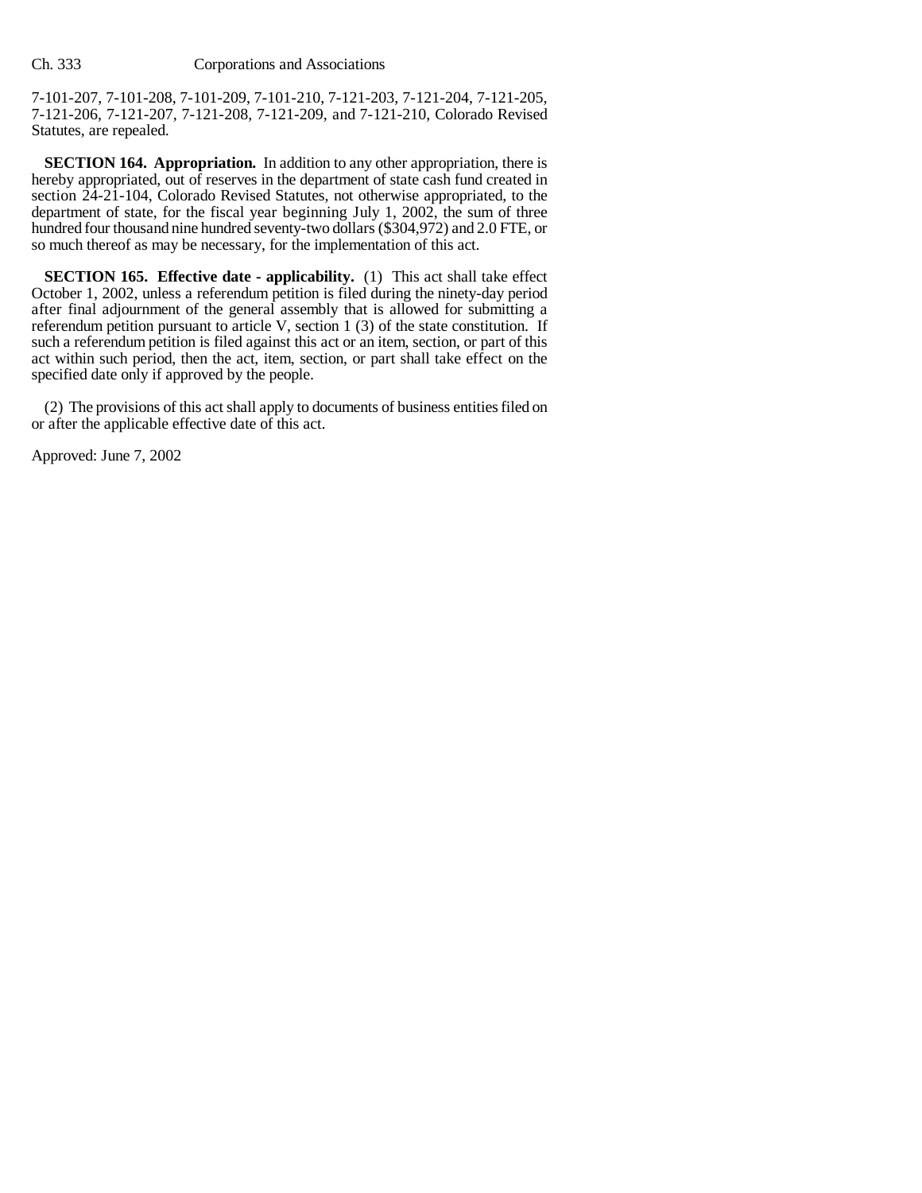7-101-207, 7-101-208, 7-101-209, 7-101-210, 7-121-203, 7-121-204, 7-121-205, 7-121-206, 7-121-207, 7-121-208, 7-121-209, and 7-121-210, Colorado Revised Statutes, are repealed.

**SECTION 164. Appropriation.** In addition to any other appropriation, there is hereby appropriated, out of reserves in the department of state cash fund created in section 24-21-104, Colorado Revised Statutes, not otherwise appropriated, to the department of state, for the fiscal year beginning July 1, 2002, the sum of three hundred four thousand nine hundred seventy-two dollars ($304,972) and 2.0 FTE, or so much thereof as may be necessary, for the implementation of this act.

**SECTION 165. Effective date - applicability.** (1) This act shall take effect October 1, 2002, unless a referendum petition is filed during the ninety-day period after final adjournment of the general assembly that is allowed for submitting a referendum petition pursuant to article V, section 1 (3) of the state constitution. If such a referendum petition is filed against this act or an item, section, or part of this act within such period, then the act, item, section, or part shall take effect on the specified date only if approved by the people.

(2) The provisions of this act shall apply to documents of business entities filed on or after the applicable effective date of this act.

Approved: June 7, 2002